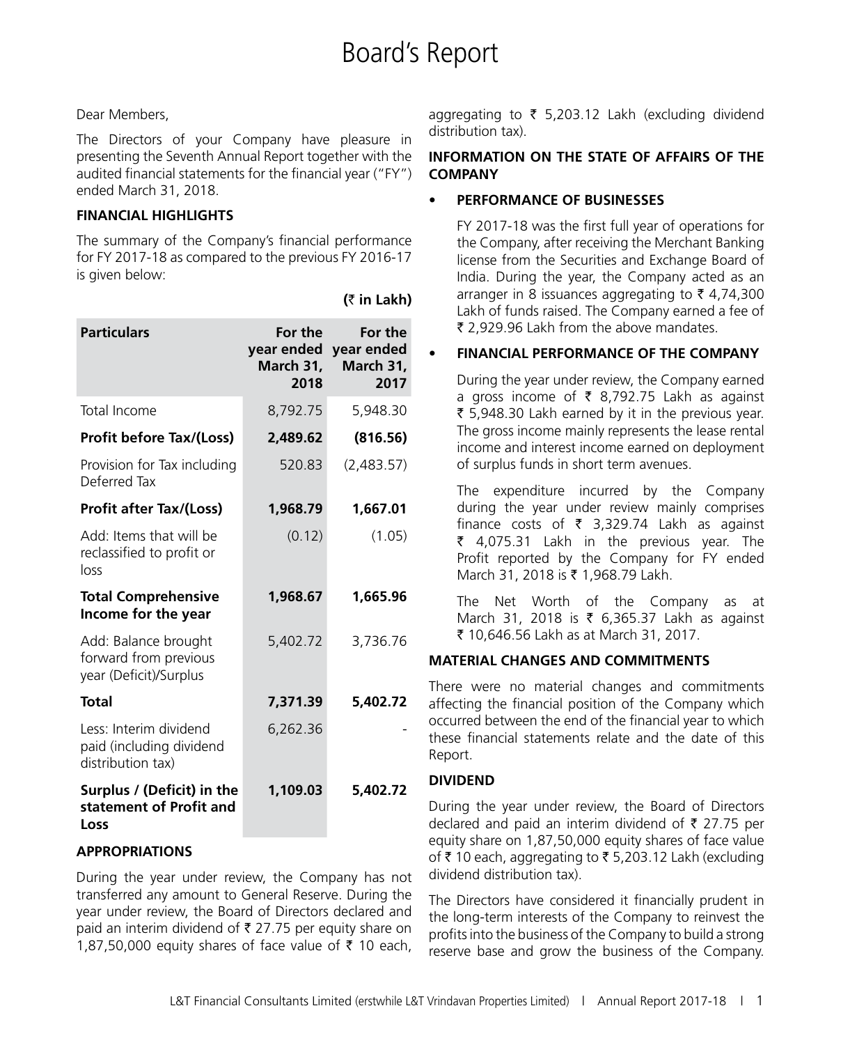# Board's Report

Dear Members,

The Directors of your Company have pleasure in presenting the Seventh Annual Report together with the audited financial statements for the financial year ("FY") ended March 31, 2018.

## FINANCIAL HIGHLIGHTS

The summary of the Company's financial performance for FY 2017-18 as compared to the previous FY 2016-17 is given below:

**(₹ in Lakh)**

| Particulars | For the year ended March 31, 2018 | For the year ended March 31, 2017 |
|---|---|---|
| Total Income | 8,792.75 | 5,948.30 |
| **Profit before Tax/(Loss)** | **2,489.62** | **(816.56)** |
| Provision for Tax including Deferred Tax | 520.83 | (2,483.57) |
| **Profit after Tax/(Loss)** | **1,968.79** | **1,667.01** |
| Add: Items that will be reclassified to profit or loss | (0.12) | (1.05) |
| **Total Comprehensive Income for the year** | **1,968.67** | **1,665.96** |
| Add: Balance brought forward from previous year (Deficit)/Surplus | 5,402.72 | 3,736.76 |
| **Total** | **7,371.39** | **5,402.72** |
| Less: Interim dividend paid (including dividend distribution tax) | 6,262.36 | - |
| **Surplus / (Deficit) in the statement of Profit and Loss** | **1,109.03** | **5,402.72** |

## APPROPRIATIONS

During the year under review, the Company has not transferred any amount to General Reserve. During the year under review, the Board of Directors declared and paid an interim dividend of ₹ 27.75 per equity share on 1,87,50,000 equity shares of face value of ₹ 10 each, aggregating to ₹ 5,203.12 Lakh (excluding dividend distribution tax).

## INFORMATION ON THE STATE OF AFFAIRS OF THE COMPANY

- **PERFORMANCE OF BUSINESSES**

  FY 2017-18 was the first full year of operations for the Company, after receiving the Merchant Banking license from the Securities and Exchange Board of India. During the year, the Company acted as an arranger in 8 issuances aggregating to ₹ 4,74,300 Lakh of funds raised. The Company earned a fee of ₹ 2,929.96 Lakh from the above mandates.

- **FINANCIAL PERFORMANCE OF THE COMPANY**

  During the year under review, the Company earned a gross income of ₹ 8,792.75 Lakh as against ₹ 5,948.30 Lakh earned by it in the previous year. The gross income mainly represents the lease rental income and interest income earned on deployment of surplus funds in short term avenues.

  The expenditure incurred by the Company during the year under review mainly comprises finance costs of ₹ 3,329.74 Lakh as against ₹ 4,075.31 Lakh in the previous year. The Profit reported by the Company for FY ended March 31, 2018 is ₹ 1,968.79 Lakh.

  The Net Worth of the Company as at March 31, 2018 is ₹ 6,365.37 Lakh as against ₹ 10,646.56 Lakh as at March 31, 2017.

## MATERIAL CHANGES AND COMMITMENTS

There were no material changes and commitments affecting the financial position of the Company which occurred between the end of the financial year to which these financial statements relate and the date of this Report.

## DIVIDEND

During the year under review, the Board of Directors declared and paid an interim dividend of ₹ 27.75 per equity share on 1,87,50,000 equity shares of face value of ₹ 10 each, aggregating to ₹ 5,203.12 Lakh (excluding dividend distribution tax).

The Directors have considered it financially prudent in the long-term interests of the Company to reinvest the profits into the business of the Company to build a strong reserve base and grow the business of the Company.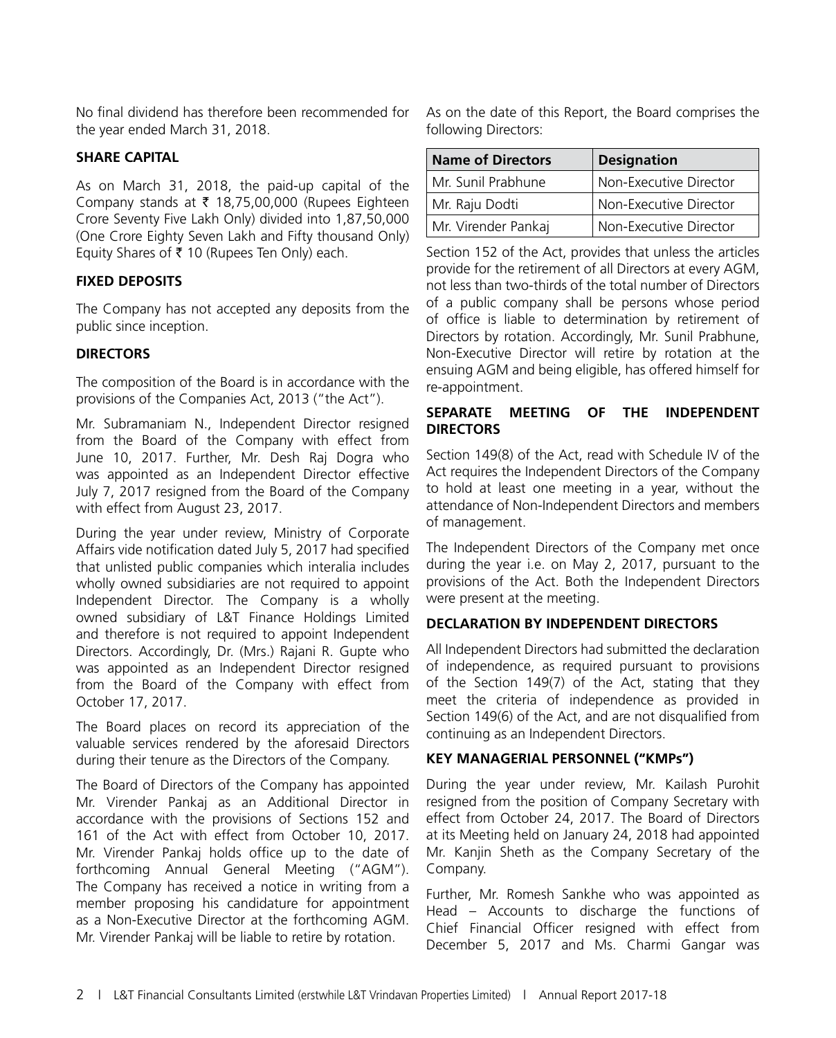No final dividend has therefore been recommended for the year ended March 31, 2018.

**SHARE CAPITAL**

As on March 31, 2018, the paid-up capital of the Company stands at ₹ 18,75,00,000 (Rupees Eighteen Crore Seventy Five Lakh Only) divided into 1,87,50,000 (One Crore Eighty Seven Lakh and Fifty thousand Only) Equity Shares of ₹ 10 (Rupees Ten Only) each.

**FIXED DEPOSITS**

The Company has not accepted any deposits from the public since inception.

**DIRECTORS**

The composition of the Board is in accordance with the provisions of the Companies Act, 2013 ("the Act").

Mr. Subramaniam N., Independent Director resigned from the Board of the Company with effect from June 10, 2017. Further, Mr. Desh Raj Dogra who was appointed as an Independent Director effective July 7, 2017 resigned from the Board of the Company with effect from August 23, 2017.

During the year under review, Ministry of Corporate Affairs vide notification dated July 5, 2017 had specified that unlisted public companies which interalia includes wholly owned subsidiaries are not required to appoint Independent Director. The Company is a wholly owned subsidiary of L&T Finance Holdings Limited and therefore is not required to appoint Independent Directors. Accordingly, Dr. (Mrs.) Rajani R. Gupte who was appointed as an Independent Director resigned from the Board of the Company with effect from October 17, 2017.

The Board places on record its appreciation of the valuable services rendered by the aforesaid Directors during their tenure as the Directors of the Company.

The Board of Directors of the Company has appointed Mr. Virender Pankaj as an Additional Director in accordance with the provisions of Sections 152 and 161 of the Act with effect from October 10, 2017. Mr. Virender Pankaj holds office up to the date of forthcoming Annual General Meeting ("AGM"). The Company has received a notice in writing from a member proposing his candidature for appointment as a Non-Executive Director at the forthcoming AGM. Mr. Virender Pankaj will be liable to retire by rotation.

As on the date of this Report, the Board comprises the following Directors:

| Name of Directors | Designation |
| --- | --- |
| Mr. Sunil Prabhune | Non-Executive Director |
| Mr. Raju Dodti | Non-Executive Director |
| Mr. Virender Pankaj | Non-Executive Director |

Section 152 of the Act, provides that unless the articles provide for the retirement of all Directors at every AGM, not less than two-thirds of the total number of Directors of a public company shall be persons whose period of office is liable to determination by retirement of Directors by rotation. Accordingly, Mr. Sunil Prabhune, Non-Executive Director will retire by rotation at the ensuing AGM and being eligible, has offered himself for re-appointment.

**SEPARATE MEETING OF THE INDEPENDENT DIRECTORS**

Section 149(8) of the Act, read with Schedule IV of the Act requires the Independent Directors of the Company to hold at least one meeting in a year, without the attendance of Non-Independent Directors and members of management.

The Independent Directors of the Company met once during the year i.e. on May 2, 2017, pursuant to the provisions of the Act. Both the Independent Directors were present at the meeting.

**DECLARATION BY INDEPENDENT DIRECTORS**

All Independent Directors had submitted the declaration of independence, as required pursuant to provisions of the Section 149(7) of the Act, stating that they meet the criteria of independence as provided in Section 149(6) of the Act, and are not disqualified from continuing as an Independent Directors.

**KEY MANAGERIAL PERSONNEL ("KMPs")**

During the year under review, Mr. Kailash Purohit resigned from the position of Company Secretary with effect from October 24, 2017. The Board of Directors at its Meeting held on January 24, 2018 had appointed Mr. Kanjin Sheth as the Company Secretary of the Company.

Further, Mr. Romesh Sankhe who was appointed as Head – Accounts to discharge the functions of Chief Financial Officer resigned with effect from December 5, 2017 and Ms. Charmi Gangar was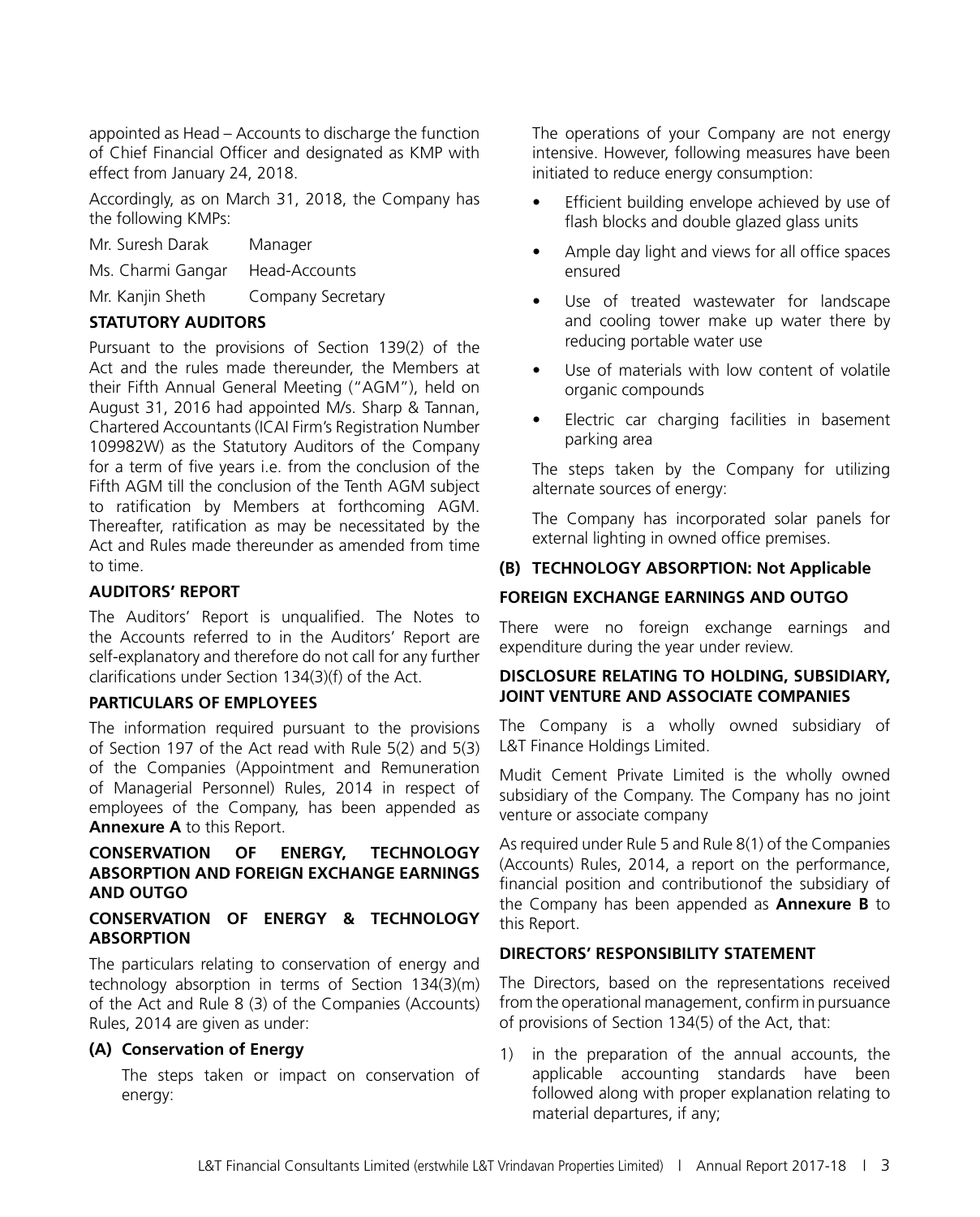appointed as Head – Accounts to discharge the function of Chief Financial Officer and designated as KMP with effect from January 24, 2018.

Accordingly, as on March 31, 2018, the Company has the following KMPs:

| | |
|---|---|
| Mr. Suresh Darak | Manager |
| Ms. Charmi Gangar | Head-Accounts |
| Mr. Kanjin Sheth | Company Secretary |

## STATUTORY AUDITORS

Pursuant to the provisions of Section 139(2) of the Act and the rules made thereunder, the Members at their Fifth Annual General Meeting ("AGM"), held on August 31, 2016 had appointed M/s. Sharp & Tannan, Chartered Accountants (ICAI Firm's Registration Number 109982W) as the Statutory Auditors of the Company for a term of five years i.e. from the conclusion of the Fifth AGM till the conclusion of the Tenth AGM subject to ratification by Members at forthcoming AGM. Thereafter, ratification as may be necessitated by the Act and Rules made thereunder as amended from time to time.

## AUDITORS' REPORT

The Auditors' Report is unqualified. The Notes to the Accounts referred to in the Auditors' Report are self-explanatory and therefore do not call for any further clarifications under Section 134(3)(f) of the Act.

## PARTICULARS OF EMPLOYEES

The information required pursuant to the provisions of Section 197 of the Act read with Rule 5(2) and 5(3) of the Companies (Appointment and Remuneration of Managerial Personnel) Rules, 2014 in respect of employees of the Company, has been appended as **Annexure A** to this Report.

## CONSERVATION OF ENERGY, TECHNOLOGY ABSORPTION AND FOREIGN EXCHANGE EARNINGS AND OUTGO

## CONSERVATION OF ENERGY & TECHNOLOGY ABSORPTION

The particulars relating to conservation of energy and technology absorption in terms of Section 134(3)(m) of the Act and Rule 8 (3) of the Companies (Accounts) Rules, 2014 are given as under:

### (A) Conservation of Energy

The steps taken or impact on conservation of energy:

The operations of your Company are not energy intensive. However, following measures have been initiated to reduce energy consumption:

- Efficient building envelope achieved by use of flash blocks and double glazed glass units
- Ample day light and views for all office spaces ensured
- Use of treated wastewater for landscape and cooling tower make up water there by reducing portable water use
- Use of materials with low content of volatile organic compounds
- Electric car charging facilities in basement parking area

The steps taken by the Company for utilizing alternate sources of energy:

The Company has incorporated solar panels for external lighting in owned office premises.

### (B) TECHNOLOGY ABSORPTION: Not Applicable

## FOREIGN EXCHANGE EARNINGS AND OUTGO

There were no foreign exchange earnings and expenditure during the year under review.

## DISCLOSURE RELATING TO HOLDING, SUBSIDIARY, JOINT VENTURE AND ASSOCIATE COMPANIES

The Company is a wholly owned subsidiary of L&T Finance Holdings Limited.

Mudit Cement Private Limited is the wholly owned subsidiary of the Company. The Company has no joint venture or associate company

As required under Rule 5 and Rule 8(1) of the Companies (Accounts) Rules, 2014, a report on the performance, financial position and contributionof the subsidiary of the Company has been appended as **Annexure B** to this Report.

## DIRECTORS' RESPONSIBILITY STATEMENT

The Directors, based on the representations received from the operational management, confirm in pursuance of provisions of Section 134(5) of the Act, that:

1) in the preparation of the annual accounts, the applicable accounting standards have been followed along with proper explanation relating to material departures, if any;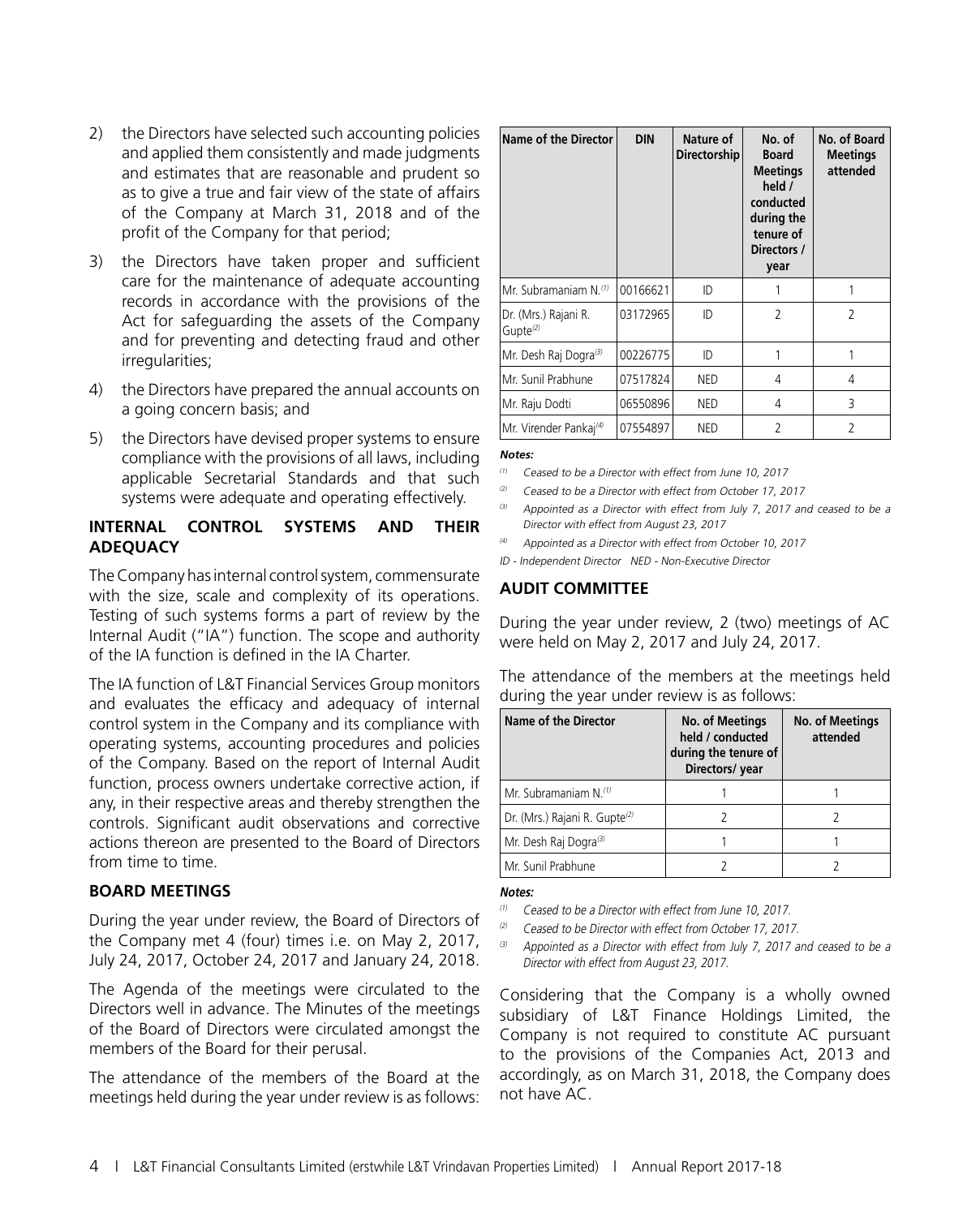2) the Directors have selected such accounting policies and applied them consistently and made judgments and estimates that are reasonable and prudent so as to give a true and fair view of the state of affairs of the Company at March 31, 2018 and of the profit of the Company for that period;

3) the Directors have taken proper and sufficient care for the maintenance of adequate accounting records in accordance with the provisions of the Act for safeguarding the assets of the Company and for preventing and detecting fraud and other irregularities;

4) the Directors have prepared the annual accounts on a going concern basis; and

5) the Directors have devised proper systems to ensure compliance with the provisions of all laws, including applicable Secretarial Standards and that such systems were adequate and operating effectively.

## INTERNAL CONTROL SYSTEMS AND THEIR ADEQUACY

The Company has internal control system, commensurate with the size, scale and complexity of its operations. Testing of such systems forms a part of review by the Internal Audit ("IA") function. The scope and authority of the IA function is defined in the IA Charter.

The IA function of L&T Financial Services Group monitors and evaluates the efficacy and adequacy of internal control system in the Company and its compliance with operating systems, accounting procedures and policies of the Company. Based on the report of Internal Audit function, process owners undertake corrective action, if any, in their respective areas and thereby strengthen the controls. Significant audit observations and corrective actions thereon are presented to the Board of Directors from time to time.

## BOARD MEETINGS

During the year under review, the Board of Directors of the Company met 4 (four) times i.e. on May 2, 2017, July 24, 2017, October 24, 2017 and January 24, 2018.

The Agenda of the meetings were circulated to the Directors well in advance. The Minutes of the meetings of the Board of Directors were circulated amongst the members of the Board for their perusal.

The attendance of the members of the Board at the meetings held during the year under review is as follows:

| Name of the Director | DIN | Nature of Directorship | No. of Board Meetings held / conducted during the tenure of Directors / year | No. of Board Meetings attended |
|---|---|---|---|---|
| Mr. Subramaniam N.[(1)] | 00166621 | ID | 1 | 1 |
| Dr. (Mrs.) Rajani R. Gupte[(2)] | 03172965 | ID | 2 | 2 |
| Mr. Desh Raj Dogra[(3)] | 00226775 | ID | 1 | 1 |
| Mr. Sunil Prabhune | 07517824 | NED | 4 | 4 |
| Mr. Raju Dodti | 06550896 | NED | 4 | 3 |
| Mr. Virender Pankaj[(4)] | 07554897 | NED | 2 | 2 |

***Notes:***

*(1) Ceased to be a Director with effect from June 10, 2017*

*(2) Ceased to be a Director with effect from October 17, 2017*

*(3) Appointed as a Director with effect from July 7, 2017 and ceased to be a Director with effect from August 23, 2017*

*(4) Appointed as a Director with effect from October 10, 2017*

*ID - Independent Director NED - Non-Executive Director*

## AUDIT COMMITTEE

During the year under review, 2 (two) meetings of AC were held on May 2, 2017 and July 24, 2017.

The attendance of the members at the meetings held during the year under review is as follows:

| Name of the Director | No. of Meetings held / conducted during the tenure of Directors/ year | No. of Meetings attended |
|---|---|---|
| Mr. Subramaniam N.[(1)] | 1 | 1 |
| Dr. (Mrs.) Rajani R. Gupte[(2)] | 2 | 2 |
| Mr. Desh Raj Dogra[(3)] | 1 | 1 |
| Mr. Sunil Prabhune | 2 | 2 |

***Notes:***

*(1) Ceased to be a Director with effect from June 10, 2017.*

*(2) Ceased to be Director with effect from October 17, 2017.*

*(3) Appointed as a Director with effect from July 7, 2017 and ceased to be a Director with effect from August 23, 2017.*

Considering that the Company is a wholly owned subsidiary of L&T Finance Holdings Limited, the Company is not required to constitute AC pursuant to the provisions of the Companies Act, 2013 and accordingly, as on March 31, 2018, the Company does not have AC.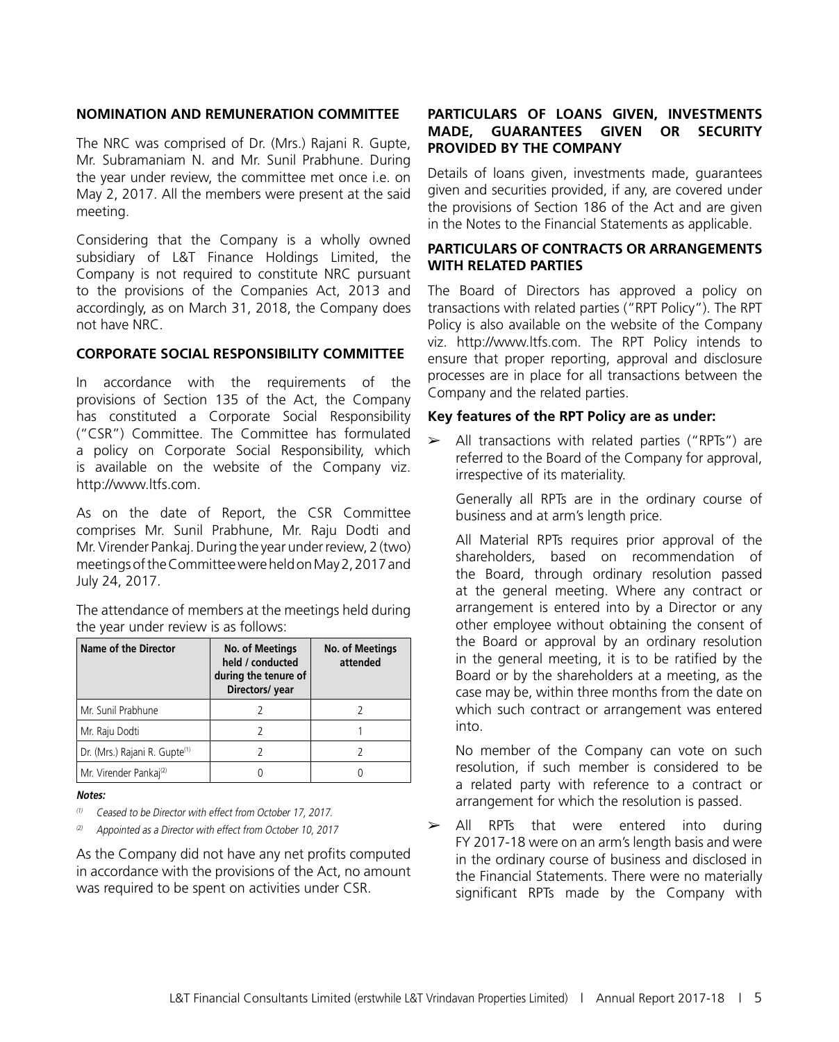## NOMINATION AND REMUNERATION COMMITTEE

The NRC was comprised of Dr. (Mrs.) Rajani R. Gupte, Mr. Subramaniam N. and Mr. Sunil Prabhune. During the year under review, the committee met once i.e. on May 2, 2017. All the members were present at the said meeting.

Considering that the Company is a wholly owned subsidiary of L&T Finance Holdings Limited, the Company is not required to constitute NRC pursuant to the provisions of the Companies Act, 2013 and accordingly, as on March 31, 2018, the Company does not have NRC.

## CORPORATE SOCIAL RESPONSIBILITY COMMITTEE

In accordance with the requirements of the provisions of Section 135 of the Act, the Company has constituted a Corporate Social Responsibility ("CSR") Committee. The Committee has formulated a policy on Corporate Social Responsibility, which is available on the website of the Company viz. http://www.ltfs.com.

As on the date of Report, the CSR Committee comprises Mr. Sunil Prabhune, Mr. Raju Dodti and Mr. Virender Pankaj. During the year under review, 2 (two) meetings of the Committee were held on May 2, 2017 and July 24, 2017.

The attendance of members at the meetings held during the year under review is as follows:

| Name of the Director | No. of Meetings held / conducted during the tenure of Directors/ year | No. of Meetings attended |
|---|---|---|
| Mr. Sunil Prabhune | 2 | 2 |
| Mr. Raju Dodti | 2 | 1 |
| Dr. (Mrs.) Rajani R. Gupte[(1)] | 2 | 2 |
| Mr. Virender Pankaj[(2)] | 0 | 0 |

***Notes:***

*(1) Ceased to be Director with effect from October 17, 2017.*

*(2) Appointed as a Director with effect from October 10, 2017*

As the Company did not have any net profits computed in accordance with the provisions of the Act, no amount was required to be spent on activities under CSR.

## PARTICULARS OF LOANS GIVEN, INVESTMENTS MADE, GUARANTEES GIVEN OR SECURITY PROVIDED BY THE COMPANY

Details of loans given, investments made, guarantees given and securities provided, if any, are covered under the provisions of Section 186 of the Act and are given in the Notes to the Financial Statements as applicable.

## PARTICULARS OF CONTRACTS OR ARRANGEMENTS WITH RELATED PARTIES

The Board of Directors has approved a policy on transactions with related parties ("RPT Policy"). The RPT Policy is also available on the website of the Company viz. http://www.ltfs.com. The RPT Policy intends to ensure that proper reporting, approval and disclosure processes are in place for all transactions between the Company and the related parties.

**Key features of the RPT Policy are as under:**

- All transactions with related parties ("RPTs") are referred to the Board of the Company for approval, irrespective of its materiality.

  Generally all RPTs are in the ordinary course of business and at arm's length price.

  All Material RPTs requires prior approval of the shareholders, based on recommendation of the Board, through ordinary resolution passed at the general meeting. Where any contract or arrangement is entered into by a Director or any other employee without obtaining the consent of the Board or approval by an ordinary resolution in the general meeting, it is to be ratified by the Board or by the shareholders at a meeting, as the case may be, within three months from the date on which such contract or arrangement was entered into.

  No member of the Company can vote on such resolution, if such member is considered to be a related party with reference to a contract or arrangement for which the resolution is passed.

- All RPTs that were entered into during FY 2017-18 were on an arm's length basis and were in the ordinary course of business and disclosed in the Financial Statements. There were no materially significant RPTs made by the Company with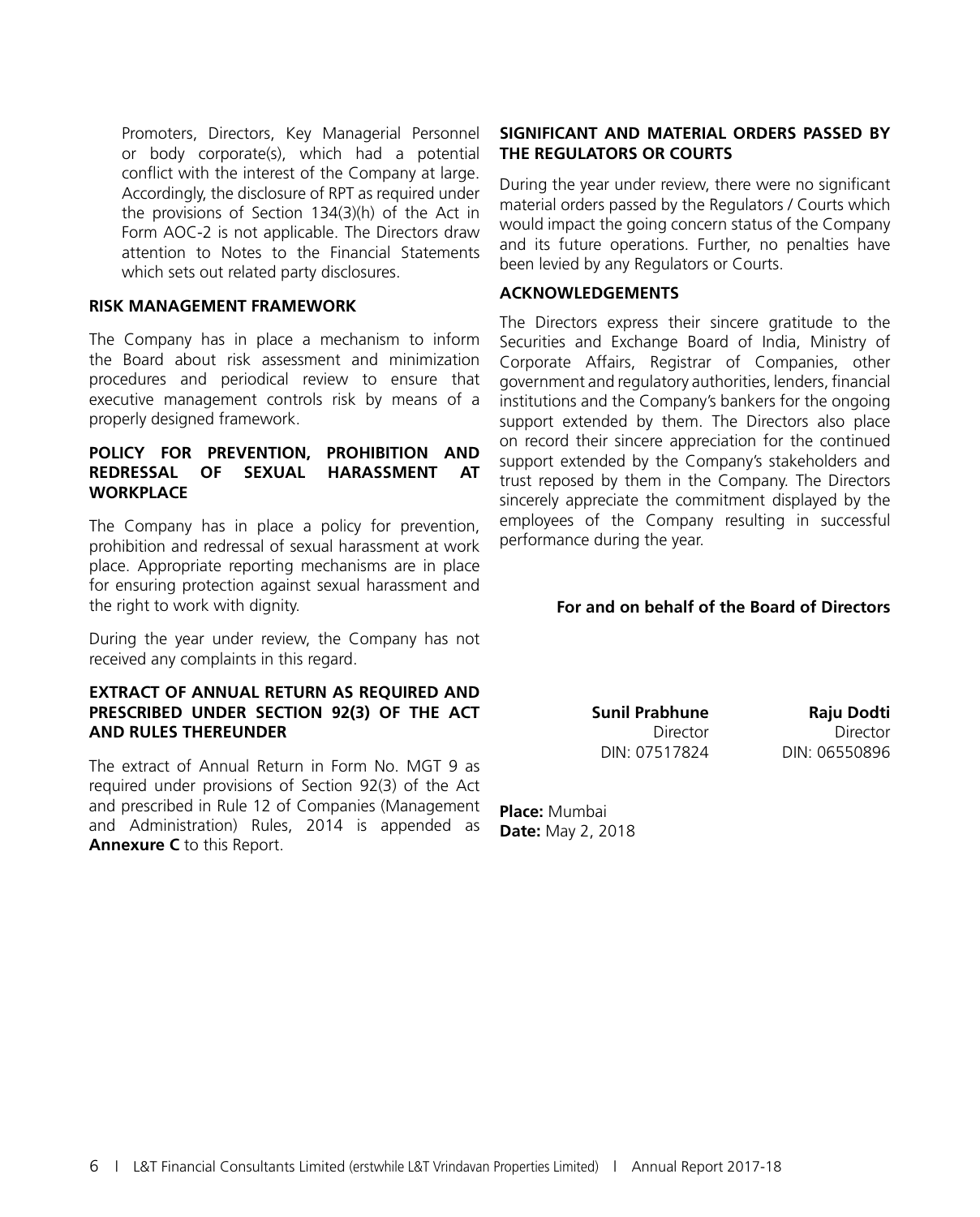Promoters, Directors, Key Managerial Personnel or body corporate(s), which had a potential conflict with the interest of the Company at large. Accordingly, the disclosure of RPT as required under the provisions of Section 134(3)(h) of the Act in Form AOC-2 is not applicable. The Directors draw attention to Notes to the Financial Statements which sets out related party disclosures.

## RISK MANAGEMENT FRAMEWORK

The Company has in place a mechanism to inform the Board about risk assessment and minimization procedures and periodical review to ensure that executive management controls risk by means of a properly designed framework.

## POLICY FOR PREVENTION, PROHIBITION AND REDRESSAL OF SEXUAL HARASSMENT AT WORKPLACE

The Company has in place a policy for prevention, prohibition and redressal of sexual harassment at work place. Appropriate reporting mechanisms are in place for ensuring protection against sexual harassment and the right to work with dignity.

During the year under review, the Company has not received any complaints in this regard.

## EXTRACT OF ANNUAL RETURN AS REQUIRED AND PRESCRIBED UNDER SECTION 92(3) OF THE ACT AND RULES THEREUNDER

The extract of Annual Return in Form No. MGT 9 as required under provisions of Section 92(3) of the Act and prescribed in Rule 12 of Companies (Management and Administration) Rules, 2014 is appended as **Annexure C** to this Report.

## SIGNIFICANT AND MATERIAL ORDERS PASSED BY THE REGULATORS OR COURTS

During the year under review, there were no significant material orders passed by the Regulators / Courts which would impact the going concern status of the Company and its future operations. Further, no penalties have been levied by any Regulators or Courts.

## ACKNOWLEDGEMENTS

The Directors express their sincere gratitude to the Securities and Exchange Board of India, Ministry of Corporate Affairs, Registrar of Companies, other government and regulatory authorities, lenders, financial institutions and the Company's bankers for the ongoing support extended by them. The Directors also place on record their sincere appreciation for the continued support extended by the Company's stakeholders and trust reposed by them in the Company. The Directors sincerely appreciate the commitment displayed by the employees of the Company resulting in successful performance during the year.

**For and on behalf of the Board of Directors**

**Sunil Prabhune**
Director
DIN: 07517824

**Raju Dodti**
Director
DIN: 06550896

**Place:** Mumbai
**Date:** May 2, 2018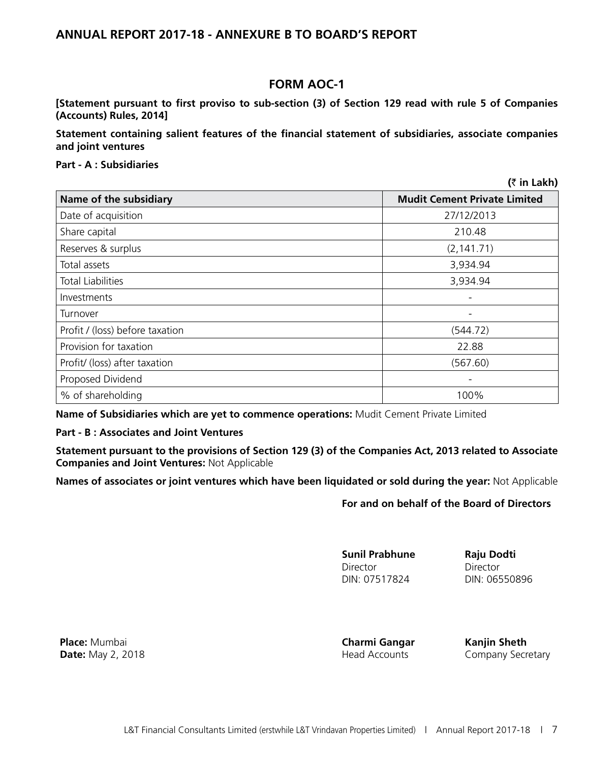## ANNUAL REPORT 2017-18 - ANNEXURE B TO BOARD'S REPORT

# FORM AOC-1

**[Statement pursuant to first proviso to sub-section (3) of Section 129 read with rule 5 of Companies (Accounts) Rules, 2014]**

**Statement containing salient features of the financial statement of subsidiaries, associate companies and joint ventures**

**Part - A : Subsidiaries**

**(₹ in Lakh)**

| Name of the subsidiary | Mudit Cement Private Limited |
|---|---|
| Date of acquisition | 27/12/2013 |
| Share capital | 210.48 |
| Reserves & surplus | (2,141.71) |
| Total assets | 3,934.94 |
| Total Liabilities | 3,934.94 |
| Investments | - |
| Turnover | - |
| Profit / (loss) before taxation | (544.72) |
| Provision for taxation | 22.88 |
| Profit/ (loss) after taxation | (567.60) |
| Proposed Dividend | - |
| % of shareholding | 100% |

**Name of Subsidiaries which are yet to commence operations:** Mudit Cement Private Limited

**Part - B : Associates and Joint Ventures**

**Statement pursuant to the provisions of Section 129 (3) of the Companies Act, 2013 related to Associate Companies and Joint Ventures:** Not Applicable

**Names of associates or joint ventures which have been liquidated or sold during the year:** Not Applicable

**For and on behalf of the Board of Directors**

**Sunil Prabhune**
Director
DIN: 07517824

**Raju Dodti**
Director
DIN: 06550896

**Place:** Mumbai
**Date:** May 2, 2018

**Charmi Gangar**
Head Accounts

**Kanjin Sheth**
Company Secretary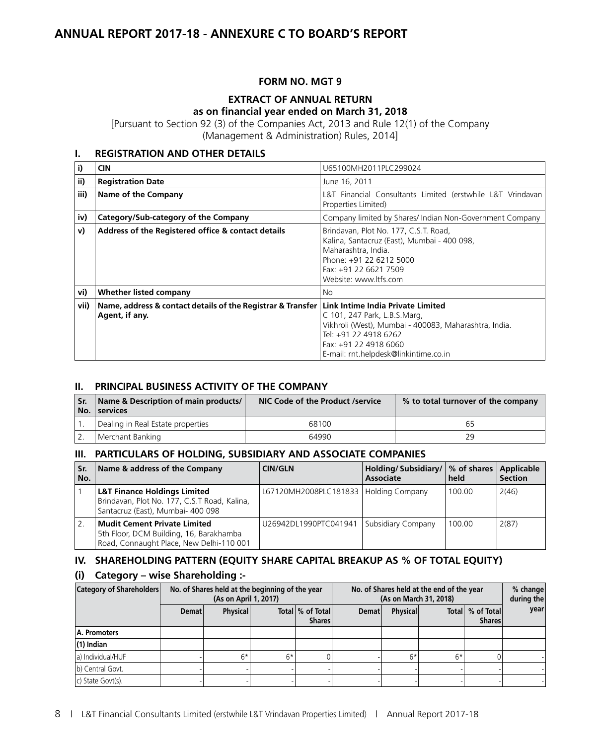# ANNUAL REPORT 2017-18 - ANNEXURE C TO BOARD'S REPORT

## FORM NO. MGT 9

### EXTRACT OF ANNUAL RETURN
### as on financial year ended on March 31, 2018

[Pursuant to Section 92 (3) of the Companies Act, 2013 and Rule 12(1) of the Company (Management & Administration) Rules, 2014]

## I. REGISTRATION AND OTHER DETAILS

| | | |
|---|---|---|
| i) | **CIN** | U65100MH2011PLC299024 |
| ii) | **Registration Date** | June 16, 2011 |
| iii) | **Name of the Company** | L&T Financial Consultants Limited (erstwhile L&T Vrindavan Properties Limited) |
| iv) | **Category/Sub-category of the Company** | Company limited by Shares/ Indian Non-Government Company |
| v) | **Address of the Registered office & contact details** | Brindavan, Plot No. 177, C.S.T. Road, Kalina, Santacruz (East), Mumbai - 400 098, Maharashtra, India. Phone: +91 22 6212 5000 Fax: +91 22 6621 7509 Website: www.ltfs.com |
| vi) | **Whether listed company** | No |
| vii) | **Name, address & contact details of the Registrar & Transfer Agent, if any.** | **Link Intime India Private Limited** C 101, 247 Park, L.B.S.Marg, Vikhroli (West), Mumbai - 400083, Maharashtra, India. Tel: +91 22 4918 6262 Fax: +91 22 4918 6060 E-mail: rnt.helpdesk@linkintime.co.in |

## II. PRINCIPAL BUSINESS ACTIVITY OF THE COMPANY

| Sr. No. | Name & Description of main products/ services | NIC Code of the Product /service | % to total turnover of the company |
|---|---|---|---|
| 1. | Dealing in Real Estate properties | 68100 | 65 |
| 2. | Merchant Banking | 64990 | 29 |

## III. PARTICULARS OF HOLDING, SUBSIDIARY AND ASSOCIATE COMPANIES

| Sr. No. | Name & address of the Company | CIN/GLN | Holding/ Subsidiary/ Associate | % of shares held | Applicable Section |
|---|---|---|---|---|---|
| 1 | **L&T Finance Holdings Limited** Brindavan, Plot No. 177, C.S.T Road, Kalina, Santacruz (East), Mumbai- 400 098 | L67120MH2008PLC181833 | Holding Company | 100.00 | 2(46) |
| 2. | **Mudit Cement Private Limited** 5th Floor, DCM Building, 16, Barakhamba Road, Connaught Place, New Delhi-110 001 | U26942DL1990PTC041941 | Subsidiary Company | 100.00 | 2(87) |

## IV. SHAREHOLDING PATTERN (EQUITY SHARE CAPITAL BREAKUP AS % OF TOTAL EQUITY)

### (i) Category – wise Shareholding :-

| Category of Shareholders | No. of Shares held at the beginning of the year (As on April 1, 2017) | | | | No. of Shares held at the end of the year (As on March 31, 2018) | | | | % change during the year |
|---|---|---|---|---|---|---|---|---|---|
| | Demat | Physical | Total | % of Total Shares | Demat | Physical | Total | % of Total Shares | |
| **A. Promoters** | | | | | | | | | |
| **(1) Indian** | | | | | | | | | |
| a) Individual/HUF | - | 6* | 6* | 0 | - | 6* | 6* | 0 | - |
| b) Central Govt. | - | - | - | - | - | - | - | - | - |
| c) State Govt(s). | - | - | - | - | - | - | - | - | - |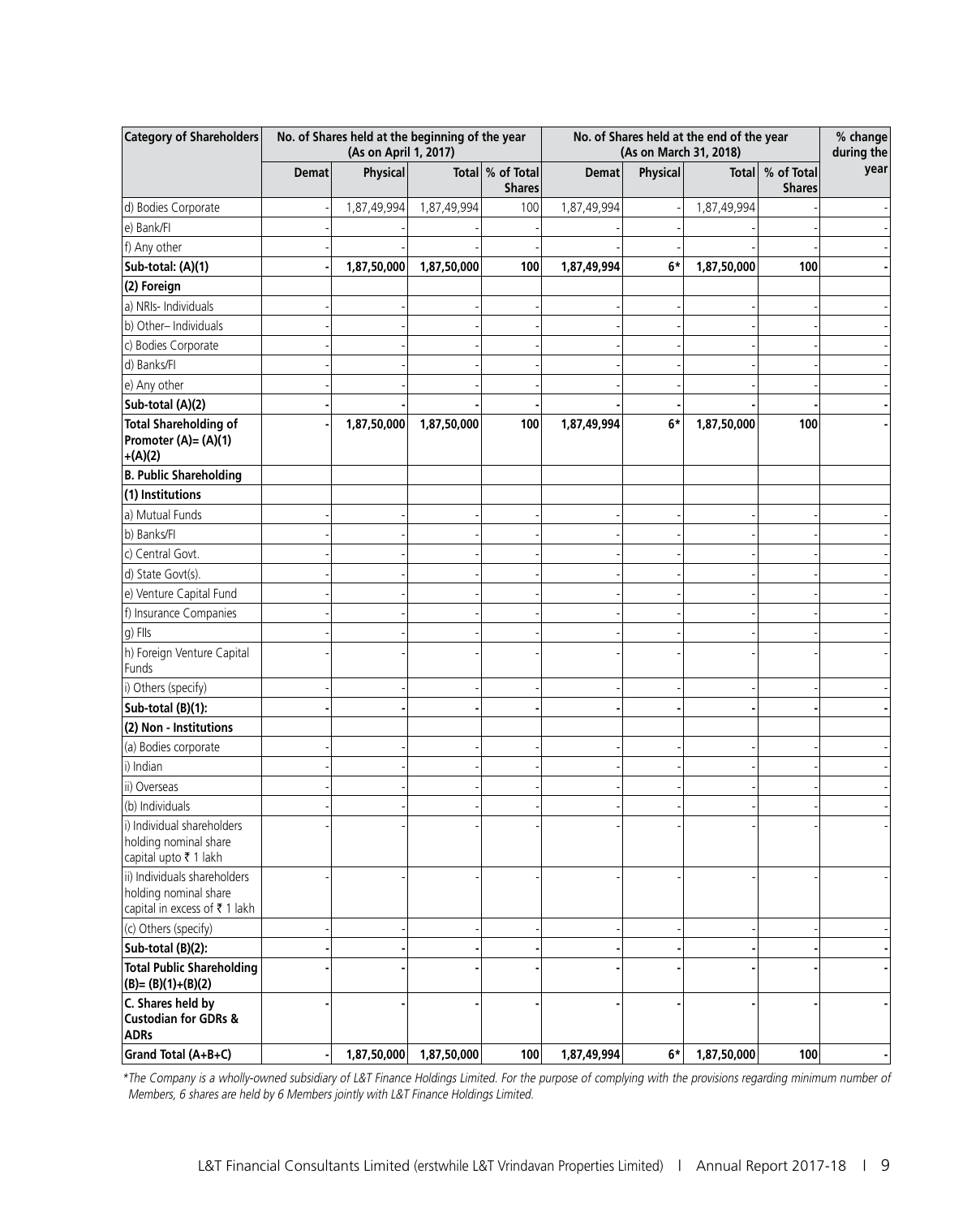| Category of Shareholders | No. of Shares held at the beginning of the year (As on April 1, 2017) | | | | No. of Shares held at the end of the year (As on March 31, 2018) | | | | % change during the year |
|---|---|---|---|---|---|---|---|---|---|
| | Demat | Physical | Total | % of Total Shares | Demat | Physical | Total | % of Total Shares | |
| d) Bodies Corporate | - | 1,87,49,994 | 1,87,49,994 | 100 | 1,87,49,994 | - | 1,87,49,994 | - | - |
| e) Bank/FI | - | | | | | | | | - |
| f) Any other | - | - | - | - | - | - | - | - | - |
| **Sub-total: (A)(1)** | **-** | **1,87,50,000** | **1,87,50,000** | **100** | **1,87,49,994** | **6*** | **1,87,50,000** | **100** | **-** |
| **(2) Foreign** | | | | | | | | | |
| a) NRIs- Individuals | - | - | - | - | - | - | - | - | - |
| b) Other– Individuals | - | - | - | - | - | - | - | - | - |
| c) Bodies Corporate | - | - | - | - | - | - | - | - | - |
| d) Banks/FI | - | - | - | - | - | - | - | - | - |
| e) Any other | - | - | - | - | - | - | - | - | - |
| **Sub-total (A)(2)** | **-** | **-** | **-** | **-** | **-** | **-** | **-** | **-** | **-** |
| **Total Shareholding of Promoter (A)= (A)(1) +(A)(2)** | **-** | **1,87,50,000** | **1,87,50,000** | **100** | **1,87,49,994** | **6*** | **1,87,50,000** | **100** | **-** |
| **B. Public Shareholding** | | | | | | | | | |
| **(1) Institutions** | | | | | | | | | |
| a) Mutual Funds | - | - | - | - | - | - | - | - | - |
| b) Banks/FI | - | - | - | - | - | - | - | - | - |
| c) Central Govt. | - | - | - | - | - | - | - | - | - |
| d) State Govt(s). | - | - | - | - | - | - | - | - | - |
| e) Venture Capital Fund | - | - | - | - | - | - | - | - | - |
| f) Insurance Companies | - | - | - | - | - | - | - | - | - |
| g) FIIs | - | - | - | - | - | - | - | - | - |
| h) Foreign Venture Capital Funds | - | - | - | - | - | - | - | - | - |
| i) Others (specify) | - | - | - | - | - | - | - | - | - |
| **Sub-total (B)(1):** | **-** | **-** | **-** | **-** | **-** | **-** | **-** | **-** | **-** |
| **(2) Non - Institutions** | | | | | | | | | |
| (a) Bodies corporate | - | - | - | - | - | - | - | - | - |
| i) Indian | - | - | - | - | - | - | - | - | - |
| ii) Overseas | - | - | - | - | - | - | - | - | - |
| (b) Individuals | - | - | - | - | - | - | - | - | - |
| i) Individual shareholders holding nominal share capital upto ₹ 1 lakh | - | - | - | - | - | - | - | - | - |
| ii) Individuals shareholders holding nominal share capital in excess of ₹ 1 lakh | - | - | - | - | - | - | - | - | - |
| (c) Others (specify) | - | - | - | - | - | - | - | - | - |
| **Sub-total (B)(2):** | **-** | **-** | **-** | **-** | **-** | **-** | **-** | **-** | **-** |
| **Total Public Shareholding (B)= (B)(1)+(B)(2)** | **-** | **-** | **-** | **-** | **-** | **-** | **-** | **-** | **-** |
| **C. Shares held by Custodian for GDRs & ADRs** | **-** | **-** | **-** | **-** | **-** | **-** | **-** | **-** | **-** |
| **Grand Total (A+B+C)** | **-** | **1,87,50,000** | **1,87,50,000** | **100** | **1,87,49,994** | **6*** | **1,87,50,000** | **100** | **-** |

*\*The Company is a wholly-owned subsidiary of L&T Finance Holdings Limited. For the purpose of complying with the provisions regarding minimum number of Members, 6 shares are held by 6 Members jointly with L&T Finance Holdings Limited.*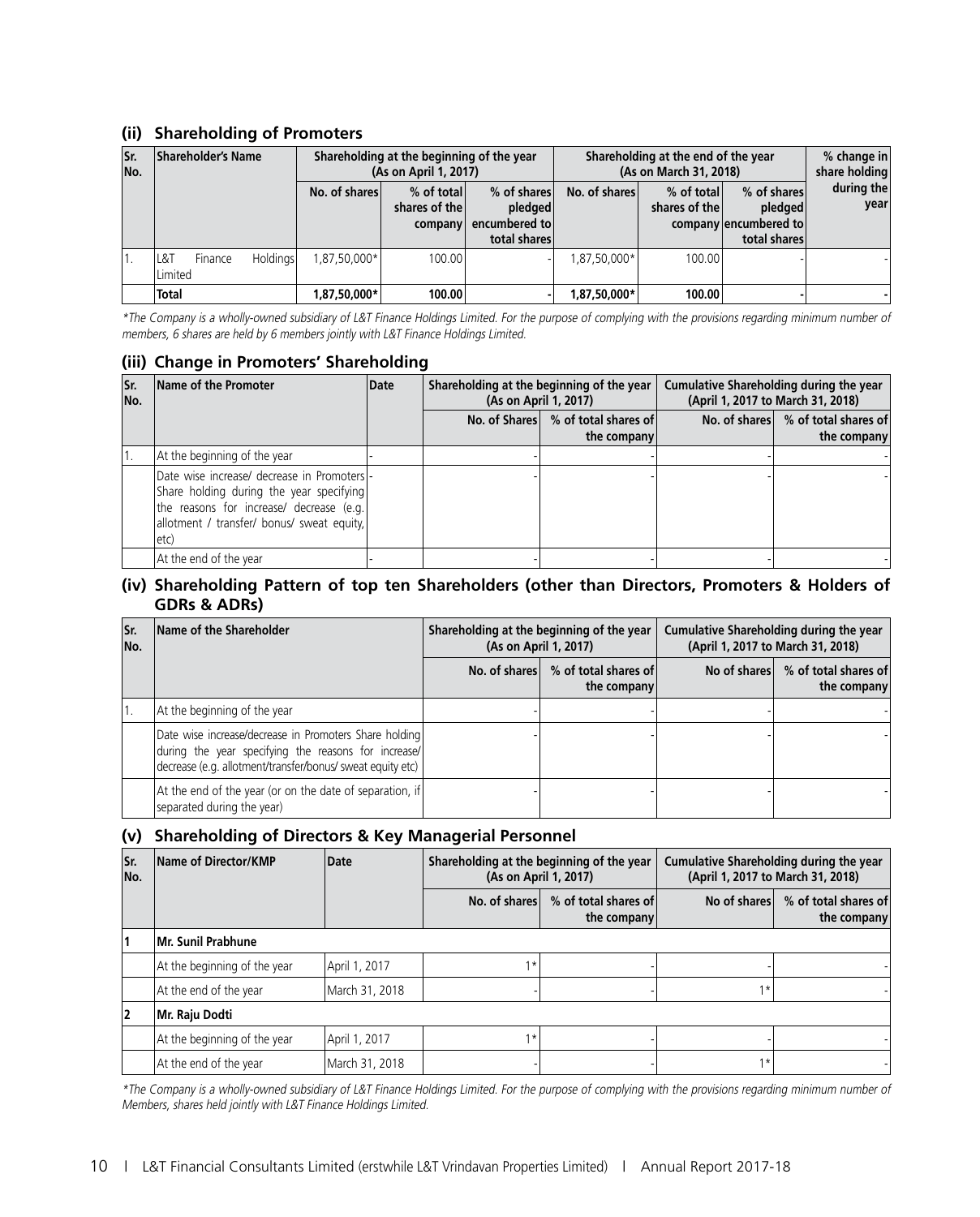## (ii) Shareholding of Promoters

| Sr. No. | Shareholder's Name | Shareholding at the beginning of the year (As on April 1, 2017) | | | Shareholding at the end of the year (As on March 31, 2018) | | | % change in share holding during the year |
|---|---|---|---|---|---|---|---|---|
| | | No. of shares | % of total shares of the company | % of shares pledged encumbered to total shares | No. of shares | % of total shares of the company | % of shares pledged encumbered to total shares | |
| 1. | L&T Finance Holdings Limited | 1,87,50,000* | 100.00 | - | 1,87,50,000* | 100.00 | - | - |
| | **Total** | **1,87,50,000*** | **100.00** | **-** | **1,87,50,000*** | **100.00** | **-** | **-** |

*\*The Company is a wholly-owned subsidiary of L&T Finance Holdings Limited. For the purpose of complying with the provisions regarding minimum number of members, 6 shares are held by 6 members jointly with L&T Finance Holdings Limited.*

## (iii) Change in Promoters' Shareholding

| Sr. No. | Name of the Promoter | Date | Shareholding at the beginning of the year (As on April 1, 2017) | | Cumulative Shareholding during the year (April 1, 2017 to March 31, 2018) | |
|---|---|---|---|---|---|---|
| | | | No. of Shares | % of total shares of the company | No. of shares | % of total shares of the company |
| 1. | At the beginning of the year | - | - | - | - | - |
| | Date wise increase/ decrease in Promoters Share holding during the year specifying the reasons for increase/ decrease (e.g. allotment / transfer/ bonus/ sweat equity, etc) | - | - | - | - | - |
| | At the end of the year | - | - | - | - | - |

## (iv) Shareholding Pattern of top ten Shareholders (other than Directors, Promoters & Holders of GDRs & ADRs)

| Sr. No. | Name of the Shareholder | Shareholding at the beginning of the year (As on April 1, 2017) | | Cumulative Shareholding during the year (April 1, 2017 to March 31, 2018) | |
|---|---|---|---|---|---|
| | | No. of shares | % of total shares of the company | No of shares | % of total shares of the company |
| 1. | At the beginning of the year | - | - | - | - |
| | Date wise increase/decrease in Promoters Share holding during the year specifying the reasons for increase/ decrease (e.g. allotment/transfer/bonus/ sweat equity etc) | - | - | - | - |
| | At the end of the year (or on the date of separation, if separated during the year) | - | - | - | - |

## (v) Shareholding of Directors & Key Managerial Personnel

| Sr. No. | Name of Director/KMP | Date | Shareholding at the beginning of the year (As on April 1, 2017) | | Cumulative Shareholding during the year (April 1, 2017 to March 31, 2018) | |
|---|---|---|---|---|---|---|
| | | | No. of shares | % of total shares of the company | No of shares | % of total shares of the company |
| **1** | **Mr. Sunil Prabhune** | | | | | |
| | At the beginning of the year | April 1, 2017 | 1* | - | - | - |
| | At the end of the year | March 31, 2018 | - | - | 1* | - |
| **2** | **Mr. Raju Dodti** | | | | | |
| | At the beginning of the year | April 1, 2017 | 1* | - | - | - |
| | At the end of the year | March 31, 2018 | - | - | 1* | - |

*\*The Company is a wholly-owned subsidiary of L&T Finance Holdings Limited. For the purpose of complying with the provisions regarding minimum number of Members, shares held jointly with L&T Finance Holdings Limited.*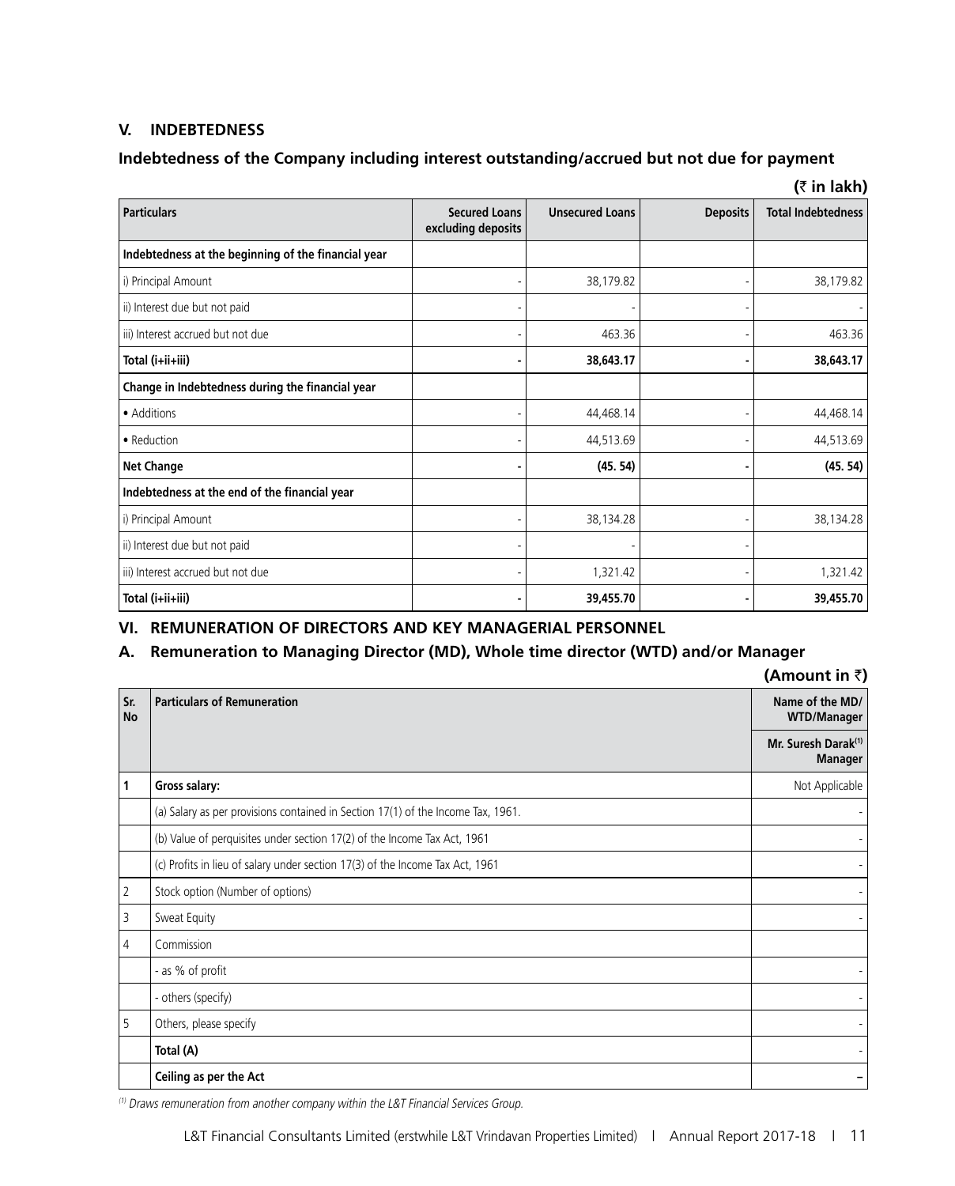## V. INDEBTEDNESS

### Indebtedness of the Company including interest outstanding/accrued but not due for payment

**(₹ in lakh)**

| Particulars | Secured Loans excluding deposits | Unsecured Loans | Deposits | Total Indebtedness |
|---|---|---|---|---|
| **Indebtedness at the beginning of the financial year** | | | | |
| i) Principal Amount | - | 38,179.82 | - | 38,179.82 |
| ii) Interest due but not paid | - | - | - | - |
| iii) Interest accrued but not due | - | 463.36 | - | 463.36 |
| **Total (i+ii+iii)** | **-** | **38,643.17** | **-** | **38,643.17** |
| **Change in Indebtedness during the financial year** | | | | |
| • Additions | - | 44,468.14 | - | 44,468.14 |
| • Reduction | - | 44,513.69 | - | 44,513.69 |
| **Net Change** | **-** | **(45. 54)** | **-** | **(45. 54)** |
| **Indebtedness at the end of the financial year** | | | | |
| i) Principal Amount | - | 38,134.28 | - | 38,134.28 |
| ii) Interest due but not paid | - | - | - | |
| iii) Interest accrued but not due | - | 1,321.42 | - | 1,321.42 |
| **Total (i+ii+iii)** | **-** | **39,455.70** | **-** | **39,455.70** |

## VI. REMUNERATION OF DIRECTORS AND KEY MANAGERIAL PERSONNEL

### A. Remuneration to Managing Director (MD), Whole time director (WTD) and/or Manager

**(Amount in ₹)**

| Sr. No | Particulars of Remuneration | Name of the MD/ WTD/Manager |
|---|---|---|
| | | Mr. Suresh Darak[1] Manager |
| 1 | **Gross salary:** | Not Applicable |
| | (a) Salary as per provisions contained in Section 17(1) of the Income Tax, 1961. | - |
| | (b) Value of perquisites under section 17(2) of the Income Tax Act, 1961 | - |
| | (c) Profits in lieu of salary under section 17(3) of the Income Tax Act, 1961 | - |
| 2 | Stock option (Number of options) | - |
| 3 | Sweat Equity | - |
| 4 | Commission | |
| | - as % of profit | - |
| | - others (specify) | - |
| 5 | Others, please specify | - |
| | **Total (A)** | - |
| | **Ceiling as per the Act** | **–** |

*[1] Draws remuneration from another company within the L&T Financial Services Group.*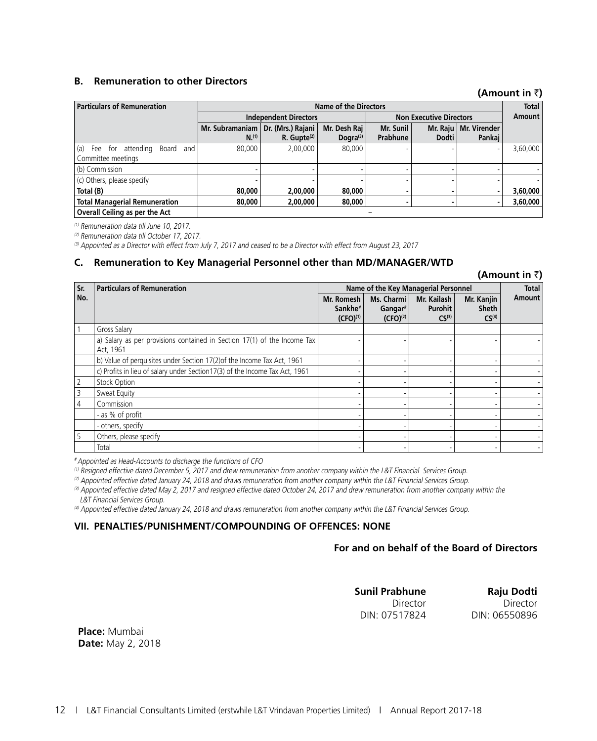## B. Remuneration to other Directors

**(Amount in ₹)**

| Particulars of Remuneration | Name of the Directors | | | | | | Total Amount |
|---|---|---|---|---|---|---|---|
| | Independent Directors | | | Non Executive Directors | | | |
| | Mr. Subramaniam N.[1] | Dr. (Mrs.) Rajani R. Gupte[2] | Mr. Desh Raj Dogra[3] | Mr. Sunil Prabhune | Mr. Raju Dodti | Mr. Virender Pankaj | |
| (a) Fee for attending Board and Committee meetings | 80,000 | 2,00,000 | 80,000 | - | - | - | 3,60,000 |
| (b) Commission | - | - | - | - | - | - | - |
| (c) Others, please specify | - | - | - | - | - | - | - |
| **Total (B)** | **80,000** | **2,00,000** | **80,000** | **-** | **-** | **-** | **3,60,000** |
| **Total Managerial Remuneration** | **80,000** | **2,00,000** | **80,000** | **-** | **-** | **-** | **3,60,000** |
| **Overall Ceiling as per the Act** | – | | | | | | |

*[1] Remuneration data till June 10, 2017.*

*[2] Remuneration data till October 17, 2017.*

*[3] Appointed as a Director with effect from July 7, 2017 and ceased to be a Director with effect from August 23, 2017*

## C. Remuneration to Key Managerial Personnel other than MD/MANAGER/WTD

**(Amount in ₹)**

| Sr. No. | Particulars of Remuneration | Name of the Key Managerial Personnel | | | | Total Amount |
|---|---|---|---|---|---|---|
| | | Mr. Romesh Sankhe# (CFO)[1] | Ms. Charmi Gangar# (CFO)[2] | Mr. Kailash Purohit CS[3] | Mr. Kanjin Sheth CS[4] | |
| 1 | Gross Salary | | | | | |
| | a) Salary as per provisions contained in Section 17(1) of the Income Tax Act, 1961 | - | - | - | - | - |
| | b) Value of perquisites under Section 17(2)of the Income Tax Act, 1961 | - | - | - | - | - |
| | c) Profits in lieu of salary under Section17(3) of the Income Tax Act, 1961 | - | - | - | - | - |
| 2 | Stock Option | - | - | - | - | - |
| 3 | Sweat Equity | - | - | - | - | - |
| 4 | Commission | - | - | - | - | - |
| | - as % of profit | - | - | - | - | - |
| | - others, specify | - | - | - | - | - |
| 5 | Others, please specify | - | - | - | - | - |
| | Total | - | - | - | - | - |

*# Appointed as Head-Accounts to discharge the functions of CFO*

*[1] Resigned effective dated December 5, 2017 and drew remuneration from another company within the L&T Financial Services Group.*

*[2] Appointed effective dated January 24, 2018 and draws remuneration from another company within the L&T Financial Services Group.*

*[3] Appointed effective dated May 2, 2017 and resigned effective dated October 24, 2017 and drew remuneration from another company within the L&T Financial Services Group.*

*[4] Appointed effective dated January 24, 2018 and draws remuneration from another company within the L&T Financial Services Group.*

## VII. PENALTIES/PUNISHMENT/COMPOUNDING OF OFFENCES: NONE

**For and on behalf of the Board of Directors**

**Sunil Prabhune**
Director
DIN: 07517824

**Raju Dodti**
Director
DIN: 06550896

**Place:** Mumbai
**Date:** May 2, 2018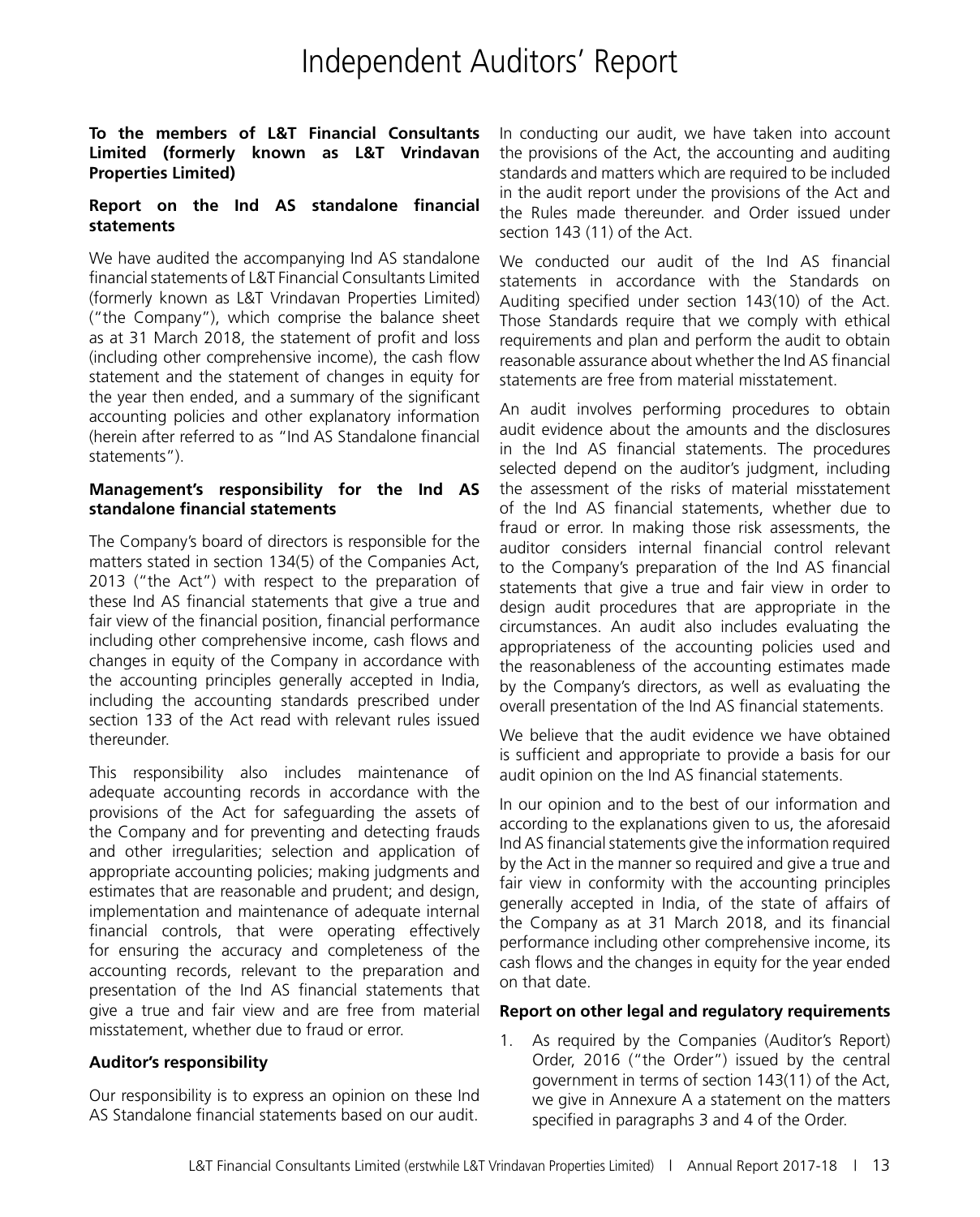# Independent Auditors' Report

**To the members of L&T Financial Consultants Limited (formerly known as L&T Vrindavan Properties Limited)**

**Report on the Ind AS standalone financial statements**

We have audited the accompanying Ind AS standalone financial statements of L&T Financial Consultants Limited (formerly known as L&T Vrindavan Properties Limited) ("the Company"), which comprise the balance sheet as at 31 March 2018, the statement of profit and loss (including other comprehensive income), the cash flow statement and the statement of changes in equity for the year then ended, and a summary of the significant accounting policies and other explanatory information (herein after referred to as "Ind AS Standalone financial statements").

**Management's responsibility for the Ind AS standalone financial statements**

The Company's board of directors is responsible for the matters stated in section 134(5) of the Companies Act, 2013 ("the Act") with respect to the preparation of these Ind AS financial statements that give a true and fair view of the financial position, financial performance including other comprehensive income, cash flows and changes in equity of the Company in accordance with the accounting principles generally accepted in India, including the accounting standards prescribed under section 133 of the Act read with relevant rules issued thereunder.

This responsibility also includes maintenance of adequate accounting records in accordance with the provisions of the Act for safeguarding the assets of the Company and for preventing and detecting frauds and other irregularities; selection and application of appropriate accounting policies; making judgments and estimates that are reasonable and prudent; and design, implementation and maintenance of adequate internal financial controls, that were operating effectively for ensuring the accuracy and completeness of the accounting records, relevant to the preparation and presentation of the Ind AS financial statements that give a true and fair view and are free from material misstatement, whether due to fraud or error.

**Auditor's responsibility**

Our responsibility is to express an opinion on these Ind AS Standalone financial statements based on our audit.

In conducting our audit, we have taken into account the provisions of the Act, the accounting and auditing standards and matters which are required to be included in the audit report under the provisions of the Act and the Rules made thereunder. and Order issued under section 143 (11) of the Act.

We conducted our audit of the Ind AS financial statements in accordance with the Standards on Auditing specified under section 143(10) of the Act. Those Standards require that we comply with ethical requirements and plan and perform the audit to obtain reasonable assurance about whether the Ind AS financial statements are free from material misstatement.

An audit involves performing procedures to obtain audit evidence about the amounts and the disclosures in the Ind AS financial statements. The procedures selected depend on the auditor's judgment, including the assessment of the risks of material misstatement of the Ind AS financial statements, whether due to fraud or error. In making those risk assessments, the auditor considers internal financial control relevant to the Company's preparation of the Ind AS financial statements that give a true and fair view in order to design audit procedures that are appropriate in the circumstances. An audit also includes evaluating the appropriateness of the accounting policies used and the reasonableness of the accounting estimates made by the Company's directors, as well as evaluating the overall presentation of the Ind AS financial statements.

We believe that the audit evidence we have obtained is sufficient and appropriate to provide a basis for our audit opinion on the Ind AS financial statements.

In our opinion and to the best of our information and according to the explanations given to us, the aforesaid Ind AS financial statements give the information required by the Act in the manner so required and give a true and fair view in conformity with the accounting principles generally accepted in India, of the state of affairs of the Company as at 31 March 2018, and its financial performance including other comprehensive income, its cash flows and the changes in equity for the year ended on that date.

**Report on other legal and regulatory requirements**

1. As required by the Companies (Auditor's Report) Order, 2016 ("the Order") issued by the central government in terms of section 143(11) of the Act, we give in Annexure A a statement on the matters specified in paragraphs 3 and 4 of the Order.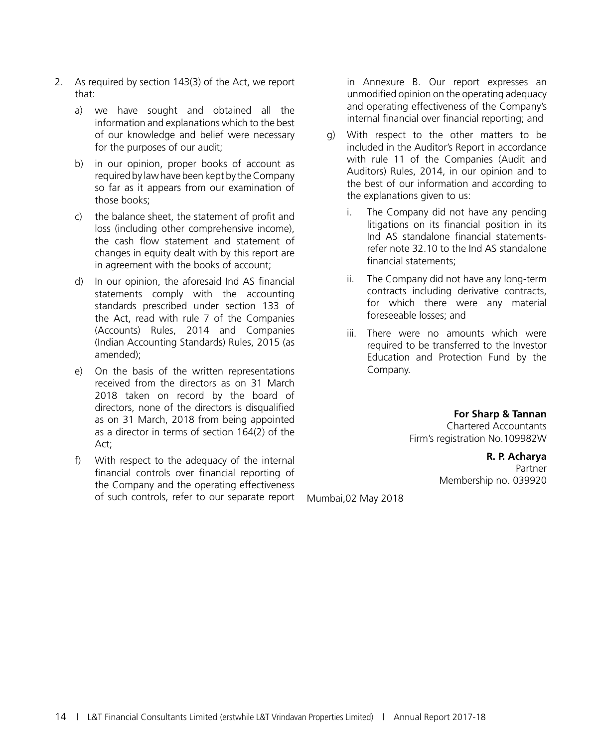2. As required by section 143(3) of the Act, we report that:

   a) we have sought and obtained all the information and explanations which to the best of our knowledge and belief were necessary for the purposes of our audit;

   b) in our opinion, proper books of account as required by law have been kept by the Company so far as it appears from our examination of those books;

   c) the balance sheet, the statement of profit and loss (including other comprehensive income), the cash flow statement and statement of changes in equity dealt with by this report are in agreement with the books of account;

   d) In our opinion, the aforesaid Ind AS financial statements comply with the accounting standards prescribed under section 133 of the Act, read with rule 7 of the Companies (Accounts) Rules, 2014 and Companies (Indian Accounting Standards) Rules, 2015 (as amended);

   e) On the basis of the written representations received from the directors as on 31 March 2018 taken on record by the board of directors, none of the directors is disqualified as on 31 March, 2018 from being appointed as a director in terms of section 164(2) of the Act;

   f) With respect to the adequacy of the internal financial controls over financial reporting of the Company and the operating effectiveness of such controls, refer to our separate report in Annexure B. Our report expresses an unmodified opinion on the operating adequacy and operating effectiveness of the Company's internal financial over financial reporting; and

   g) With respect to the other matters to be included in the Auditor's Report in accordance with rule 11 of the Companies (Audit and Auditors) Rules, 2014, in our opinion and to the best of our information and according to the explanations given to us:

      i. The Company did not have any pending litigations on its financial position in its Ind AS standalone financial statements- refer note 32.10 to the Ind AS standalone financial statements;

      ii. The Company did not have any long-term contracts including derivative contracts, for which there were any material foreseeable losses; and

      iii. There were no amounts which were required to be transferred to the Investor Education and Protection Fund by the Company.

**For Sharp & Tannan**
Chartered Accountants
Firm's registration No.109982W

**R. P. Acharya**
Partner
Membership no. 039920

Mumbai,02 May 2018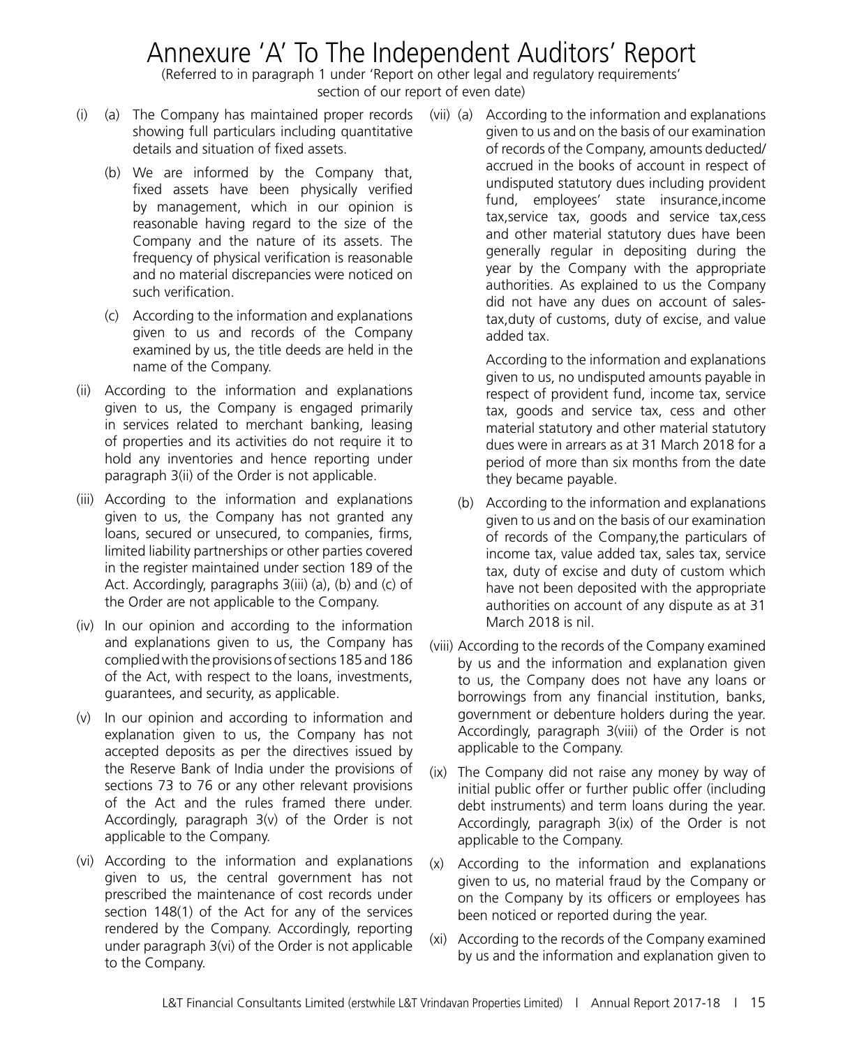# Annexure 'A' To The Independent Auditors' Report

(Referred to in paragraph 1 under 'Report on other legal and regulatory requirements' section of our report of even date)

(i) (a) The Company has maintained proper records showing full particulars including quantitative details and situation of fixed assets.

(b) We are informed by the Company that, fixed assets have been physically verified by management, which in our opinion is reasonable having regard to the size of the Company and the nature of its assets. The frequency of physical verification is reasonable and no material discrepancies were noticed on such verification.

(c) According to the information and explanations given to us and records of the Company examined by us, the title deeds are held in the name of the Company.

(ii) According to the information and explanations given to us, the Company is engaged primarily in services related to merchant banking, leasing of properties and its activities do not require it to hold any inventories and hence reporting under paragraph 3(ii) of the Order is not applicable.

(iii) According to the information and explanations given to us, the Company has not granted any loans, secured or unsecured, to companies, firms, limited liability partnerships or other parties covered in the register maintained under section 189 of the Act. Accordingly, paragraphs 3(iii) (a), (b) and (c) of the Order are not applicable to the Company.

(iv) In our opinion and according to the information and explanations given to us, the Company has complied with the provisions of sections 185 and 186 of the Act, with respect to the loans, investments, guarantees, and security, as applicable.

(v) In our opinion and according to information and explanation given to us, the Company has not accepted deposits as per the directives issued by the Reserve Bank of India under the provisions of sections 73 to 76 or any other relevant provisions of the Act and the rules framed there under. Accordingly, paragraph 3(v) of the Order is not applicable to the Company.

(vi) According to the information and explanations given to us, the central government has not prescribed the maintenance of cost records under section 148(1) of the Act for any of the services rendered by the Company. Accordingly, reporting under paragraph 3(vi) of the Order is not applicable to the Company.

(vii) (a) According to the information and explanations given to us and on the basis of our examination of records of the Company, amounts deducted/ accrued in the books of account in respect of undisputed statutory dues including provident fund, employees' state insurance,income tax,service tax, goods and service tax,cess and other material statutory dues have been generally regular in depositing during the year by the Company with the appropriate authorities. As explained to us the Company did not have any dues on account of sales-tax,duty of customs, duty of excise, and value added tax.

According to the information and explanations given to us, no undisputed amounts payable in respect of provident fund, income tax, service tax, goods and service tax, cess and other material statutory and other material statutory dues were in arrears as at 31 March 2018 for a period of more than six months from the date they became payable.

(b) According to the information and explanations given to us and on the basis of our examination of records of the Company,the particulars of income tax, value added tax, sales tax, service tax, duty of excise and duty of custom which have not been deposited with the appropriate authorities on account of any dispute as at 31 March 2018 is nil.

(viii) According to the records of the Company examined by us and the information and explanation given to us, the Company does not have any loans or borrowings from any financial institution, banks, government or debenture holders during the year. Accordingly, paragraph 3(viii) of the Order is not applicable to the Company.

(ix) The Company did not raise any money by way of initial public offer or further public offer (including debt instruments) and term loans during the year. Accordingly, paragraph 3(ix) of the Order is not applicable to the Company.

(x) According to the information and explanations given to us, no material fraud by the Company or on the Company by its officers or employees has been noticed or reported during the year.

(xi) According to the records of the Company examined by us and the information and explanation given to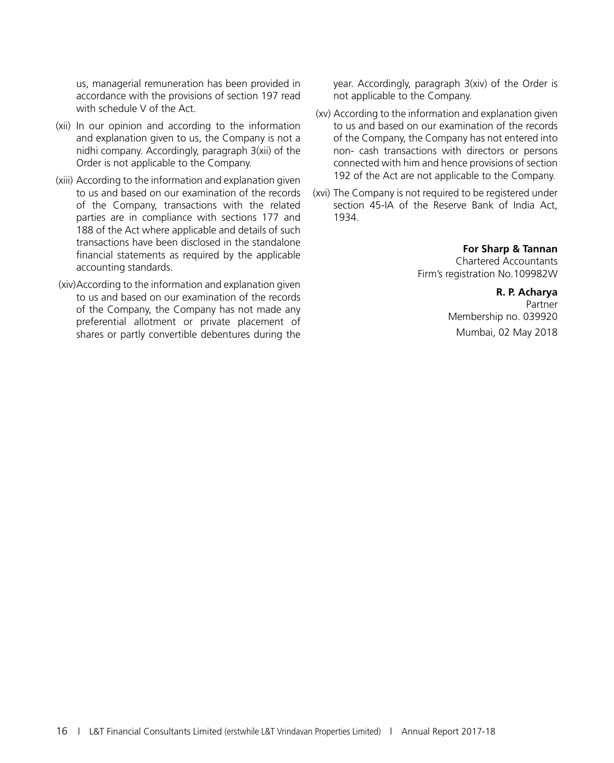us, managerial remuneration has been provided in accordance with the provisions of section 197 read with schedule V of the Act.

(xii) In our opinion and according to the information and explanation given to us, the Company is not a nidhi company. Accordingly, paragraph 3(xii) of the Order is not applicable to the Company.

(xiii) According to the information and explanation given to us and based on our examination of the records of the Company, transactions with the related parties are in compliance with sections 177 and 188 of the Act where applicable and details of such transactions have been disclosed in the standalone financial statements as required by the applicable accounting standards.

(xiv) According to the information and explanation given to us and based on our examination of the records of the Company, the Company has not made any preferential allotment or private placement of shares or partly convertible debentures during the year. Accordingly, paragraph 3(xiv) of the Order is not applicable to the Company.

(xv) According to the information and explanation given to us and based on our examination of the records of the Company, the Company has not entered into non- cash transactions with directors or persons connected with him and hence provisions of section 192 of the Act are not applicable to the Company.

(xvi) The Company is not required to be registered under section 45-IA of the Reserve Bank of India Act, 1934.

**For Sharp & Tannan**
Chartered Accountants
Firm's registration No.109982W

**R. P. Acharya**
Partner
Membership no. 039920
Mumbai, 02 May 2018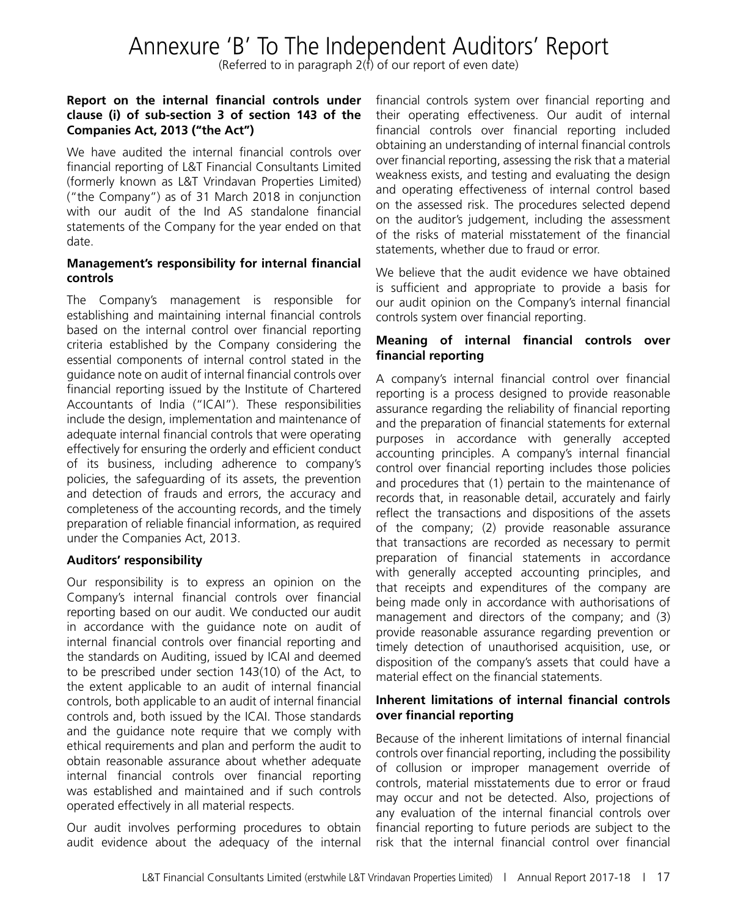# Annexure 'B' To The Independent Auditors' Report

(Referred to in paragraph 2(f) of our report of even date)

**Report on the internal financial controls under clause (i) of sub-section 3 of section 143 of the Companies Act, 2013 ("the Act")**

We have audited the internal financial controls over financial reporting of L&T Financial Consultants Limited (formerly known as L&T Vrindavan Properties Limited) ("the Company") as of 31 March 2018 in conjunction with our audit of the Ind AS standalone financial statements of the Company for the year ended on that date.

**Management's responsibility for internal financial controls**

The Company's management is responsible for establishing and maintaining internal financial controls based on the internal control over financial reporting criteria established by the Company considering the essential components of internal control stated in the guidance note on audit of internal financial controls over financial reporting issued by the Institute of Chartered Accountants of India ("ICAI"). These responsibilities include the design, implementation and maintenance of adequate internal financial controls that were operating effectively for ensuring the orderly and efficient conduct of its business, including adherence to company's policies, the safeguarding of its assets, the prevention and detection of frauds and errors, the accuracy and completeness of the accounting records, and the timely preparation of reliable financial information, as required under the Companies Act, 2013.

**Auditors' responsibility**

Our responsibility is to express an opinion on the Company's internal financial controls over financial reporting based on our audit. We conducted our audit in accordance with the guidance note on audit of internal financial controls over financial reporting and the standards on Auditing, issued by ICAI and deemed to be prescribed under section 143(10) of the Act, to the extent applicable to an audit of internal financial controls, both applicable to an audit of internal financial controls and, both issued by the ICAI. Those standards and the guidance note require that we comply with ethical requirements and plan and perform the audit to obtain reasonable assurance about whether adequate internal financial controls over financial reporting was established and maintained and if such controls operated effectively in all material respects.

Our audit involves performing procedures to obtain audit evidence about the adequacy of the internal financial controls system over financial reporting and their operating effectiveness. Our audit of internal financial controls over financial reporting included obtaining an understanding of internal financial controls over financial reporting, assessing the risk that a material weakness exists, and testing and evaluating the design and operating effectiveness of internal control based on the assessed risk. The procedures selected depend on the auditor's judgement, including the assessment of the risks of material misstatement of the financial statements, whether due to fraud or error.

We believe that the audit evidence we have obtained is sufficient and appropriate to provide a basis for our audit opinion on the Company's internal financial controls system over financial reporting.

**Meaning of internal financial controls over financial reporting**

A company's internal financial control over financial reporting is a process designed to provide reasonable assurance regarding the reliability of financial reporting and the preparation of financial statements for external purposes in accordance with generally accepted accounting principles. A company's internal financial control over financial reporting includes those policies and procedures that (1) pertain to the maintenance of records that, in reasonable detail, accurately and fairly reflect the transactions and dispositions of the assets of the company; (2) provide reasonable assurance that transactions are recorded as necessary to permit preparation of financial statements in accordance with generally accepted accounting principles, and that receipts and expenditures of the company are being made only in accordance with authorisations of management and directors of the company; and (3) provide reasonable assurance regarding prevention or timely detection of unauthorised acquisition, use, or disposition of the company's assets that could have a material effect on the financial statements.

**Inherent limitations of internal financial controls over financial reporting**

Because of the inherent limitations of internal financial controls over financial reporting, including the possibility of collusion or improper management override of controls, material misstatements due to error or fraud may occur and not be detected. Also, projections of any evaluation of the internal financial controls over financial reporting to future periods are subject to the risk that the internal financial control over financial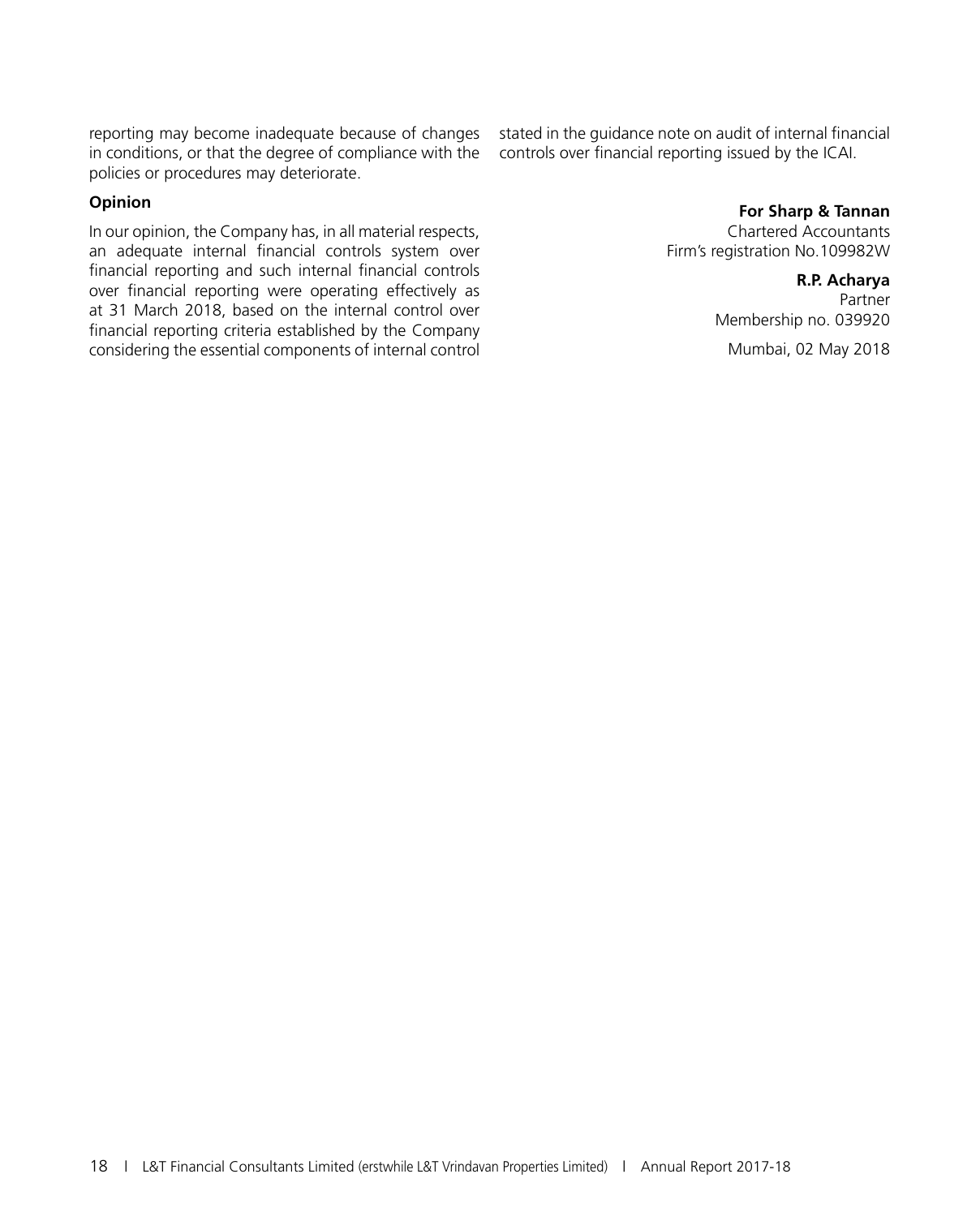reporting may become inadequate because of changes in conditions, or that the degree of compliance with the policies or procedures may deteriorate.

**Opinion**

In our opinion, the Company has, in all material respects, an adequate internal financial controls system over financial reporting and such internal financial controls over financial reporting were operating effectively as at 31 March 2018, based on the internal control over financial reporting criteria established by the Company considering the essential components of internal control stated in the guidance note on audit of internal financial controls over financial reporting issued by the ICAI.

**For Sharp & Tannan**
Chartered Accountants
Firm's registration No.109982W

**R.P. Acharya**
Partner
Membership no. 039920

Mumbai, 02 May 2018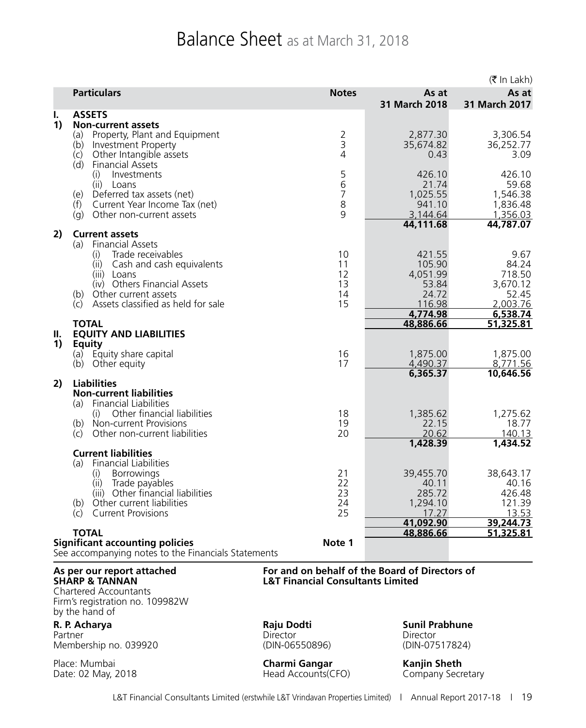# Balance Sheet as at March 31, 2018

(₹ In Lakh)

| | Particulars | Notes | As at 31 March 2018 | As at 31 March 2017 |
|---|---|---|---|---|
| **I.** | **ASSETS** | | | |
| **1)** | **Non-current assets** | | | |
| | (a) Property, Plant and Equipment | 2 | 2,877.30 | 3,306.54 |
| | (b) Investment Property | 3 | 35,674.82 | 36,252.77 |
| | (c) Other Intangible assets | 4 | 0.43 | 3.09 |
| | (d) Financial Assets | | | |
| | (i) Investments | 5 | 426.10 | 426.10 |
| | (ii) Loans | 6 | 21.74 | 59.68 |
| | (e) Deferred tax assets (net) | 7 | 1,025.55 | 1,546.38 |
| | (f) Current Year Income Tax (net) | 8 | 941.10 | 1,836.48 |
| | (g) Other non-current assets | 9 | 3,144.64 | 1,356.03 |
| | | | **44,111.68** | **44,787.07** |
| **2)** | **Current assets** | | | |
| | (a) Financial Assets | | | |
| | (i) Trade receivables | 10 | 421.55 | 9.67 |
| | (ii) Cash and cash equivalents | 11 | 105.90 | 84.24 |
| | (iii) Loans | 12 | 4,051.99 | 718.50 |
| | (iv) Others Financial Assets | 13 | 53.84 | 3,670.12 |
| | (b) Other current assets | 14 | 24.72 | 52.45 |
| | (c) Assets classified as held for sale | 15 | 116.98 | 2,003.76 |
| | | | **4,774.98** | **6,538.74** |
| | **TOTAL** | | **48,886.66** | **51,325.81** |
| **II.** | **EQUITY AND LIABILITIES** | | | |
| **1)** | **Equity** | | | |
| | (a) Equity share capital | 16 | 1,875.00 | 1,875.00 |
| | (b) Other equity | 17 | 4,490.37 | 8,771.56 |
| | | | **6,365.37** | **10,646.56** |
| **2)** | **Liabilities** | | | |
| | **Non-current liabilities** | | | |
| | (a) Financial Liabilities | | | |
| | (i) Other financial liabilities | 18 | 1,385.62 | 1,275.62 |
| | (b) Non-current Provisions | 19 | 22.15 | 18.77 |
| | (c) Other non-current liabilities | 20 | 20.62 | 140.13 |
| | | | **1,428.39** | **1,434.52** |
| | **Current liabilities** | | | |
| | (a) Financial Liabilities | | | |
| | (i) Borrowings | 21 | 39,455.70 | 38,643.17 |
| | (ii) Trade payables | 22 | 40.11 | 40.16 |
| | (iii) Other financial liabilities | 23 | 285.72 | 426.48 |
| | (b) Other current liabilities | 24 | 1,294.10 | 121.39 |
| | (c) Current Provisions | 25 | 17.27 | 13.53 |
| | | | **41,092.90** | **39,244.73** |
| | **TOTAL** | | **48,886.66** | **51,325.81** |
| | **Significant accounting policies** | **Note 1** | | |
| | See accompanying notes to the Financials Statements | | | |

**As per our report attached**
**SHARP & TANNAN**
Chartered Accountants
Firm's registration no. 109982W
by the hand of

**R. P. Acharya**
Partner
Membership no. 039920

Place: Mumbai
Date: 02 May, 2018

**For and on behalf of the Board of Directors of**
**L&T Financial Consultants Limited**

**Raju Dodti**
Director
(DIN-06550896)

**Sunil Prabhune**
Director
(DIN-07517824)

**Charmi Gangar**
Head Accounts(CFO)

**Kanjin Sheth**
Company Secretary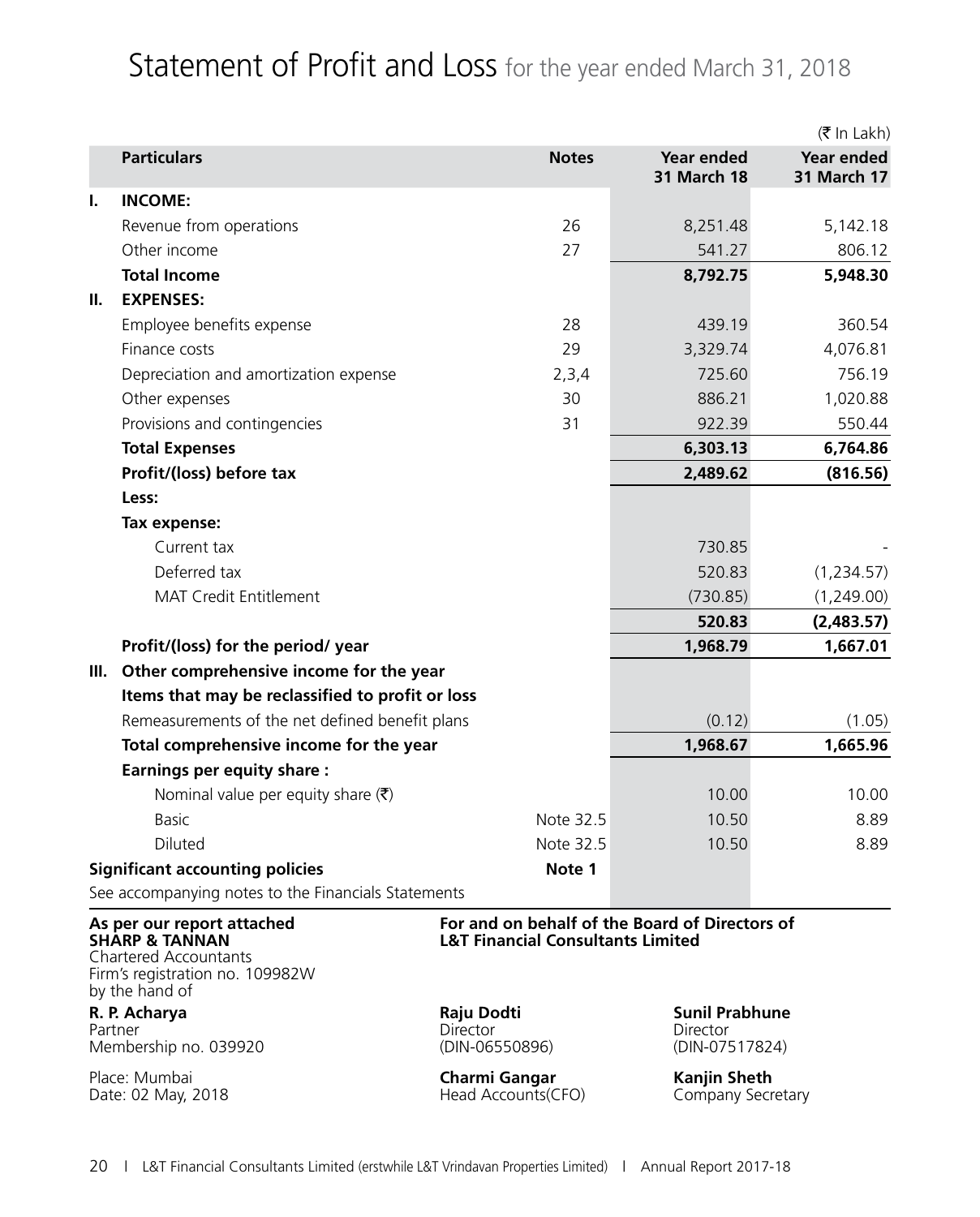# Statement of Profit and Loss for the year ended March 31, 2018

(₹ In Lakh)

| | Particulars | Notes | Year ended 31 March 18 | Year ended 31 March 17 |
|---|---|---|---|---|
| I. | **INCOME:** | | | |
| | Revenue from operations | 26 | 8,251.48 | 5,142.18 |
| | Other income | 27 | 541.27 | 806.12 |
| | **Total Income** | | **8,792.75** | **5,948.30** |
| II. | **EXPENSES:** | | | |
| | Employee benefits expense | 28 | 439.19 | 360.54 |
| | Finance costs | 29 | 3,329.74 | 4,076.81 |
| | Depreciation and amortization expense | 2,3,4 | 725.60 | 756.19 |
| | Other expenses | 30 | 886.21 | 1,020.88 |
| | Provisions and contingencies | 31 | 922.39 | 550.44 |
| | **Total Expenses** | | **6,303.13** | **6,764.86** |
| | **Profit/(loss) before tax** | | **2,489.62** | **(816.56)** |
| | **Less:** | | | |
| | **Tax expense:** | | | |
| | Current tax | | 730.85 | - |
| | Deferred tax | | 520.83 | (1,234.57) |
| | MAT Credit Entitlement | | (730.85) | (1,249.00) |
| | | | **520.83** | **(2,483.57)** |
| | **Profit/(loss) for the period/ year** | | **1,968.79** | **1,667.01** |
| III. | **Other comprehensive income for the year** | | | |
| | **Items that may be reclassified to profit or loss** | | | |
| | Remeasurements of the net defined benefit plans | | (0.12) | (1.05) |
| | **Total comprehensive income for the year** | | **1,968.67** | **1,665.96** |
| | **Earnings per equity share :** | | | |
| | Nominal value per equity share (₹) | | 10.00 | 10.00 |
| | Basic | Note 32.5 | 10.50 | 8.89 |
| | Diluted | Note 32.5 | 10.50 | 8.89 |
| | **Significant accounting policies** | **Note 1** | | |
| | See accompanying notes to the Financials Statements | | | |

**As per our report attached**
**SHARP & TANNAN**
Chartered Accountants
Firm's registration no. 109982W
by the hand of

**R. P. Acharya**
Partner
Membership no. 039920

Place: Mumbai
Date: 02 May, 2018

**For and on behalf of the Board of Directors of L&T Financial Consultants Limited**

**Raju Dodti**
Director
(DIN-06550896)

**Sunil Prabhune**
Director
(DIN-07517824)

**Charmi Gangar**
Head Accounts(CFO)

**Kanjin Sheth**
Company Secretary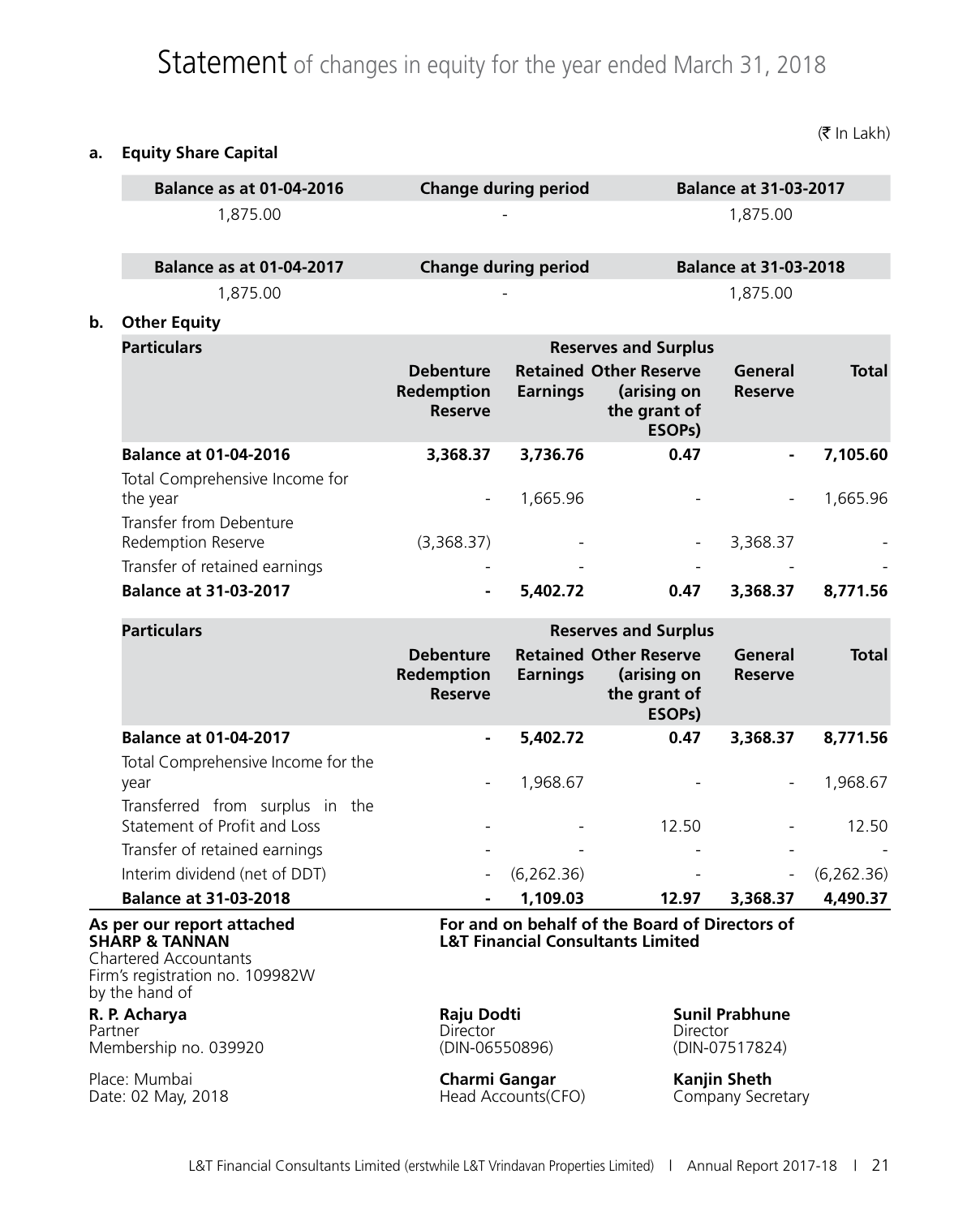# Statement of changes in equity for the year ended March 31, 2018

(₹ In Lakh)

**a. Equity Share Capital**

| Balance as at 01-04-2016 | Change during period | Balance at 31-03-2017 |
|---|---|---|
| 1,875.00 | - | 1,875.00 |

| Balance as at 01-04-2017 | Change during period | Balance at 31-03-2018 |
|---|---|---|
| 1,875.00 | - | 1,875.00 |

**b. Other Equity**

| Particulars | Reserves and Surplus | | | | |
|---|---|---|---|---|---|
| | Debenture Redemption Reserve | Retained Earnings | Other Reserve (arising on the grant of ESOPs) | General Reserve | Total |
| **Balance at 01-04-2016** | **3,368.37** | **3,736.76** | **0.47** | **-** | **7,105.60** |
| Total Comprehensive Income for the year | - | 1,665.96 | - | - | 1,665.96 |
| Transfer from Debenture Redemption Reserve | (3,368.37) | - | - | 3,368.37 | - |
| Transfer of retained earnings | - | - | - | - | - |
| **Balance at 31-03-2017** | **-** | **5,402.72** | **0.47** | **3,368.37** | **8,771.56** |

| Particulars | Reserves and Surplus | | | | |
|---|---|---|---|---|---|
| | Debenture Redemption Reserve | Retained Earnings | Other Reserve (arising on the grant of ESOPs) | General Reserve | Total |
| **Balance at 01-04-2017** | **-** | **5,402.72** | **0.47** | **3,368.37** | **8,771.56** |
| Total Comprehensive Income for the year | - | 1,968.67 | - | - | 1,968.67 |
| Transferred from surplus in the Statement of Profit and Loss | - | - | 12.50 | - | 12.50 |
| Transfer of retained earnings | - | - | - | - | - |
| Interim dividend (net of DDT) | - | (6,262.36) | - | - | (6,262.36) |
| **Balance at 31-03-2018** | **-** | **1,109.03** | **12.97** | **3,368.37** | **4,490.37** |

**As per our report attached**
**SHARP & TANNAN**
Chartered Accountants
Firm's registration no. 109982W
by the hand of

**R. P. Acharya**
Partner
Membership no. 039920

Place: Mumbai
Date: 02 May, 2018

**For and on behalf of the Board of Directors of**
**L&T Financial Consultants Limited**

**Raju Dodti**
Director
(DIN-06550896)

**Sunil Prabhune**
Director
(DIN-07517824)

**Charmi Gangar**
Head Accounts(CFO)

**Kanjin Sheth**
Company Secretary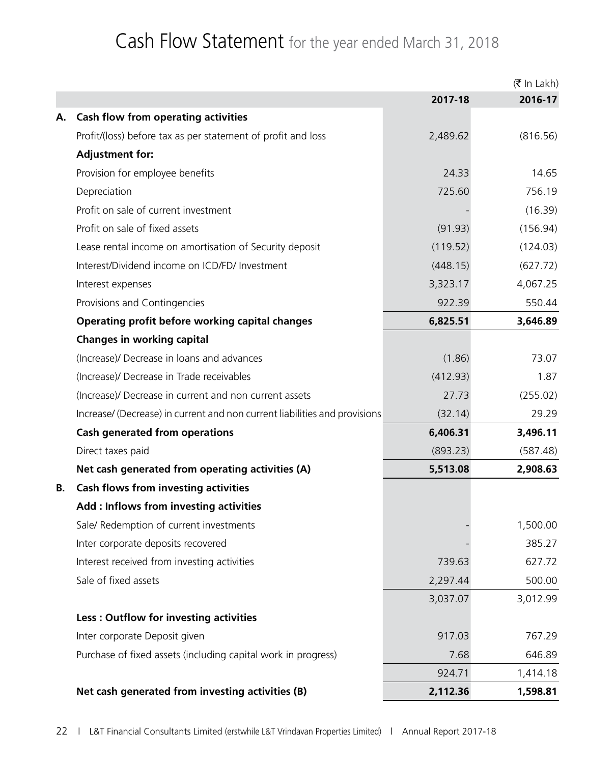# Cash Flow Statement for the year ended March 31, 2018

(₹ In Lakh)

| | | 2017-18 | 2016-17 |
|---|---|---|---|
| **A.** | **Cash flow from operating activities** | | |
| | Profit/(loss) before tax as per statement of profit and loss | 2,489.62 | (816.56) |
| | **Adjustment for:** | | |
| | Provision for employee benefits | 24.33 | 14.65 |
| | Depreciation | 725.60 | 756.19 |
| | Profit on sale of current investment | - | (16.39) |
| | Profit on sale of fixed assets | (91.93) | (156.94) |
| | Lease rental income on amortisation of Security deposit | (119.52) | (124.03) |
| | Interest/Dividend income on ICD/FD/ Investment | (448.15) | (627.72) |
| | Interest expenses | 3,323.17 | 4,067.25 |
| | Provisions and Contingencies | 922.39 | 550.44 |
| | **Operating profit before working capital changes** | **6,825.51** | **3,646.89** |
| | **Changes in working capital** | | |
| | (Increase)/ Decrease in loans and advances | (1.86) | 73.07 |
| | (Increase)/ Decrease in Trade receivables | (412.93) | 1.87 |
| | (Increase)/ Decrease in current and non current assets | 27.73 | (255.02) |
| | Increase/ (Decrease) in current and non current liabilities and provisions | (32.14) | 29.29 |
| | **Cash generated from operations** | **6,406.31** | **3,496.11** |
| | Direct taxes paid | (893.23) | (587.48) |
| | **Net cash generated from operating activities (A)** | **5,513.08** | **2,908.63** |
| **B.** | **Cash flows from investing activities** | | |
| | **Add : Inflows from investing activities** | | |
| | Sale/ Redemption of current investments | - | 1,500.00 |
| | Inter corporate deposits recovered | - | 385.27 |
| | Interest received from investing activities | 739.63 | 627.72 |
| | Sale of fixed assets | 2,297.44 | 500.00 |
| | | 3,037.07 | 3,012.99 |
| | **Less : Outflow for investing activities** | | |
| | Inter corporate Deposit given | 917.03 | 767.29 |
| | Purchase of fixed assets (including capital work in progress) | 7.68 | 646.89 |
| | | 924.71 | 1,414.18 |
| | **Net cash generated from investing activities (B)** | **2,112.36** | **1,598.81** |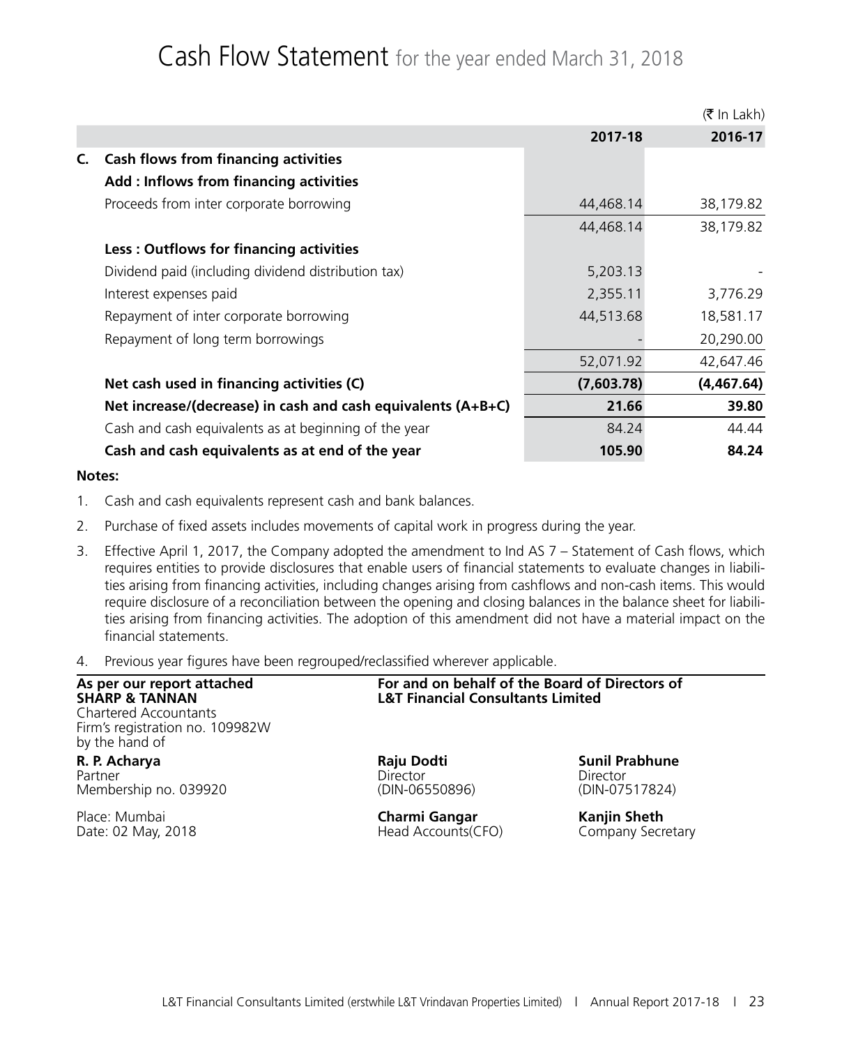# Cash Flow Statement for the year ended March 31, 2018

(₹ In Lakh)

| | | 2017-18 | 2016-17 |
|---|---|---|---|
| **C.** | **Cash flows from financing activities** | | |
| | **Add : Inflows from financing activities** | | |
| | Proceeds from inter corporate borrowing | 44,468.14 | 38,179.82 |
| | | 44,468.14 | 38,179.82 |
| | **Less : Outflows for financing activities** | | |
| | Dividend paid (including dividend distribution tax) | 5,203.13 | - |
| | Interest expenses paid | 2,355.11 | 3,776.29 |
| | Repayment of inter corporate borrowing | 44,513.68 | 18,581.17 |
| | Repayment of long term borrowings | - | 20,290.00 |
| | | 52,071.92 | 42,647.46 |
| | **Net cash used in financing activities (C)** | **(7,603.78)** | **(4,467.64)** |
| | **Net increase/(decrease) in cash and cash equivalents (A+B+C)** | **21.66** | **39.80** |
| | Cash and cash equivalents as at beginning of the year | 84.24 | 44.44 |
| | **Cash and cash equivalents as at end of the year** | **105.90** | **84.24** |

**Notes:**

1. Cash and cash equivalents represent cash and bank balances.
2. Purchase of fixed assets includes movements of capital work in progress during the year.
3. Effective April 1, 2017, the Company adopted the amendment to Ind AS 7 – Statement of Cash flows, which requires entities to provide disclosures that enable users of financial statements to evaluate changes in liabilities arising from financing activities, including changes arising from cashflows and non-cash items. This would require disclosure of a reconciliation between the opening and closing balances in the balance sheet for liabilities arising from financing activities. The adoption of this amendment did not have a material impact on the financial statements.
4. Previous year figures have been regrouped/reclassified wherever applicable.

**As per our report attached**
**SHARP & TANNAN**
Chartered Accountants
Firm's registration no. 109982W
by the hand of

**R. P. Acharya**
Partner
Membership no. 039920

Place: Mumbai
Date: 02 May, 2018

**For and on behalf of the Board of Directors of**
**L&T Financial Consultants Limited**

**Raju Dodti**
Director
(DIN-06550896)

**Sunil Prabhune**
Director
(DIN-07517824)

**Charmi Gangar**
Head Accounts(CFO)

**Kanjin Sheth**
Company Secretary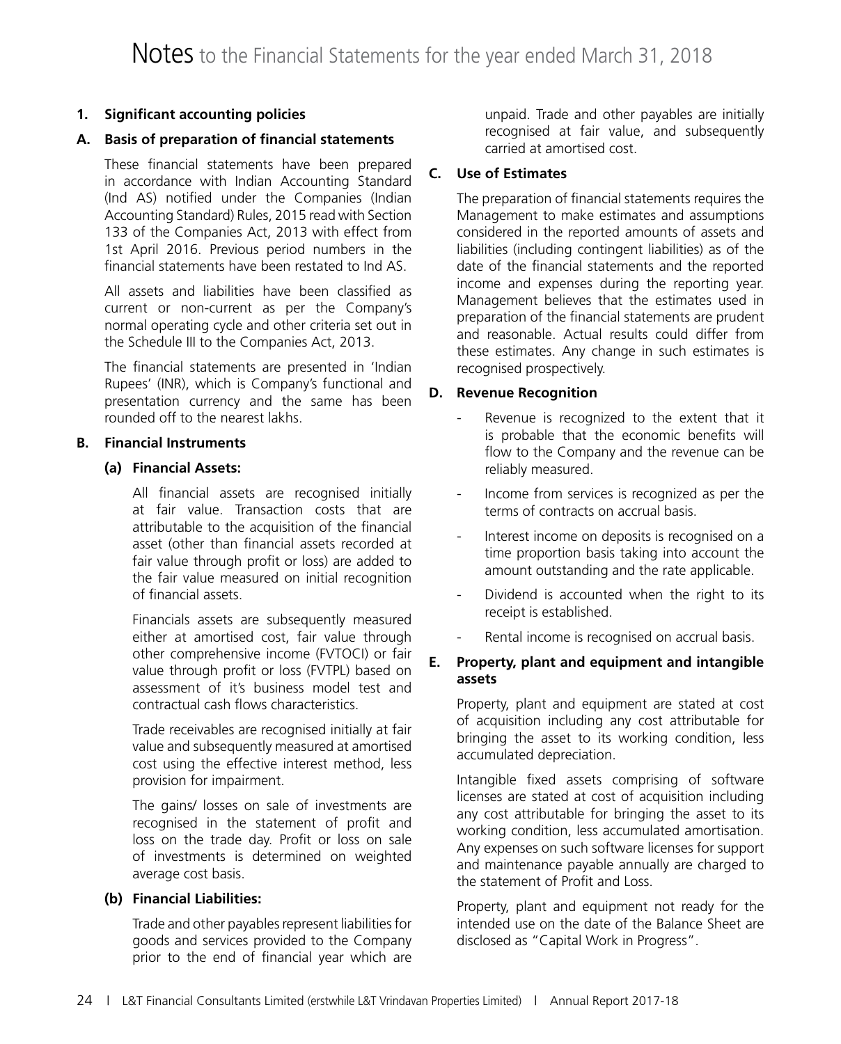# Notes to the Financial Statements for the year ended March 31, 2018

## 1. Significant accounting policies

### A. Basis of preparation of financial statements

These financial statements have been prepared in accordance with Indian Accounting Standard (Ind AS) notified under the Companies (Indian Accounting Standard) Rules, 2015 read with Section 133 of the Companies Act, 2013 with effect from 1st April 2016. Previous period numbers in the financial statements have been restated to Ind AS.

All assets and liabilities have been classified as current or non-current as per the Company's normal operating cycle and other criteria set out in the Schedule III to the Companies Act, 2013.

The financial statements are presented in 'Indian Rupees' (INR), which is Company's functional and presentation currency and the same has been rounded off to the nearest lakhs.

### B. Financial Instruments

#### (a) Financial Assets:

All financial assets are recognised initially at fair value. Transaction costs that are attributable to the acquisition of the financial asset (other than financial assets recorded at fair value through profit or loss) are added to the fair value measured on initial recognition of financial assets.

Financials assets are subsequently measured either at amortised cost, fair value through other comprehensive income (FVTOCI) or fair value through profit or loss (FVTPL) based on assessment of it's business model test and contractual cash flows characteristics.

Trade receivables are recognised initially at fair value and subsequently measured at amortised cost using the effective interest method, less provision for impairment.

The gains/ losses on sale of investments are recognised in the statement of profit and loss on the trade day. Profit or loss on sale of investments is determined on weighted average cost basis.

#### (b) Financial Liabilities:

Trade and other payables represent liabilities for goods and services provided to the Company prior to the end of financial year which are unpaid. Trade and other payables are initially recognised at fair value, and subsequently carried at amortised cost.

### C. Use of Estimates

The preparation of financial statements requires the Management to make estimates and assumptions considered in the reported amounts of assets and liabilities (including contingent liabilities) as of the date of the financial statements and the reported income and expenses during the reporting year. Management believes that the estimates used in preparation of the financial statements are prudent and reasonable. Actual results could differ from these estimates. Any change in such estimates is recognised prospectively.

### D. Revenue Recognition

- Revenue is recognized to the extent that it is probable that the economic benefits will flow to the Company and the revenue can be reliably measured.
- Income from services is recognized as per the terms of contracts on accrual basis.
- Interest income on deposits is recognised on a time proportion basis taking into account the amount outstanding and the rate applicable.
- Dividend is accounted when the right to its receipt is established.
- Rental income is recognised on accrual basis.

### E. Property, plant and equipment and intangible assets

Property, plant and equipment are stated at cost of acquisition including any cost attributable for bringing the asset to its working condition, less accumulated depreciation.

Intangible fixed assets comprising of software licenses are stated at cost of acquisition including any cost attributable for bringing the asset to its working condition, less accumulated amortisation. Any expenses on such software licenses for support and maintenance payable annually are charged to the statement of Profit and Loss.

Property, plant and equipment not ready for the intended use on the date of the Balance Sheet are disclosed as "Capital Work in Progress".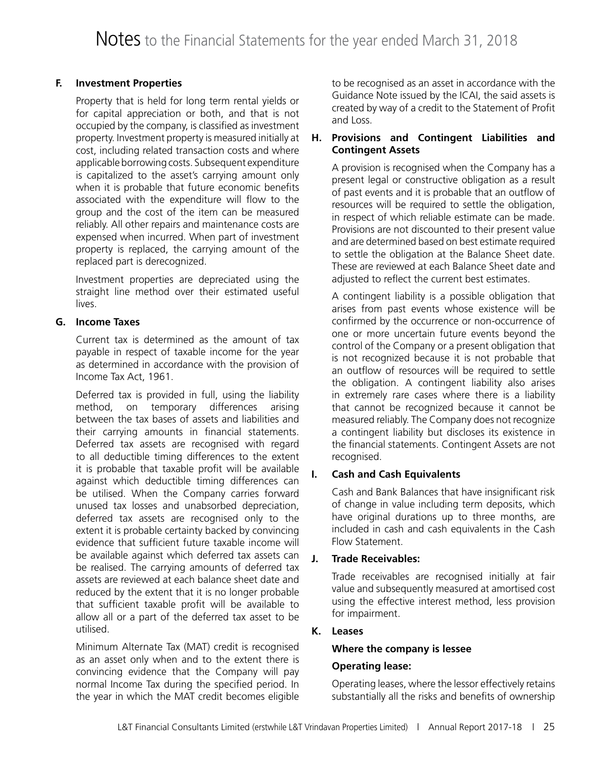### F. Investment Properties

Property that is held for long term rental yields or for capital appreciation or both, and that is not occupied by the company, is classified as investment property. Investment property is measured initially at cost, including related transaction costs and where applicable borrowing costs. Subsequent expenditure is capitalized to the asset's carrying amount only when it is probable that future economic benefits associated with the expenditure will flow to the group and the cost of the item can be measured reliably. All other repairs and maintenance costs are expensed when incurred. When part of investment property is replaced, the carrying amount of the replaced part is derecognized.

Investment properties are depreciated using the straight line method over their estimated useful lives.

### G. Income Taxes

Current tax is determined as the amount of tax payable in respect of taxable income for the year as determined in accordance with the provision of Income Tax Act, 1961.

Deferred tax is provided in full, using the liability method, on temporary differences arising between the tax bases of assets and liabilities and their carrying amounts in financial statements. Deferred tax assets are recognised with regard to all deductible timing differences to the extent it is probable that taxable profit will be available against which deductible timing differences can be utilised. When the Company carries forward unused tax losses and unabsorbed depreciation, deferred tax assets are recognised only to the extent it is probable certainty backed by convincing evidence that sufficient future taxable income will be available against which deferred tax assets can be realised. The carrying amounts of deferred tax assets are reviewed at each balance sheet date and reduced by the extent that it is no longer probable that sufficient taxable profit will be available to allow all or a part of the deferred tax asset to be utilised.

Minimum Alternate Tax (MAT) credit is recognised as an asset only when and to the extent there is convincing evidence that the Company will pay normal Income Tax during the specified period. In the year in which the MAT credit becomes eligible to be recognised as an asset in accordance with the Guidance Note issued by the ICAI, the said assets is created by way of a credit to the Statement of Profit and Loss.

### H. Provisions and Contingent Liabilities and Contingent Assets

A provision is recognised when the Company has a present legal or constructive obligation as a result of past events and it is probable that an outflow of resources will be required to settle the obligation, in respect of which reliable estimate can be made. Provisions are not discounted to their present value and are determined based on best estimate required to settle the obligation at the Balance Sheet date. These are reviewed at each Balance Sheet date and adjusted to reflect the current best estimates.

A contingent liability is a possible obligation that arises from past events whose existence will be confirmed by the occurrence or non-occurrence of one or more uncertain future events beyond the control of the Company or a present obligation that is not recognized because it is not probable that an outflow of resources will be required to settle the obligation. A contingent liability also arises in extremely rare cases where there is a liability that cannot be recognized because it cannot be measured reliably. The Company does not recognize a contingent liability but discloses its existence in the financial statements. Contingent Assets are not recognised.

### I. Cash and Cash Equivalents

Cash and Bank Balances that have insignificant risk of change in value including term deposits, which have original durations up to three months, are included in cash and cash equivalents in the Cash Flow Statement.

### J. Trade Receivables:

Trade receivables are recognised initially at fair value and subsequently measured at amortised cost using the effective interest method, less provision for impairment.

### K. Leases

**Where the company is lessee**

**Operating lease:**

Operating leases, where the lessor effectively retains substantially all the risks and benefits of ownership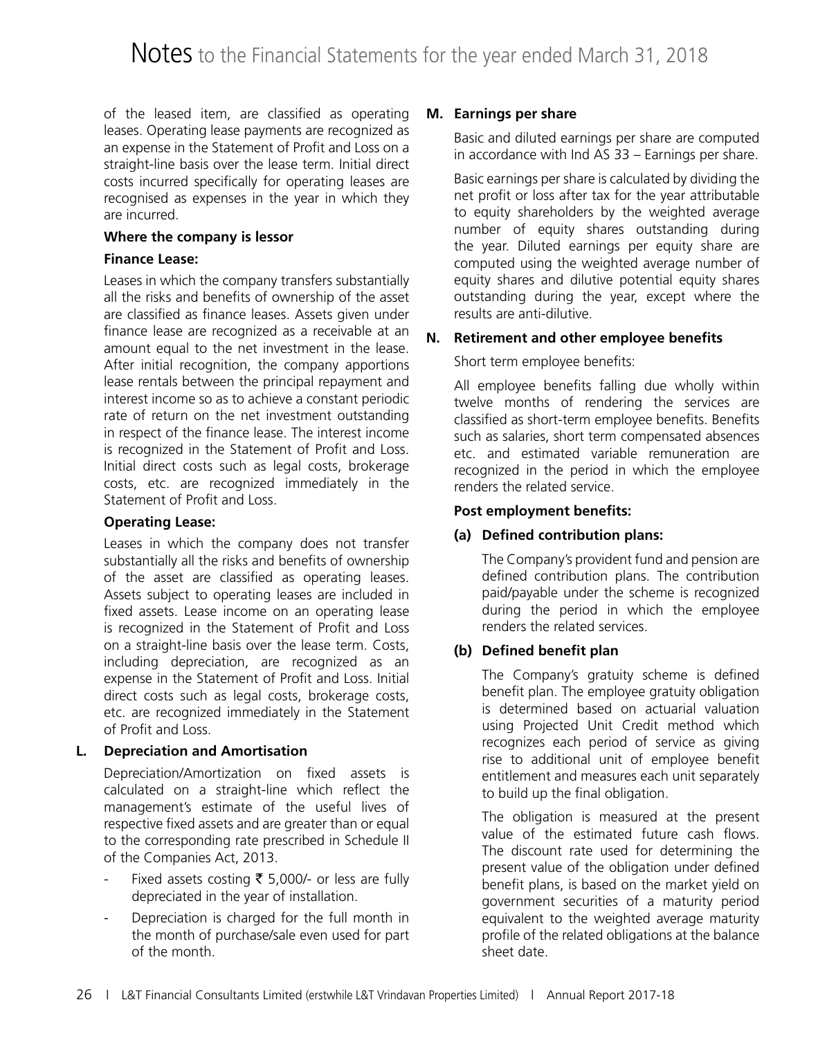of the leased item, are classified as operating leases. Operating lease payments are recognized as an expense in the Statement of Profit and Loss on a straight-line basis over the lease term. Initial direct costs incurred specifically for operating leases are recognised as expenses in the year in which they are incurred.

**Where the company is lessor**

**Finance Lease:**

Leases in which the company transfers substantially all the risks and benefits of ownership of the asset are classified as finance leases. Assets given under finance lease are recognized as a receivable at an amount equal to the net investment in the lease. After initial recognition, the company apportions lease rentals between the principal repayment and interest income so as to achieve a constant periodic rate of return on the net investment outstanding in respect of the finance lease. The interest income is recognized in the Statement of Profit and Loss. Initial direct costs such as legal costs, brokerage costs, etc. are recognized immediately in the Statement of Profit and Loss.

**Operating Lease:**

Leases in which the company does not transfer substantially all the risks and benefits of ownership of the asset are classified as operating leases. Assets subject to operating leases are included in fixed assets. Lease income on an operating lease is recognized in the Statement of Profit and Loss on a straight-line basis over the lease term. Costs, including depreciation, are recognized as an expense in the Statement of Profit and Loss. Initial direct costs such as legal costs, brokerage costs, etc. are recognized immediately in the Statement of Profit and Loss.

## L. Depreciation and Amortisation

Depreciation/Amortization on fixed assets is calculated on a straight-line which reflect the management's estimate of the useful lives of respective fixed assets and are greater than or equal to the corresponding rate prescribed in Schedule II of the Companies Act, 2013.

- Fixed assets costing ₹ 5,000/- or less are fully depreciated in the year of installation.
- Depreciation is charged for the full month in the month of purchase/sale even used for part of the month.

## M. Earnings per share

Basic and diluted earnings per share are computed in accordance with Ind AS 33 – Earnings per share.

Basic earnings per share is calculated by dividing the net profit or loss after tax for the year attributable to equity shareholders by the weighted average number of equity shares outstanding during the year. Diluted earnings per equity share are computed using the weighted average number of equity shares and dilutive potential equity shares outstanding during the year, except where the results are anti-dilutive.

## N. Retirement and other employee benefits

Short term employee benefits:

All employee benefits falling due wholly within twelve months of rendering the services are classified as short-term employee benefits. Benefits such as salaries, short term compensated absences etc. and estimated variable remuneration are recognized in the period in which the employee renders the related service.

**Post employment benefits:**

**(a) Defined contribution plans:**

The Company's provident fund and pension are defined contribution plans. The contribution paid/payable under the scheme is recognized during the period in which the employee renders the related services.

**(b) Defined benefit plan**

The Company's gratuity scheme is defined benefit plan. The employee gratuity obligation is determined based on actuarial valuation using Projected Unit Credit method which recognizes each period of service as giving rise to additional unit of employee benefit entitlement and measures each unit separately to build up the final obligation.

The obligation is measured at the present value of the estimated future cash flows. The discount rate used for determining the present value of the obligation under defined benefit plans, is based on the market yield on government securities of a maturity period equivalent to the weighted average maturity profile of the related obligations at the balance sheet date.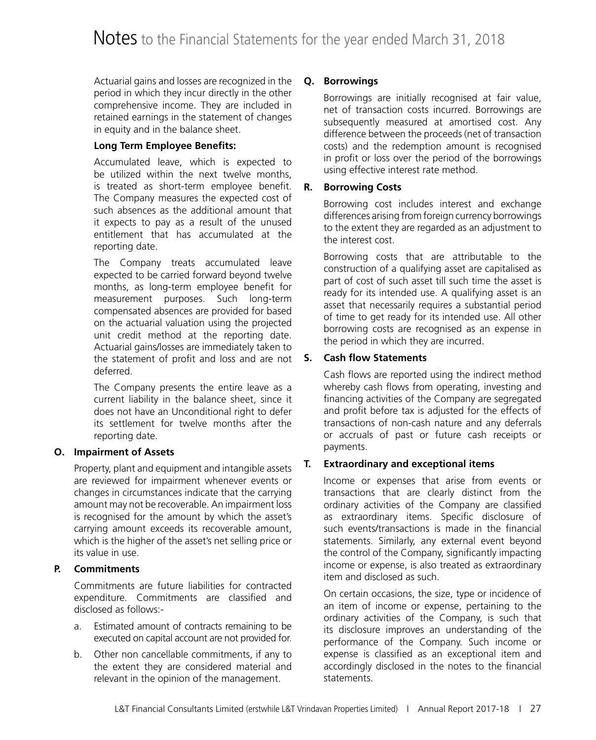Actuarial gains and losses are recognized in the period in which they incur directly in the other comprehensive income. They are included in retained earnings in the statement of changes in equity and in the balance sheet.

**Long Term Employee Benefits:**

Accumulated leave, which is expected to be utilized within the next twelve months, is treated as short-term employee benefit. The Company measures the expected cost of such absences as the additional amount that it expects to pay as a result of the unused entitlement that has accumulated at the reporting date.

The Company treats accumulated leave expected to be carried forward beyond twelve months, as long-term employee benefit for measurement purposes. Such long-term compensated absences are provided for based on the actuarial valuation using the projected unit credit method at the reporting date. Actuarial gains/losses are immediately taken to the statement of profit and loss and are not deferred.

The Company presents the entire leave as a current liability in the balance sheet, since it does not have an Unconditional right to defer its settlement for twelve months after the reporting date.

## O. Impairment of Assets

Property, plant and equipment and intangible assets are reviewed for impairment whenever events or changes in circumstances indicate that the carrying amount may not be recoverable. An impairment loss is recognised for the amount by which the asset's carrying amount exceeds its recoverable amount, which is the higher of the asset's net selling price or its value in use.

## P. Commitments

Commitments are future liabilities for contracted expenditure. Commitments are classified and disclosed as follows:-

a. Estimated amount of contracts remaining to be executed on capital account are not provided for.

b. Other non cancellable commitments, if any to the extent they are considered material and relevant in the opinion of the management.

## Q. Borrowings

Borrowings are initially recognised at fair value, net of transaction costs incurred. Borrowings are subsequently measured at amortised cost. Any difference between the proceeds (net of transaction costs) and the redemption amount is recognised in profit or loss over the period of the borrowings using effective interest rate method.

## R. Borrowing Costs

Borrowing cost includes interest and exchange differences arising from foreign currency borrowings to the extent they are regarded as an adjustment to the interest cost.

Borrowing costs that are attributable to the construction of a qualifying asset are capitalised as part of cost of such asset till such time the asset is ready for its intended use. A qualifying asset is an asset that necessarily requires a substantial period of time to get ready for its intended use. All other borrowing costs are recognised as an expense in the period in which they are incurred.

## S. Cash flow Statements

Cash flows are reported using the indirect method whereby cash flows from operating, investing and financing activities of the Company are segregated and profit before tax is adjusted for the effects of transactions of non-cash nature and any deferrals or accruals of past or future cash receipts or payments.

## T. Extraordinary and exceptional items

Income or expenses that arise from events or transactions that are clearly distinct from the ordinary activities of the Company are classified as extraordinary items. Specific disclosure of such events/transactions is made in the financial statements. Similarly, any external event beyond the control of the Company, significantly impacting income or expense, is also treated as extraordinary item and disclosed as such.

On certain occasions, the size, type or incidence of an item of income or expense, pertaining to the ordinary activities of the Company, is such that its disclosure improves an understanding of the performance of the Company. Such income or expense is classified as an exceptional item and accordingly disclosed in the notes to the financial statements.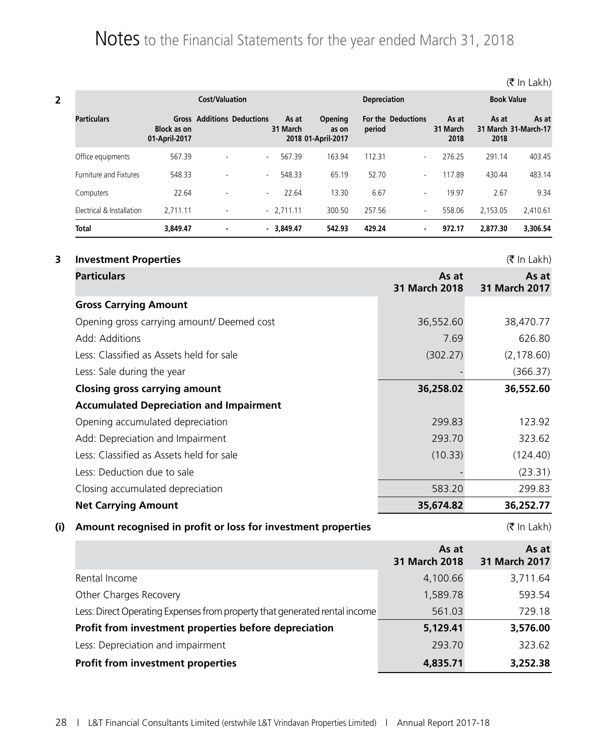# Notes to the Financial Statements for the year ended March 31, 2018

(₹ In Lakh)

**2**

| Particulars | Cost/Valuation | | | | Depreciation | | | | Book Value | |
|---|---|---|---|---|---|---|---|---|---|---|
| | Gross Block as on 01-April-2017 | Additions | Deductions | As at 31 March 2018 | Opening as on 01-April-2017 | For the period | Deductions | As at 31 March 2018 | As at 31 March 2018 | As at 31-March-17 |
| Office equipments | 567.39 | - | - | 567.39 | 163.94 | 112.31 | - | 276.25 | 291.14 | 403.45 |
| Furniture and Fixtures | 548.33 | - | - | 548.33 | 65.19 | 52.70 | - | 117.89 | 430.44 | 483.14 |
| Computers | 22.64 | - | - | 22.64 | 13.30 | 6.67 | - | 19.97 | 2.67 | 9.34 |
| Electrical & Installation | 2,711.11 | - | - | 2,711.11 | 300.50 | 257.56 | - | 558.06 | 2,153.05 | 2,410.61 |
| **Total** | **3,849.47** | **-** | **-** | **3,849.47** | **542.93** | **429.24** | **-** | **972.17** | **2,877.30** | **3,306.54** |

## 3 Investment Properties

(₹ In Lakh)

| Particulars | As at 31 March 2018 | As at 31 March 2017 |
|---|---|---|
| **Gross Carrying Amount** | | |
| Opening gross carrying amount/ Deemed cost | 36,552.60 | 38,470.77 |
| Add: Additions | 7.69 | 626.80 |
| Less: Classified as Assets held for sale | (302.27) | (2,178.60) |
| Less: Sale during the year | - | (366.37) |
| **Closing gross carrying amount** | **36,258.02** | **36,552.60** |
| **Accumulated Depreciation and Impairment** | | |
| Opening accumulated depreciation | 299.83 | 123.92 |
| Add: Depreciation and Impairment | 293.70 | 323.62 |
| Less: Classified as Assets held for sale | (10.33) | (124.40) |
| Less: Deduction due to sale | - | (23.31) |
| Closing accumulated depreciation | 583.20 | 299.83 |
| **Net Carrying Amount** | **35,674.82** | **36,252.77** |

### (i) Amount recognised in profit or loss for investment properties

(₹ In Lakh)

| | As at 31 March 2018 | As at 31 March 2017 |
|---|---|---|
| Rental Income | 4,100.66 | 3,711.64 |
| Other Charges Recovery | 1,589.78 | 593.54 |
| Less: Direct Operating Expenses from property that generated rental income | 561.03 | 729.18 |
| **Profit from investment properties before depreciation** | **5,129.41** | **3,576.00** |
| Less: Depreciation and impairment | 293.70 | 323.62 |
| **Profit from investment properties** | **4,835.71** | **3,252.38** |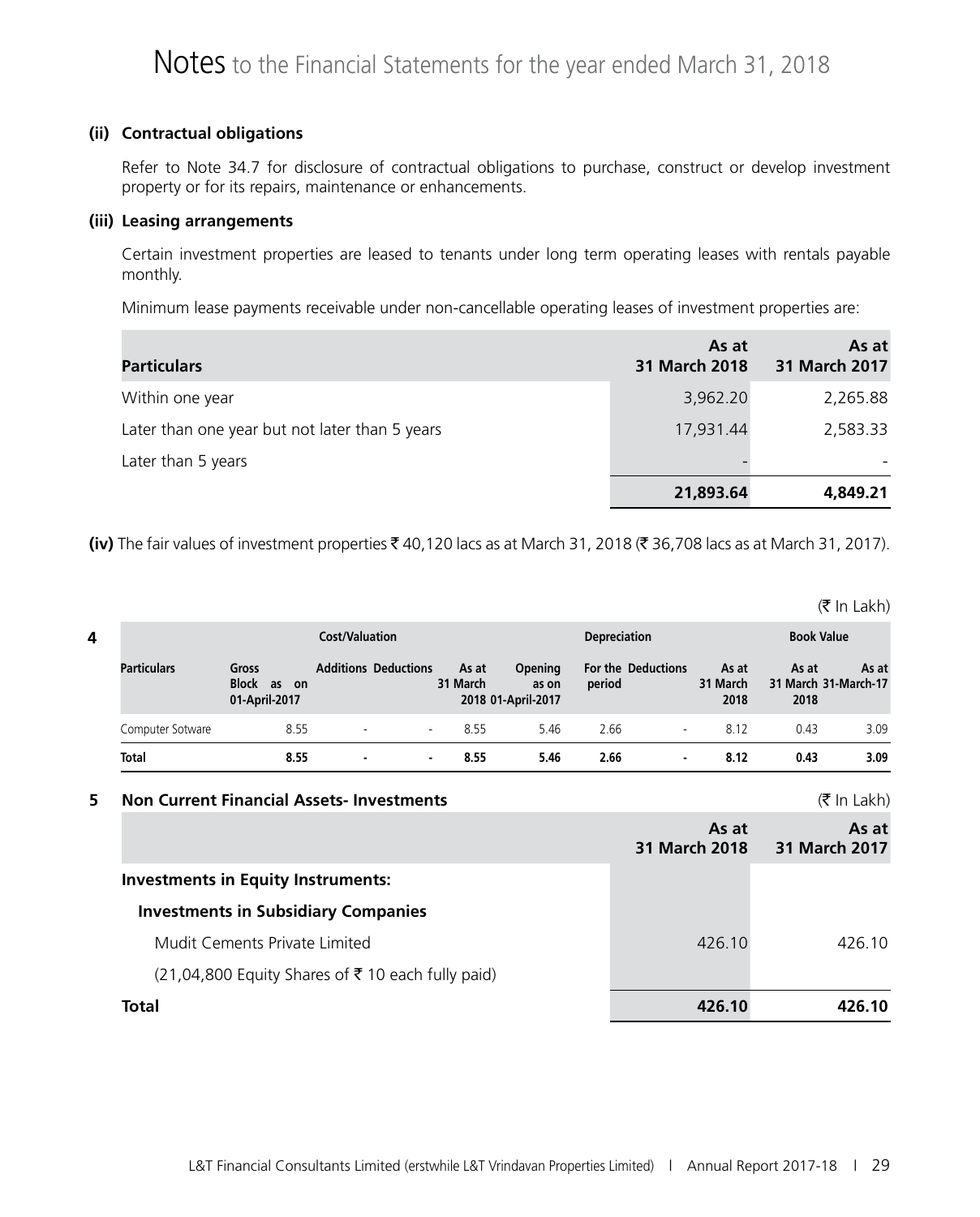### (ii) Contractual obligations

Refer to Note 34.7 for disclosure of contractual obligations to purchase, construct or develop investment property or for its repairs, maintenance or enhancements.

### (iii) Leasing arrangements

Certain investment properties are leased to tenants under long term operating leases with rentals payable monthly.

Minimum lease payments receivable under non-cancellable operating leases of investment properties are:

| Particulars | As at 31 March 2018 | As at 31 March 2017 |
|---|---|---|
| Within one year | 3,962.20 | 2,265.88 |
| Later than one year but not later than 5 years | 17,931.44 | 2,583.33 |
| Later than 5 years | - | - |
| | **21,893.64** | **4,849.21** |

**(iv)** The fair values of investment properties ₹ 40,120 lacs as at March 31, 2018 (₹ 36,708 lacs as at March 31, 2017).

(₹ In Lakh)

**4**

| Particulars | Cost/Valuation | | | | Depreciation | | | | Book Value | |
|---|---|---|---|---|---|---|---|---|---|---|
| | Gross Block as on 01-April-2017 | Additions | Deductions | As at 31 March 2018 | Opening as on 01-April-2017 | For the period | Deductions | As at 31 March 2018 | As at 31 March 2018 | As at 31-March-17 |
| Computer Sotware | 8.55 | - | - | 8.55 | 5.46 | 2.66 | - | 8.12 | 0.43 | 3.09 |
| **Total** | **8.55** | **-** | **-** | **8.55** | **5.46** | **2.66** | **-** | **8.12** | **0.43** | **3.09** |

## 5 Non Current Financial Assets- Investments

(₹ In Lakh)

| | As at 31 March 2018 | As at 31 March 2017 |
|---|---|---|
| **Investments in Equity Instruments:** | | |
| **Investments in Subsidiary Companies** | | |
| Mudit Cements Private Limited | 426.10 | 426.10 |
| (21,04,800 Equity Shares of ₹ 10 each fully paid) | | |
| **Total** | **426.10** | **426.10** |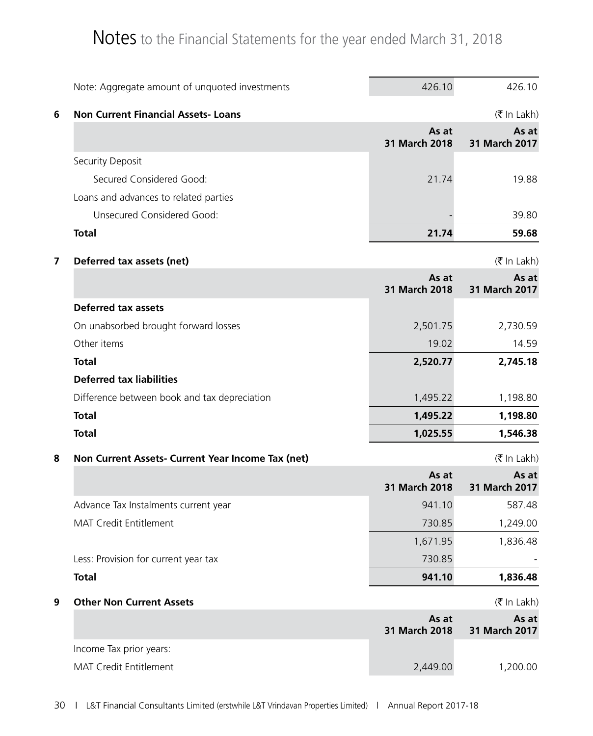# Notes to the Financial Statements for the year ended March 31, 2018

| | | |
|---|---|---|
| Note: Aggregate amount of unquoted investments | 426.10 | 426.10 |

## 6 Non Current Financial Assets- Loans

(₹ In Lakh)

| | As at 31 March 2018 | As at 31 March 2017 |
|---|---|---|
| Security Deposit | | |
| Secured Considered Good: | 21.74 | 19.88 |
| Loans and advances to related parties | | |
| Unsecured Considered Good: | - | 39.80 |
| **Total** | **21.74** | **59.68** |

## 7 Deferred tax assets (net)

(₹ In Lakh)

| | As at 31 March 2018 | As at 31 March 2017 |
|---|---|---|
| **Deferred tax assets** | | |
| On unabsorbed brought forward losses | 2,501.75 | 2,730.59 |
| Other items | 19.02 | 14.59 |
| **Total** | **2,520.77** | **2,745.18** |
| **Deferred tax liabilities** | | |
| Difference between book and tax depreciation | 1,495.22 | 1,198.80 |
| **Total** | **1,495.22** | **1,198.80** |
| **Total** | **1,025.55** | **1,546.38** |

## 8 Non Current Assets- Current Year Income Tax (net)

(₹ In Lakh)

| | As at 31 March 2018 | As at 31 March 2017 |
|---|---|---|
| Advance Tax Instalments current year | 941.10 | 587.48 |
| MAT Credit Entitlement | 730.85 | 1,249.00 |
| | 1,671.95 | 1,836.48 |
| Less: Provision for current year tax | 730.85 | - |
| **Total** | **941.10** | **1,836.48** |

## 9 Other Non Current Assets

(₹ In Lakh)

| | As at 31 March 2018 | As at 31 March 2017 |
|---|---|---|
| Income Tax prior years: | | |
| MAT Credit Entitlement | 2,449.00 | 1,200.00 |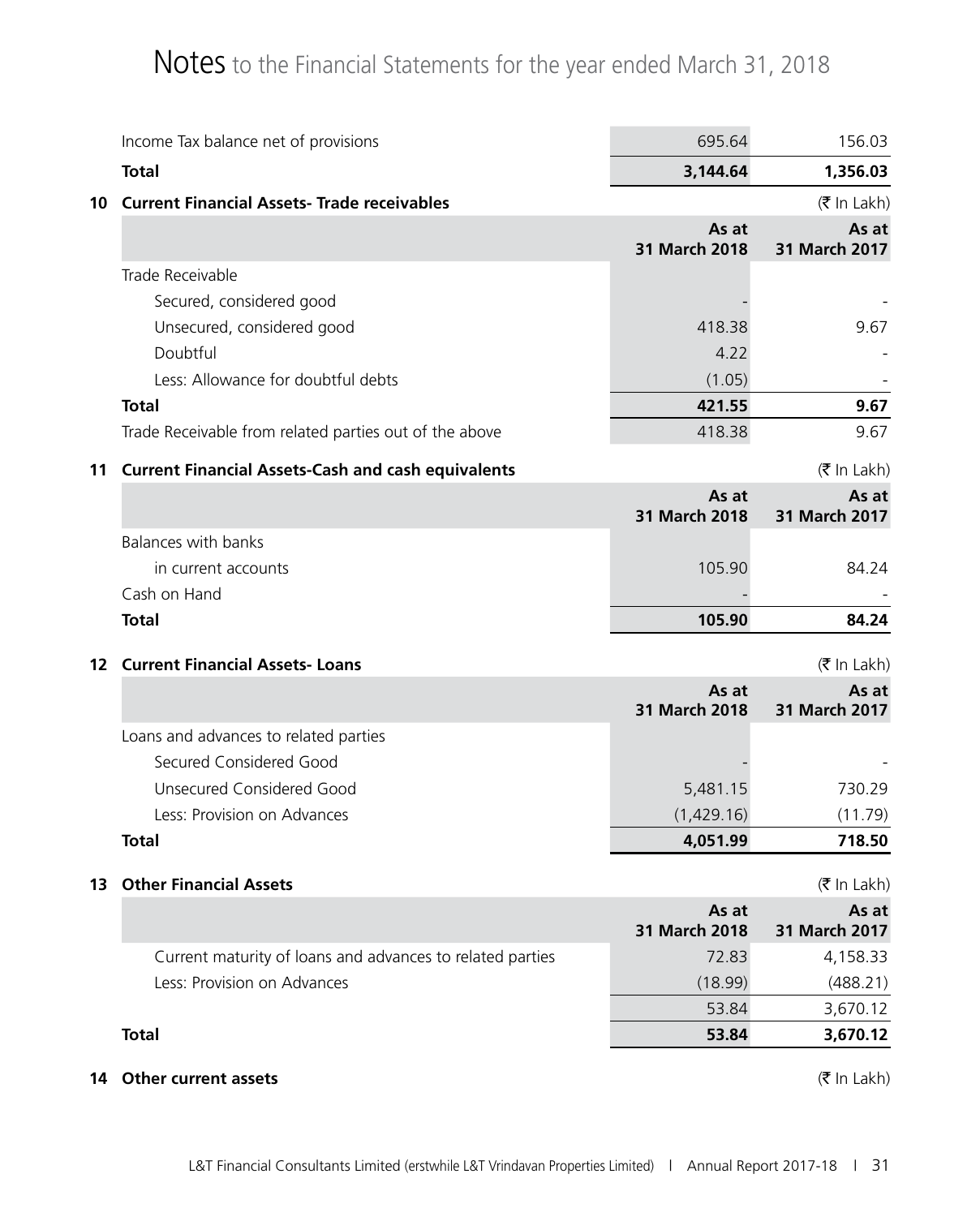# Notes to the Financial Statements for the year ended March 31, 2018

| | | |
|---|---|---|
| Income Tax balance net of provisions | 695.64 | 156.03 |
| **Total** | **3,144.64** | **1,356.03** |

## 10 Current Financial Assets- Trade receivables

(₹ In Lakh)

| | As at 31 March 2018 | As at 31 March 2017 |
|---|---|---|
| Trade Receivable | | |
| Secured, considered good | - | - |
| Unsecured, considered good | 418.38 | 9.67 |
| Doubtful | 4.22 | - |
| Less: Allowance for doubtful debts | (1.05) | - |
| **Total** | **421.55** | **9.67** |
| Trade Receivable from related parties out of the above | 418.38 | 9.67 |

## 11 Current Financial Assets-Cash and cash equivalents

(₹ In Lakh)

| | As at 31 March 2018 | As at 31 March 2017 |
|---|---|---|
| Balances with banks | | |
| in current accounts | 105.90 | 84.24 |
| Cash on Hand | - | - |
| **Total** | **105.90** | **84.24** |

## 12 Current Financial Assets- Loans

(₹ In Lakh)

| | As at 31 March 2018 | As at 31 March 2017 |
|---|---|---|
| Loans and advances to related parties | | |
| Secured Considered Good | - | - |
| Unsecured Considered Good | 5,481.15 | 730.29 |
| Less: Provision on Advances | (1,429.16) | (11.79) |
| **Total** | **4,051.99** | **718.50** |

## 13 Other Financial Assets

(₹ In Lakh)

| | As at 31 March 2018 | As at 31 March 2017 |
|---|---|---|
| Current maturity of loans and advances to related parties | 72.83 | 4,158.33 |
| Less: Provision on Advances | (18.99) | (488.21) |
| | 53.84 | 3,670.12 |
| **Total** | **53.84** | **3,670.12** |

## 14 Other current assets

(₹ In Lakh)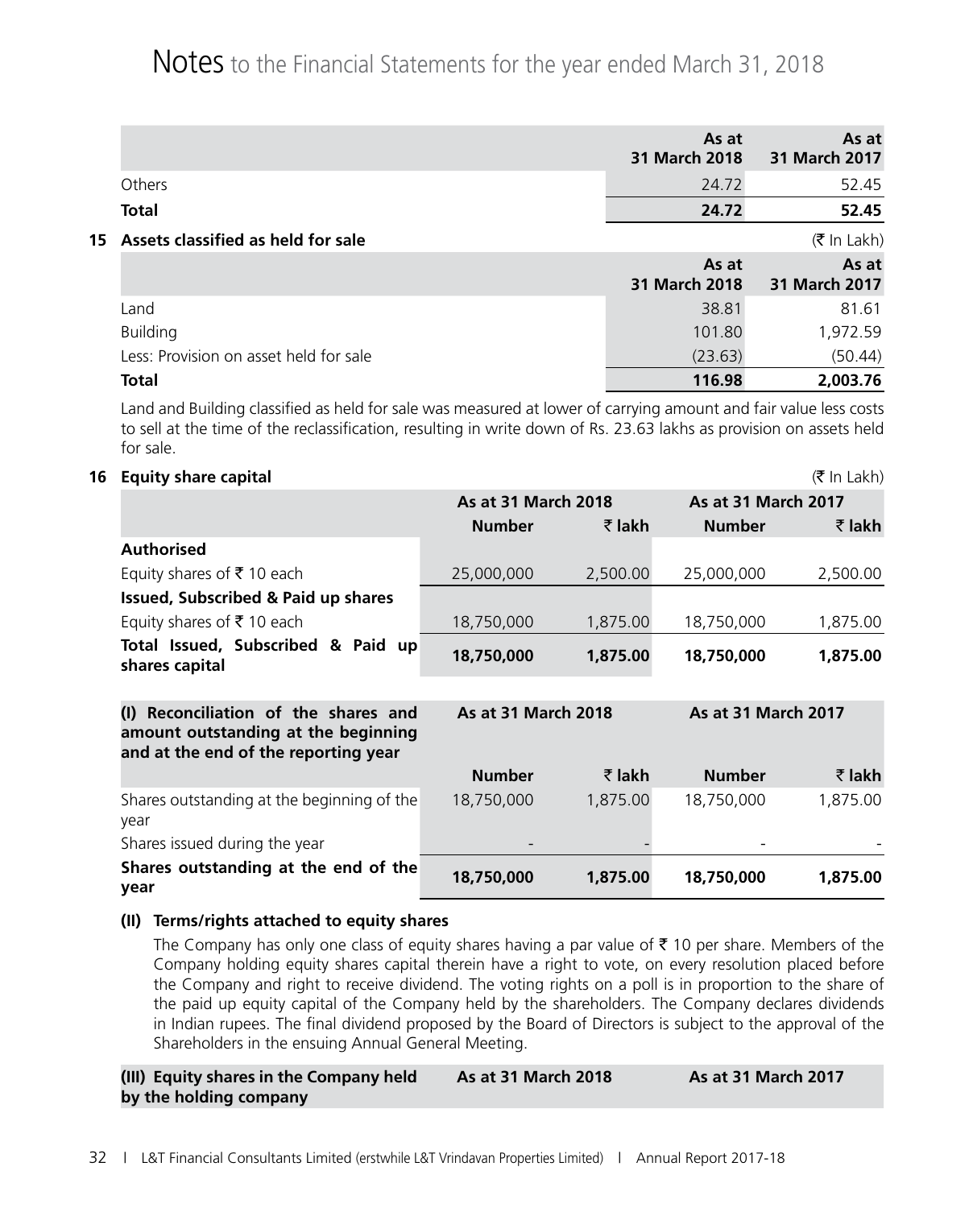| | As at 31 March 2018 | As at 31 March 2017 |
|---|---|---|
| Others | 24.72 | 52.45 |
| **Total** | **24.72** | **52.45** |

## 15 Assets classified as held for sale

(₹ In Lakh)

| | As at 31 March 2018 | As at 31 March 2017 |
|---|---|---|
| Land | 38.81 | 81.61 |
| Building | 101.80 | 1,972.59 |
| Less: Provision on asset held for sale | (23.63) | (50.44) |
| **Total** | **116.98** | **2,003.76** |

Land and Building classified as held for sale was measured at lower of carrying amount and fair value less costs to sell at the time of the reclassification, resulting in write down of Rs. 23.63 lakhs as provision on assets held for sale.

## 16 Equity share capital

(₹ In Lakh)

| | As at 31 March 2018 | | As at 31 March 2017 | |
|---|---|---|---|---|
| | **Number** | **₹ lakh** | **Number** | **₹ lakh** |
| **Authorised** | | | | |
| Equity shares of ₹ 10 each | 25,000,000 | 2,500.00 | 25,000,000 | 2,500.00 |
| **Issued, Subscribed & Paid up shares** | | | | |
| Equity shares of ₹ 10 each | 18,750,000 | 1,875.00 | 18,750,000 | 1,875.00 |
| **Total Issued, Subscribed & Paid up shares capital** | **18,750,000** | **1,875.00** | **18,750,000** | **1,875.00** |

| (I) Reconciliation of the shares and amount outstanding at the beginning and at the end of the reporting year | As at 31 March 2018 | | As at 31 March 2017 | |
|---|---|---|---|---|
| | **Number** | **₹ lakh** | **Number** | **₹ lakh** |
| Shares outstanding at the beginning of the year | 18,750,000 | 1,875.00 | 18,750,000 | 1,875.00 |
| Shares issued during the year | - | - | - | - |
| **Shares outstanding at the end of the year** | **18,750,000** | **1,875.00** | **18,750,000** | **1,875.00** |

### (II) Terms/rights attached to equity shares

The Company has only one class of equity shares having a par value of ₹ 10 per share. Members of the Company holding equity shares capital therein have a right to vote, on every resolution placed before the Company and right to receive dividend. The voting rights on a poll is in proportion to the share of the paid up equity capital of the Company held by the shareholders. The Company declares dividends in Indian rupees. The final dividend proposed by the Board of Directors is subject to the approval of the Shareholders in the ensuing Annual General Meeting.

| (III) Equity shares in the Company held by the holding company | As at 31 March 2018 | As at 31 March 2017 |
|---|---|---|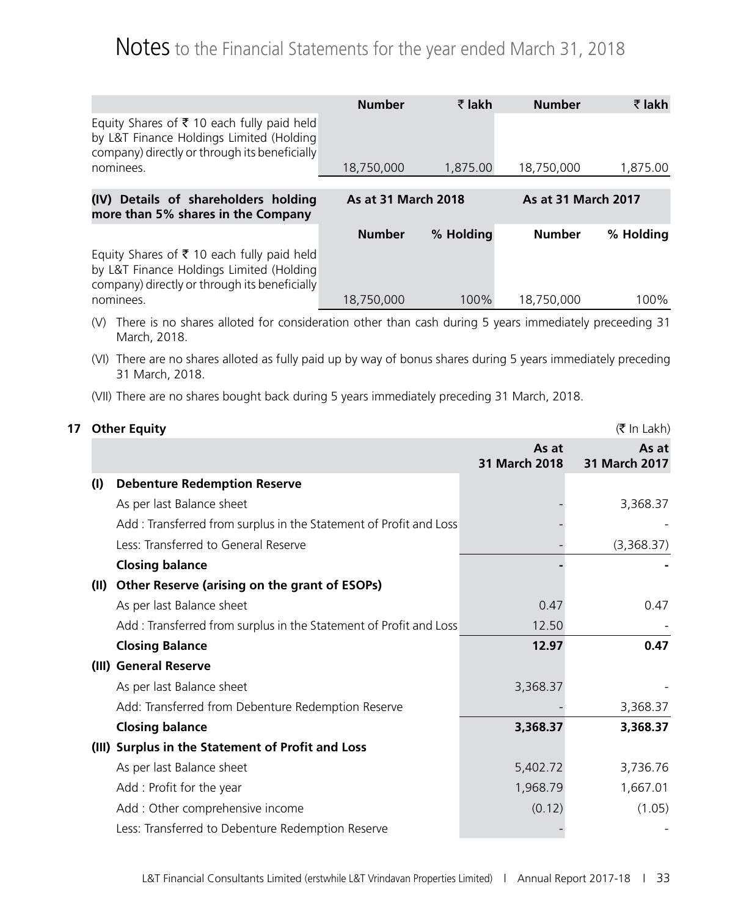# Notes to the Financial Statements for the year ended March 31, 2018

| | Number | ₹ lakh | Number | ₹ lakh |
|---|---|---|---|---|
| Equity Shares of ₹ 10 each fully paid held by L&T Finance Holdings Limited (Holding company) directly or through its beneficially nominees. | 18,750,000 | 1,875.00 | 18,750,000 | 1,875.00 |

| (IV) Details of shareholders holding more than 5% shares in the Company | As at 31 March 2018 | | As at 31 March 2017 | |
|---|---|---|---|---|
| | Number | % Holding | Number | % Holding |
| Equity Shares of ₹ 10 each fully paid held by L&T Finance Holdings Limited (Holding company) directly or through its beneficially nominees. | 18,750,000 | 100% | 18,750,000 | 100% |

(V) There is no shares alloted for consideration other than cash during 5 years immediately preceeding 31 March, 2018.

(VI) There are no shares alloted as fully paid up by way of bonus shares during 5 years immediately preceding 31 March, 2018.

(VII) There are no shares bought back during 5 years immediately preceding 31 March, 2018.

## 17 Other Equity

(₹ In Lakh)

| | | As at 31 March 2018 | As at 31 March 2017 |
|---|---|---|---|
| (I) | **Debenture Redemption Reserve** | | |
| | As per last Balance sheet | - | 3,368.37 |
| | Add : Transferred from surplus in the Statement of Profit and Loss | - | - |
| | Less: Transferred to General Reserve | - | (3,368.37) |
| | **Closing balance** | **-** | **-** |
| (II) | **Other Reserve (arising on the grant of ESOPs)** | | |
| | As per last Balance sheet | 0.47 | 0.47 |
| | Add : Transferred from surplus in the Statement of Profit and Loss | 12.50 | - |
| | **Closing Balance** | **12.97** | **0.47** |
| (III) | **General Reserve** | | |
| | As per last Balance sheet | 3,368.37 | - |
| | Add: Transferred from Debenture Redemption Reserve | - | 3,368.37 |
| | **Closing balance** | **3,368.37** | **3,368.37** |
| (III) | **Surplus in the Statement of Profit and Loss** | | |
| | As per last Balance sheet | 5,402.72 | 3,736.76 |
| | Add : Profit for the year | 1,968.79 | 1,667.01 |
| | Add : Other comprehensive income | (0.12) | (1.05) |
| | Less: Transferred to Debenture Redemption Reserve | - | - |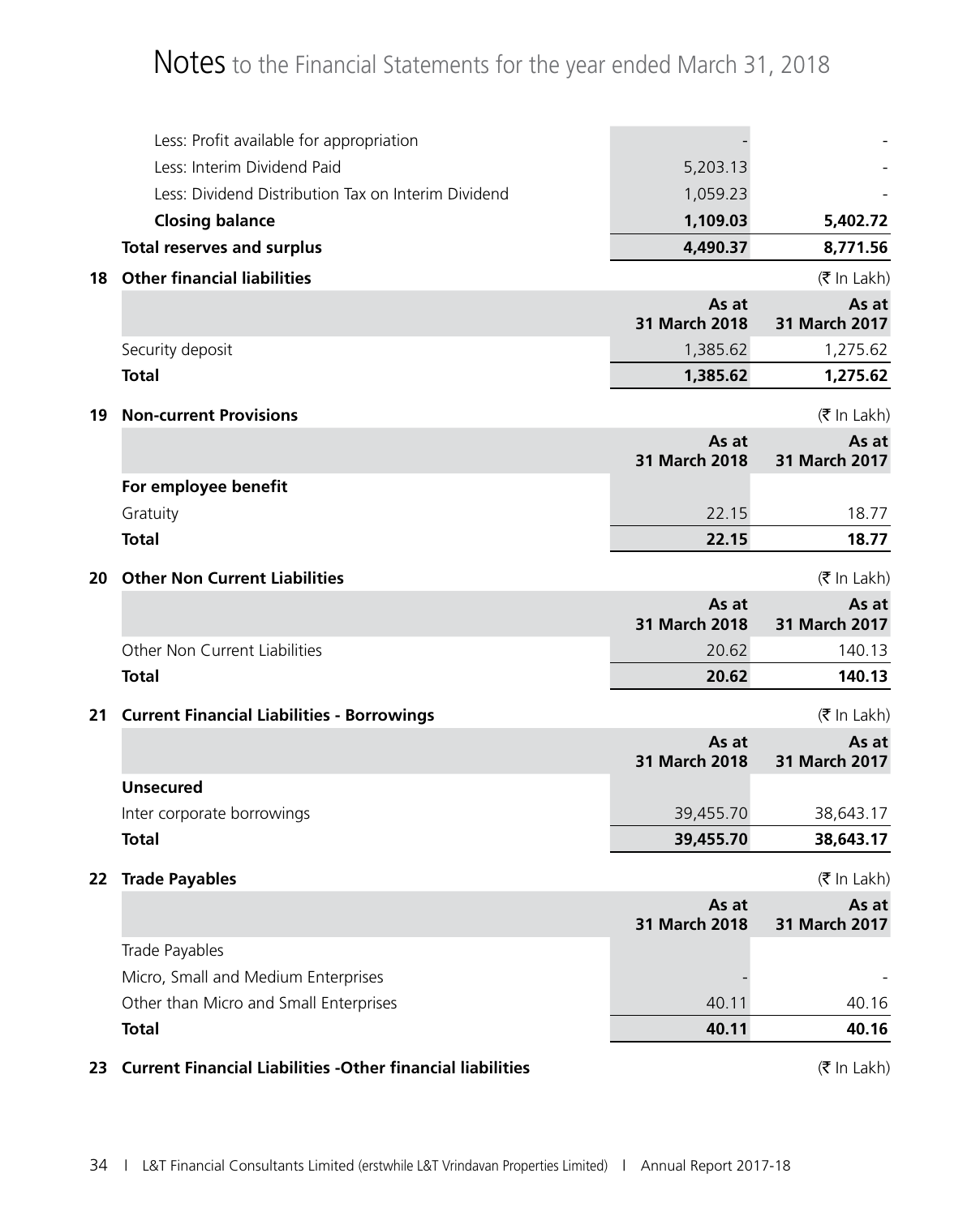# Notes to the Financial Statements for the year ended March 31, 2018

| | | |
|---|---|---|
| Less: Profit available for appropriation | - | - |
| Less: Interim Dividend Paid | 5,203.13 | - |
| Less: Dividend Distribution Tax on Interim Dividend | 1,059.23 | - |
| **Closing balance** | **1,109.03** | **5,402.72** |
| **Total reserves and surplus** | **4,490.37** | **8,771.56** |

**18 Other financial liabilities** (₹ In Lakh)

| | As at 31 March 2018 | As at 31 March 2017 |
|---|---|---|
| Security deposit | 1,385.62 | 1,275.62 |
| **Total** | **1,385.62** | **1,275.62** |

**19 Non-current Provisions** (₹ In Lakh)

| | As at 31 March 2018 | As at 31 March 2017 |
|---|---|---|
| **For employee benefit** | | |
| Gratuity | 22.15 | 18.77 |
| **Total** | **22.15** | **18.77** |

**20 Other Non Current Liabilities** (₹ In Lakh)

| | As at 31 March 2018 | As at 31 March 2017 |
|---|---|---|
| Other Non Current Liabilities | 20.62 | 140.13 |
| **Total** | **20.62** | **140.13** |

**21 Current Financial Liabilities - Borrowings** (₹ In Lakh)

| | As at 31 March 2018 | As at 31 March 2017 |
|---|---|---|
| **Unsecured** | | |
| Inter corporate borrowings | 39,455.70 | 38,643.17 |
| **Total** | **39,455.70** | **38,643.17** |

**22 Trade Payables** (₹ In Lakh)

| | As at 31 March 2018 | As at 31 March 2017 |
|---|---|---|
| Trade Payables | | |
| Micro, Small and Medium Enterprises | - | - |
| Other than Micro and Small Enterprises | 40.11 | 40.16 |
| **Total** | **40.11** | **40.16** |

**23 Current Financial Liabilities -Other financial liabilities** (₹ In Lakh)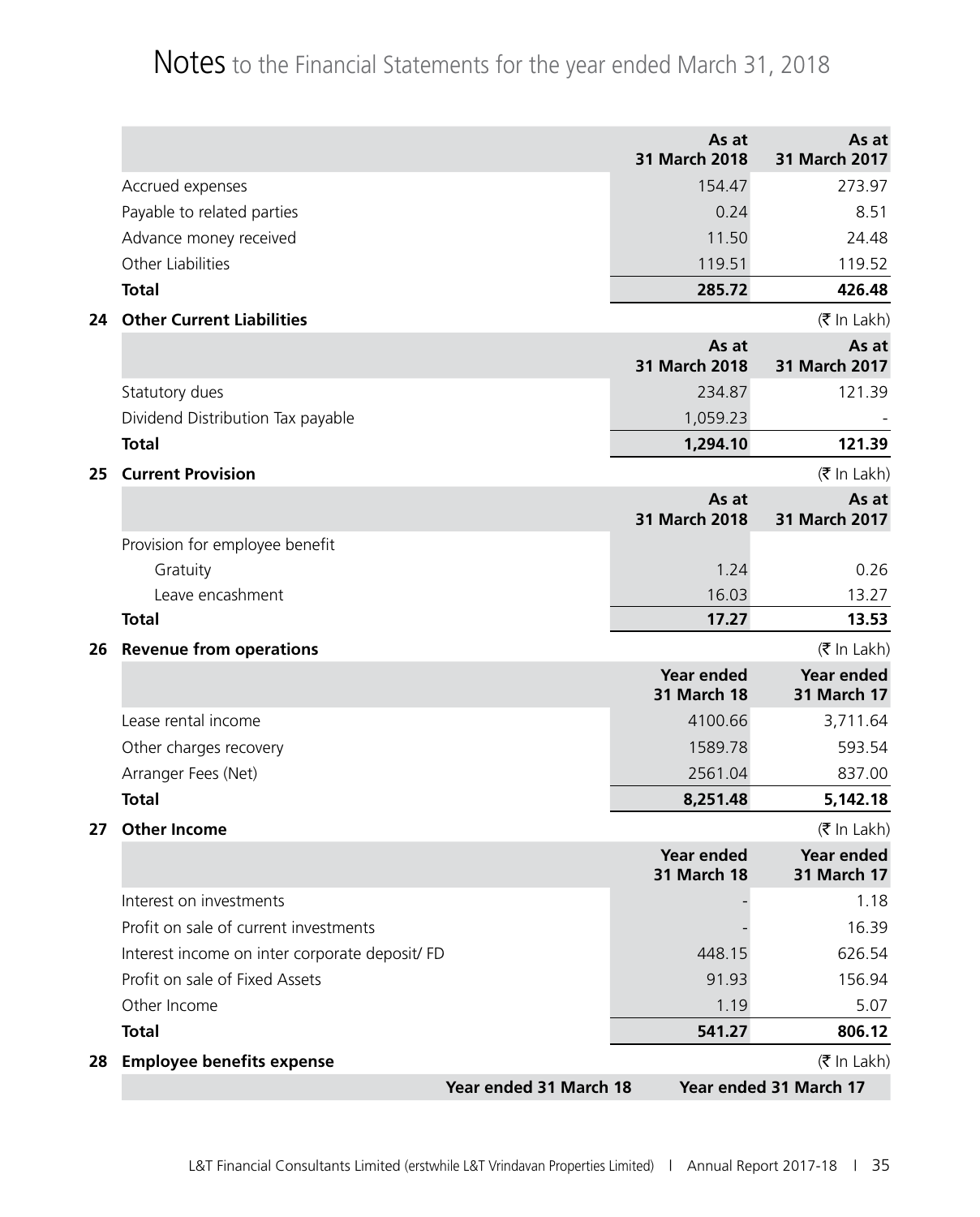# Notes to the Financial Statements for the year ended March 31, 2018

| | As at 31 March 2018 | As at 31 March 2017 |
|---|---|---|
| Accrued expenses | 154.47 | 273.97 |
| Payable to related parties | 0.24 | 8.51 |
| Advance money received | 11.50 | 24.48 |
| Other Liabilities | 119.51 | 119.52 |
| **Total** | **285.72** | **426.48** |

## 24 Other Current Liabilities

(₹ In Lakh)

| | As at 31 March 2018 | As at 31 March 2017 |
|---|---|---|
| Statutory dues | 234.87 | 121.39 |
| Dividend Distribution Tax payable | 1,059.23 | - |
| **Total** | **1,294.10** | **121.39** |

## 25 Current Provision

(₹ In Lakh)

| | As at 31 March 2018 | As at 31 March 2017 |
|---|---|---|
| Provision for employee benefit | | |
| Gratuity | 1.24 | 0.26 |
| Leave encashment | 16.03 | 13.27 |
| **Total** | **17.27** | **13.53** |

## 26 Revenue from operations

(₹ In Lakh)

| | Year ended 31 March 18 | Year ended 31 March 17 |
|---|---|---|
| Lease rental income | 4100.66 | 3,711.64 |
| Other charges recovery | 1589.78 | 593.54 |
| Arranger Fees (Net) | 2561.04 | 837.00 |
| **Total** | **8,251.48** | **5,142.18** |

## 27 Other Income

(₹ In Lakh)

| | Year ended 31 March 18 | Year ended 31 March 17 |
|---|---|---|
| Interest on investments | - | 1.18 |
| Profit on sale of current investments | - | 16.39 |
| Interest income on inter corporate deposit/ FD | 448.15 | 626.54 |
| Profit on sale of Fixed Assets | 91.93 | 156.94 |
| Other Income | 1.19 | 5.07 |
| **Total** | **541.27** | **806.12** |

## 28 Employee benefits expense

(₹ In Lakh)

| Year ended 31 March 18 | Year ended 31 March 17 |
|---|---|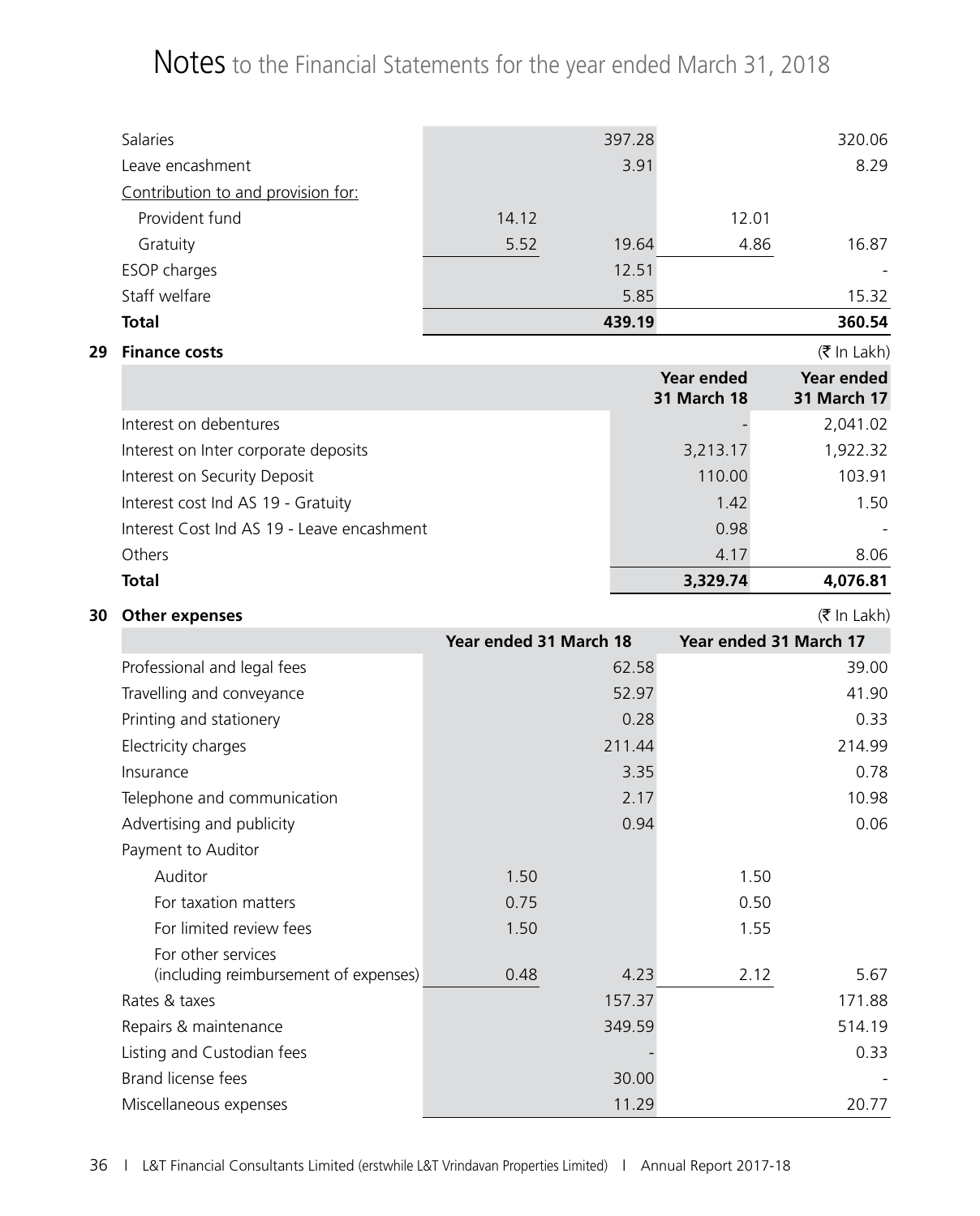# Notes to the Financial Statements for the year ended March 31, 2018

| | | | | |
|---|---|---|---|---|
| Salaries | | 397.28 | | 320.06 |
| Leave encashment | | 3.91 | | 8.29 |
| Contribution to and provision for: | | | | |
| Provident fund | 14.12 | | 12.01 | |
| Gratuity | 5.52 | 19.64 | 4.86 | 16.87 |
| ESOP charges | | 12.51 | | - |
| Staff welfare | | 5.85 | | 15.32 |
| **Total** | | **439.19** | | **360.54** |

## 29 Finance costs

(₹ In Lakh)

| | Year ended 31 March 18 | Year ended 31 March 17 |
|---|---|---|
| Interest on debentures | - | 2,041.02 |
| Interest on Inter corporate deposits | 3,213.17 | 1,922.32 |
| Interest on Security Deposit | 110.00 | 103.91 |
| Interest cost Ind AS 19 - Gratuity | 1.42 | 1.50 |
| Interest Cost Ind AS 19 - Leave encashment | 0.98 | - |
| Others | 4.17 | 8.06 |
| **Total** | **3,329.74** | **4,076.81** |

## 30 Other expenses

(₹ In Lakh)

| | Year ended 31 March 18 | | Year ended 31 March 17 | |
|---|---|---|---|---|
| Professional and legal fees | | 62.58 | | 39.00 |
| Travelling and conveyance | | 52.97 | | 41.90 |
| Printing and stationery | | 0.28 | | 0.33 |
| Electricity charges | | 211.44 | | 214.99 |
| Insurance | | 3.35 | | 0.78 |
| Telephone and communication | | 2.17 | | 10.98 |
| Advertising and publicity | | 0.94 | | 0.06 |
| Payment to Auditor | | | | |
| Auditor | 1.50 | | 1.50 | |
| For taxation matters | 0.75 | | 0.50 | |
| For limited review fees | 1.50 | | 1.55 | |
| For other services (including reimbursement of expenses) | 0.48 | 4.23 | 2.12 | 5.67 |
| Rates & taxes | | 157.37 | | 171.88 |
| Repairs & maintenance | | 349.59 | | 514.19 |
| Listing and Custodian fees | | - | | 0.33 |
| Brand license fees | | 30.00 | | - |
| Miscellaneous expenses | | 11.29 | | 20.77 |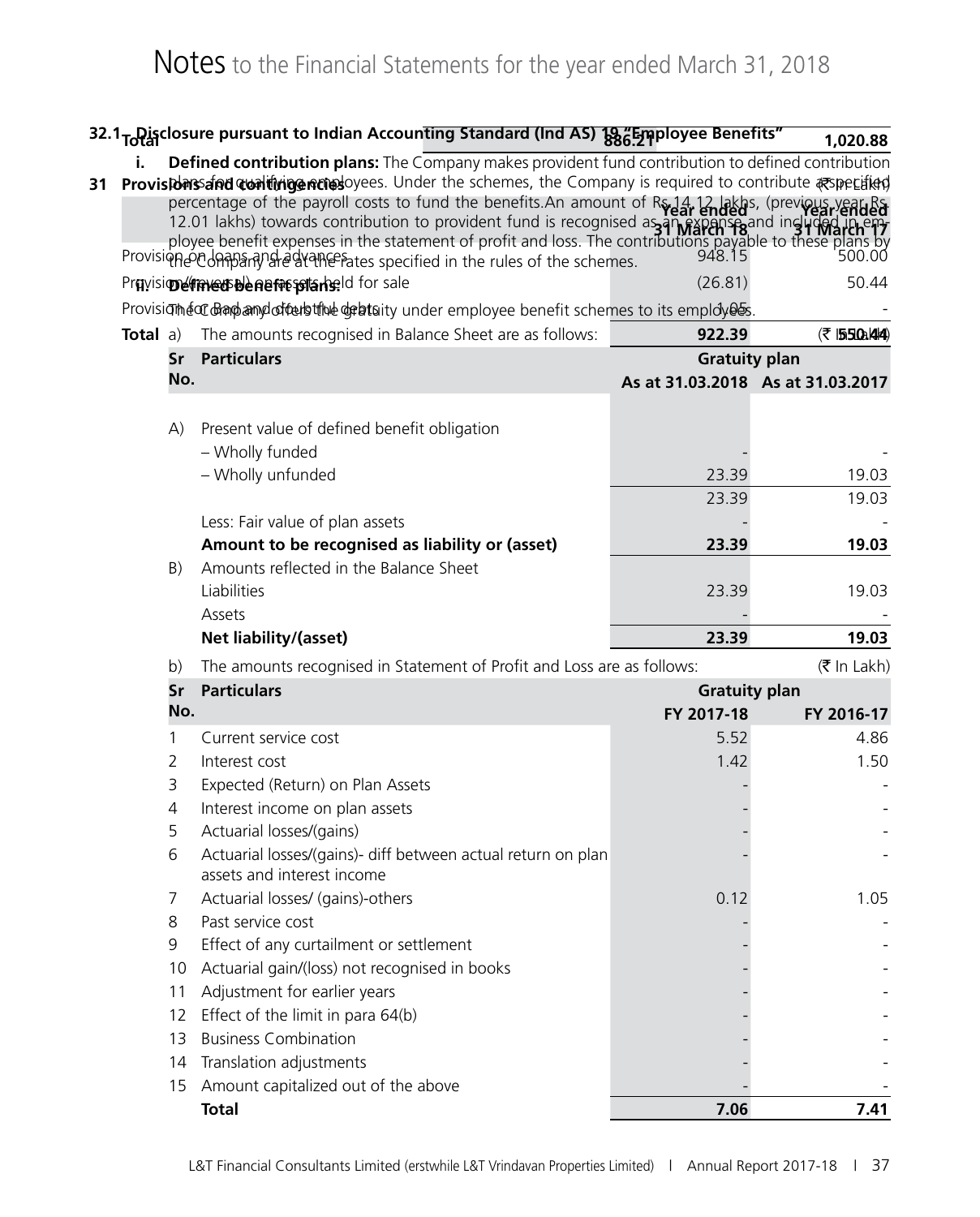| | | |
|---|---|---|
| **Total** | **886.21** | **1,020.88** |

## 31 Provisions and contingencies

(₹ In Lakh)

| | Year ended 31 March 18 | Year ended 31 March 17 |
|---|---|---|
| Provision on loans and advances | 948.15 | 500.00 |
| Provision/(reversal) on assets held for sale | (26.81) | 50.44 |
| Provision for Bad and doubtful debts | 1.05 | - |
| **Total** | **922.39** | **550.44** |

## 32.1 Disclosure pursuant to Indian Accounting Standard (Ind AS) 19 "Employee Benefits"

**i. Defined contribution plans:** The Company makes provident fund contribution to defined contribution plans for qualifying employees. Under the schemes, the Company is required to contribute a specified percentage of the payroll costs to fund the benefits.An amount of Rs.14.12 lakhs, (previous year Rs. 12.01 lakhs) towards contribution to provident fund is recognised as an expense and included in employee benefit expenses in the statement of profit and loss. The contributions payable to these plans by the Company are at the rates specified in the rules of the schemes.

**ii. Defined benefit plans:**

The Company offers the gratuity under employee benefit schemes to its employees.

a) The amounts recognised in Balance Sheet are as follows:

(₹ In Lakh)

| Sr No. | Particulars | Gratuity plan | |
|---|---|---|---|
| | | As at 31.03.2018 | As at 31.03.2017 |
| A) | Present value of defined benefit obligation | | |
| | – Wholly funded | - | - |
| | – Wholly unfunded | 23.39 | 19.03 |
| | | 23.39 | 19.03 |
| | Less: Fair value of plan assets | - | - |
| | **Amount to be recognised as liability or (asset)** | **23.39** | **19.03** |
| B) | Amounts reflected in the Balance Sheet | | |
| | Liabilities | 23.39 | 19.03 |
| | Assets | - | - |
| | **Net liability/(asset)** | **23.39** | **19.03** |

b) The amounts recognised in Statement of Profit and Loss are as follows:

(₹ In Lakh)

| Sr No. | Particulars | Gratuity plan | |
|---|---|---|---|
| | | FY 2017-18 | FY 2016-17 |
| 1 | Current service cost | 5.52 | 4.86 |
| 2 | Interest cost | 1.42 | 1.50 |
| 3 | Expected (Return) on Plan Assets | - | - |
| 4 | Interest income on plan assets | - | - |
| 5 | Actuarial losses/(gains) | - | - |
| 6 | Actuarial losses/(gains)- diff between actual return on plan assets and interest income | - | - |
| 7 | Actuarial losses/ (gains)-others | 0.12 | 1.05 |
| 8 | Past service cost | - | - |
| 9 | Effect of any curtailment or settlement | - | - |
| 10 | Actuarial gain/(loss) not recognised in books | - | - |
| 11 | Adjustment for earlier years | - | - |
| 12 | Effect of the limit in para 64(b) | - | - |
| 13 | Business Combination | - | - |
| 14 | Translation adjustments | - | - |
| 15 | Amount capitalized out of the above | - | - |
| | **Total** | **7.06** | **7.41** |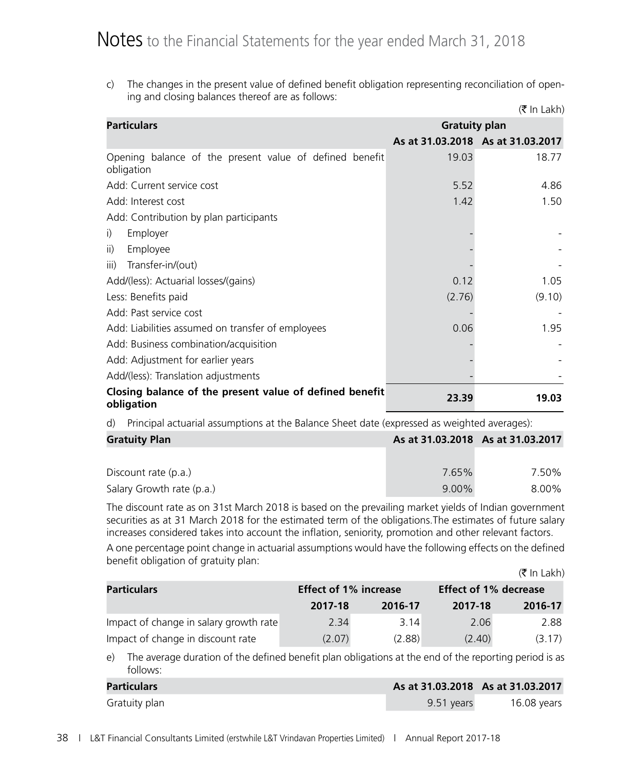# Notes to the Financial Statements for the year ended March 31, 2018

c) The changes in the present value of defined benefit obligation representing reconciliation of opening and closing balances thereof are as follows:

(₹ In Lakh)

| Particulars | Gratuity plan | |
|---|---|---|
| | As at 31.03.2018 | As at 31.03.2017 |
| Opening balance of the present value of defined benefit obligation | 19.03 | 18.77 |
| Add: Current service cost | 5.52 | 4.86 |
| Add: Interest cost | 1.42 | 1.50 |
| Add: Contribution by plan participants | | |
| i) Employer | - | - |
| ii) Employee | - | - |
| iii) Transfer-in/(out) | - | - |
| Add/(less): Actuarial losses/(gains) | 0.12 | 1.05 |
| Less: Benefits paid | (2.76) | (9.10) |
| Add: Past service cost | - | - |
| Add: Liabilities assumed on transfer of employees | 0.06 | 1.95 |
| Add: Business combination/acquisition | - | - |
| Add: Adjustment for earlier years | - | - |
| Add/(less): Translation adjustments | - | - |
| **Closing balance of the present value of defined benefit obligation** | **23.39** | **19.03** |

d) Principal actuarial assumptions at the Balance Sheet date (expressed as weighted averages):

| Gratuity Plan | As at 31.03.2018 | As at 31.03.2017 |
|---|---|---|
| Discount rate (p.a.) | 7.65% | 7.50% |
| Salary Growth rate (p.a.) | 9.00% | 8.00% |

The discount rate as on 31st March 2018 is based on the prevailing market yields of Indian government securities as at 31 March 2018 for the estimated term of the obligations.The estimates of future salary increases considered takes into account the inflation, seniority, promotion and other relevant factors.

A one percentage point change in actuarial assumptions would have the following effects on the defined benefit obligation of gratuity plan:

(₹ In Lakh)

| Particulars | Effect of 1% increase | | Effect of 1% decrease | |
|---|---|---|---|---|
| | 2017-18 | 2016-17 | 2017-18 | 2016-17 |
| Impact of change in salary growth rate | 2.34 | 3.14 | 2.06 | 2.88 |
| Impact of change in discount rate | (2.07) | (2.88) | (2.40) | (3.17) |

e) The average duration of the defined benefit plan obligations at the end of the reporting period is as follows:

| Particulars | As at 31.03.2018 | As at 31.03.2017 |
|---|---|---|
| Gratuity plan | 9.51 years | 16.08 years |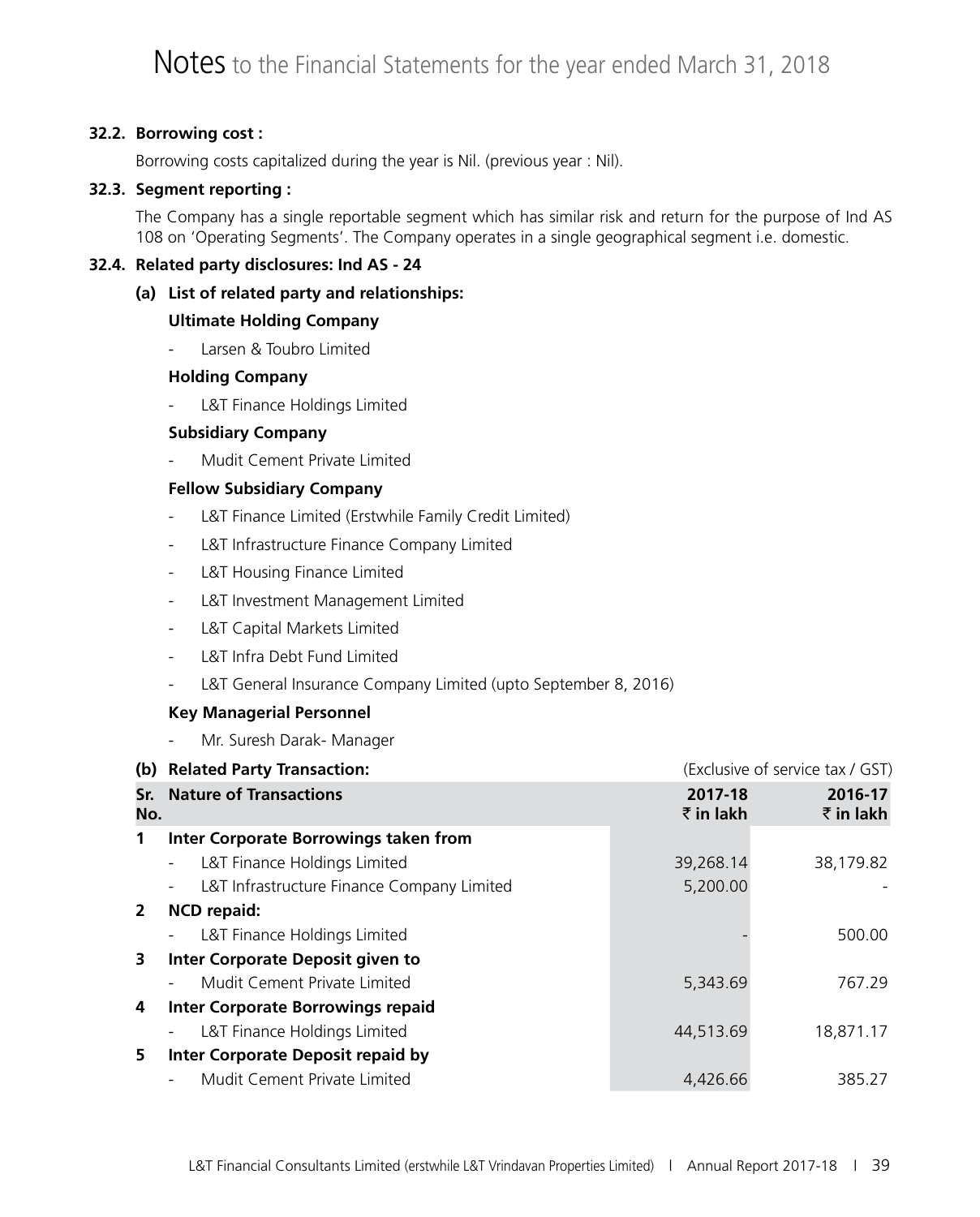# Notes to the Financial Statements for the year ended March 31, 2018

**32.2. Borrowing cost :**

Borrowing costs capitalized during the year is Nil. (previous year : Nil).

**32.3. Segment reporting :**

The Company has a single reportable segment which has similar risk and return for the purpose of Ind AS 108 on 'Operating Segments'. The Company operates in a single geographical segment i.e. domestic.

**32.4. Related party disclosures: Ind AS - 24**

**(a) List of related party and relationships:**

**Ultimate Holding Company**

- Larsen & Toubro Limited

**Holding Company**

- L&T Finance Holdings Limited

**Subsidiary Company**

- Mudit Cement Private Limited

**Fellow Subsidiary Company**

- L&T Finance Limited (Erstwhile Family Credit Limited)
- L&T Infrastructure Finance Company Limited
- L&T Housing Finance Limited
- L&T Investment Management Limited
- L&T Capital Markets Limited
- L&T Infra Debt Fund Limited
- L&T General Insurance Company Limited (upto September 8, 2016)

**Key Managerial Personnel**

- Mr. Suresh Darak- Manager

**(b) Related Party Transaction:** (Exclusive of service tax / GST)

| Sr. No. | Nature of Transactions | 2017-18 ₹ in lakh | 2016-17 ₹ in lakh |
|---|---|---|---|
| 1 | **Inter Corporate Borrowings taken from** | | |
| | - L&T Finance Holdings Limited | 39,268.14 | 38,179.82 |
| | - L&T Infrastructure Finance Company Limited | 5,200.00 | - |
| 2 | **NCD repaid:** | | |
| | - L&T Finance Holdings Limited | - | 500.00 |
| 3 | **Inter Corporate Deposit given to** | | |
| | - Mudit Cement Private Limited | 5,343.69 | 767.29 |
| 4 | **Inter Corporate Borrowings repaid** | | |
| | - L&T Finance Holdings Limited | 44,513.69 | 18,871.17 |
| 5 | **Inter Corporate Deposit repaid by** | | |
| | - Mudit Cement Private Limited | 4,426.66 | 385.27 |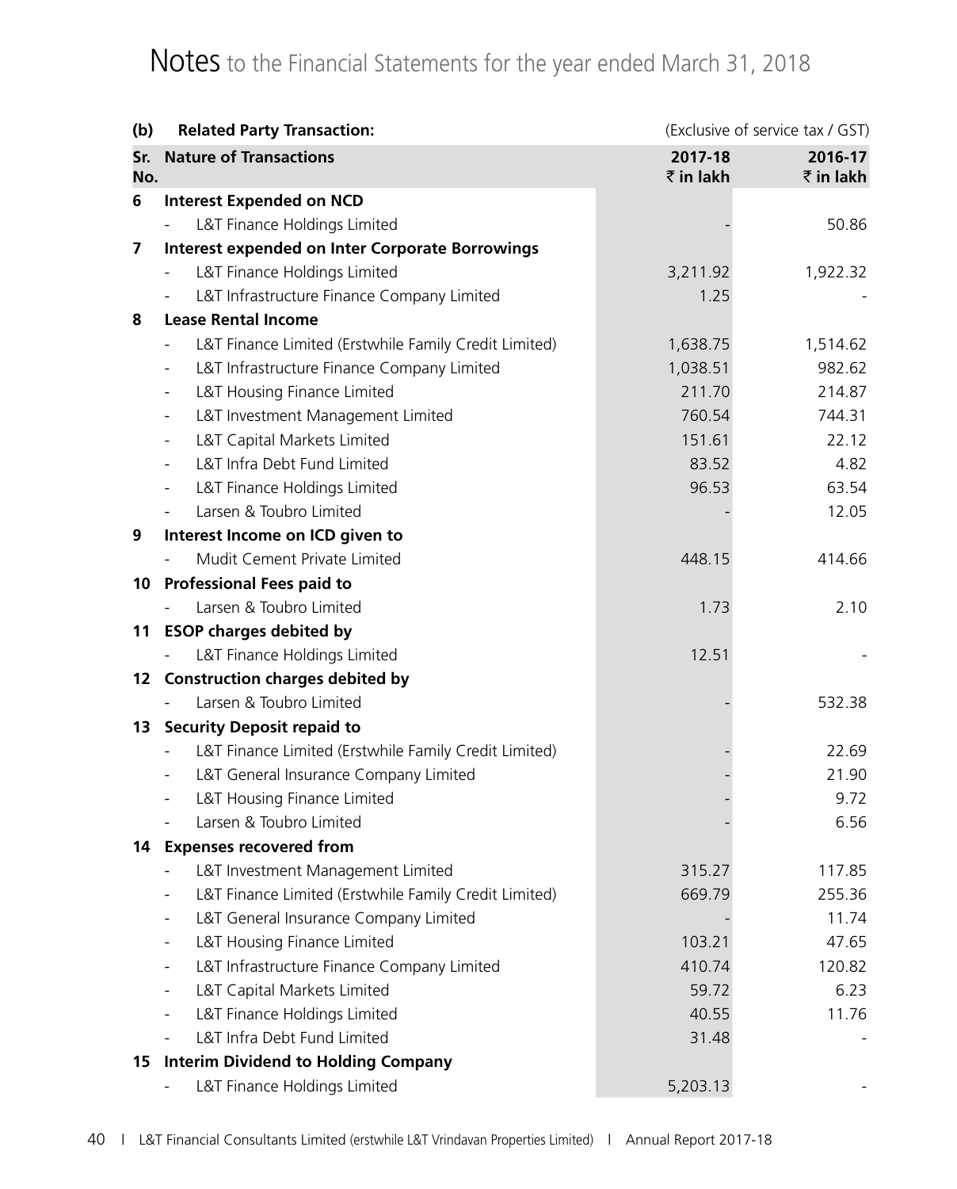# Notes to the Financial Statements for the year ended March 31, 2018

**(b) Related Party Transaction:** (Exclusive of service tax / GST)

| Sr. No. | Nature of Transactions | 2017-18 ₹ in lakh | 2016-17 ₹ in lakh |
|---|---|---|---|
| 6 | **Interest Expended on NCD** | | |
| | - L&T Finance Holdings Limited | - | 50.86 |
| 7 | **Interest expended on Inter Corporate Borrowings** | | |
| | - L&T Finance Holdings Limited | 3,211.92 | 1,922.32 |
| | - L&T Infrastructure Finance Company Limited | 1.25 | - |
| 8 | **Lease Rental Income** | | |
| | - L&T Finance Limited (Erstwhile Family Credit Limited) | 1,638.75 | 1,514.62 |
| | - L&T Infrastructure Finance Company Limited | 1,038.51 | 982.62 |
| | - L&T Housing Finance Limited | 211.70 | 214.87 |
| | - L&T Investment Management Limited | 760.54 | 744.31 |
| | - L&T Capital Markets Limited | 151.61 | 22.12 |
| | - L&T Infra Debt Fund Limited | 83.52 | 4.82 |
| | - L&T Finance Holdings Limited | 96.53 | 63.54 |
| | - Larsen & Toubro Limited | - | 12.05 |
| 9 | **Interest Income on ICD given to** | | |
| | - Mudit Cement Private Limited | 448.15 | 414.66 |
| 10 | **Professional Fees paid to** | | |
| | - Larsen & Toubro Limited | 1.73 | 2.10 |
| 11 | **ESOP charges debited by** | | |
| | - L&T Finance Holdings Limited | 12.51 | - |
| 12 | **Construction charges debited by** | | |
| | - Larsen & Toubro Limited | - | 532.38 |
| 13 | **Security Deposit repaid to** | | |
| | - L&T Finance Limited (Erstwhile Family Credit Limited) | - | 22.69 |
| | - L&T General Insurance Company Limited | - | 21.90 |
| | - L&T Housing Finance Limited | - | 9.72 |
| | - Larsen & Toubro Limited | - | 6.56 |
| 14 | **Expenses recovered from** | | |
| | - L&T Investment Management Limited | 315.27 | 117.85 |
| | - L&T Finance Limited (Erstwhile Family Credit Limited) | 669.79 | 255.36 |
| | - L&T General Insurance Company Limited | - | 11.74 |
| | - L&T Housing Finance Limited | 103.21 | 47.65 |
| | - L&T Infrastructure Finance Company Limited | 410.74 | 120.82 |
| | - L&T Capital Markets Limited | 59.72 | 6.23 |
| | - L&T Finance Holdings Limited | 40.55 | 11.76 |
| | - L&T Infra Debt Fund Limited | 31.48 | - |
| 15 | **Interim Dividend to Holding Company** | | |
| | - L&T Finance Holdings Limited | 5,203.13 | - |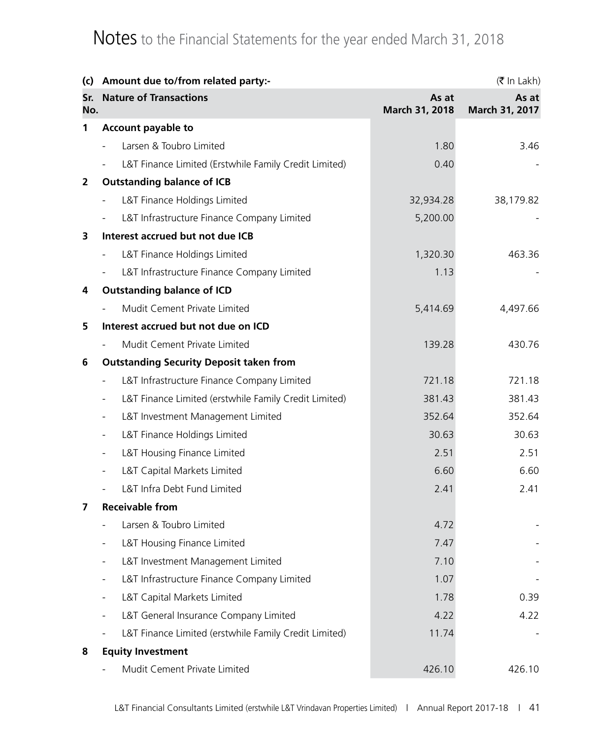# Notes to the Financial Statements for the year ended March 31, 2018

**(c) Amount due to/from related party:-** (₹ In Lakh)

| Sr. No. | Nature of Transactions | As at March 31, 2018 | As at March 31, 2017 |
|---|---|---|---|
| 1 | **Account payable to** | | |
| | - Larsen & Toubro Limited | 1.80 | 3.46 |
| | - L&T Finance Limited (Erstwhile Family Credit Limited) | 0.40 | - |
| 2 | **Outstanding balance of ICB** | | |
| | - L&T Finance Holdings Limited | 32,934.28 | 38,179.82 |
| | - L&T Infrastructure Finance Company Limited | 5,200.00 | - |
| 3 | **Interest accrued but not due ICB** | | |
| | - L&T Finance Holdings Limited | 1,320.30 | 463.36 |
| | - L&T Infrastructure Finance Company Limited | 1.13 | - |
| 4 | **Outstanding balance of ICD** | | |
| | - Mudit Cement Private Limited | 5,414.69 | 4,497.66 |
| 5 | **Interest accrued but not due on ICD** | | |
| | - Mudit Cement Private Limited | 139.28 | 430.76 |
| 6 | **Outstanding Security Deposit taken from** | | |
| | - L&T Infrastructure Finance Company Limited | 721.18 | 721.18 |
| | - L&T Finance Limited (erstwhile Family Credit Limited) | 381.43 | 381.43 |
| | - L&T Investment Management Limited | 352.64 | 352.64 |
| | - L&T Finance Holdings Limited | 30.63 | 30.63 |
| | - L&T Housing Finance Limited | 2.51 | 2.51 |
| | - L&T Capital Markets Limited | 6.60 | 6.60 |
| | - L&T Infra Debt Fund Limited | 2.41 | 2.41 |
| 7 | **Receivable from** | | |
| | - Larsen & Toubro Limited | 4.72 | - |
| | - L&T Housing Finance Limited | 7.47 | - |
| | - L&T Investment Management Limited | 7.10 | - |
| | - L&T Infrastructure Finance Company Limited | 1.07 | - |
| | - L&T Capital Markets Limited | 1.78 | 0.39 |
| | - L&T General Insurance Company Limited | 4.22 | 4.22 |
| | - L&T Finance Limited (erstwhile Family Credit Limited) | 11.74 | - |
| 8 | **Equity Investment** | | |
| | - Mudit Cement Private Limited | 426.10 | 426.10 |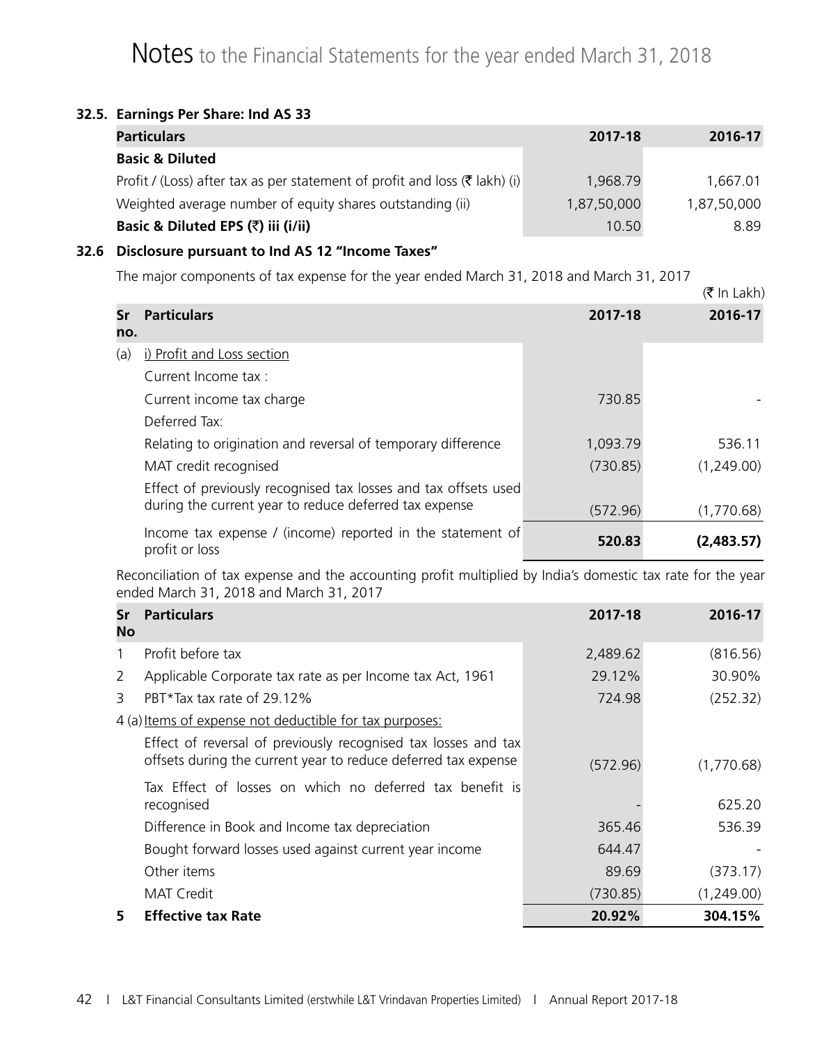# Notes to the Financial Statements for the year ended March 31, 2018

## 32.5. Earnings Per Share: Ind AS 33

| Particulars | 2017-18 | 2016-17 |
|---|---|---|
| **Basic & Diluted** | | |
| Profit / (Loss) after tax as per statement of profit and loss (₹ lakh) (i) | 1,968.79 | 1,667.01 |
| Weighted average number of equity shares outstanding (ii) | 1,87,50,000 | 1,87,50,000 |
| **Basic & Diluted EPS (₹) iii (i/ii)** | 10.50 | 8.89 |

## 32.6 Disclosure pursuant to Ind AS 12 "Income Taxes"

The major components of tax expense for the year ended March 31, 2018 and March 31, 2017

(₹ In Lakh)

| Sr no. | Particulars | 2017-18 | 2016-17 |
|---|---|---|---|
| (a) | i) Profit and Loss section | | |
| | Current Income tax : | | |
| | Current income tax charge | 730.85 | - |
| | Deferred Tax: | | |
| | Relating to origination and reversal of temporary difference | 1,093.79 | 536.11 |
| | MAT credit recognised | (730.85) | (1,249.00) |
| | Effect of previously recognised tax losses and tax offsets used during the current year to reduce deferred tax expense | (572.96) | (1,770.68) |
| | Income tax expense / (income) reported in the statement of profit or loss | **520.83** | **(2,483.57)** |

Reconciliation of tax expense and the accounting profit multiplied by India's domestic tax rate for the year ended March 31, 2018 and March 31, 2017

| Sr No | Particulars | 2017-18 | 2016-17 |
|---|---|---|---|
| 1 | Profit before tax | 2,489.62 | (816.56) |
| 2 | Applicable Corporate tax rate as per Income tax Act, 1961 | 29.12% | 30.90% |
| 3 | PBT*Tax tax rate of 29.12% | 724.98 | (252.32) |
| 4 (a) | Items of expense not deductible for tax purposes: | | |
| | Effect of reversal of previously recognised tax losses and tax offsets during the current year to reduce deferred tax expense | (572.96) | (1,770.68) |
| | Tax Effect of losses on which no deferred tax benefit is recognised | - | 625.20 |
| | Difference in Book and Income tax depreciation | 365.46 | 536.39 |
| | Bought forward losses used against current year income | 644.47 | - |
| | Other items | 89.69 | (373.17) |
| | MAT Credit | (730.85) | (1,249.00) |
| **5** | **Effective tax Rate** | **20.92%** | **304.15%** |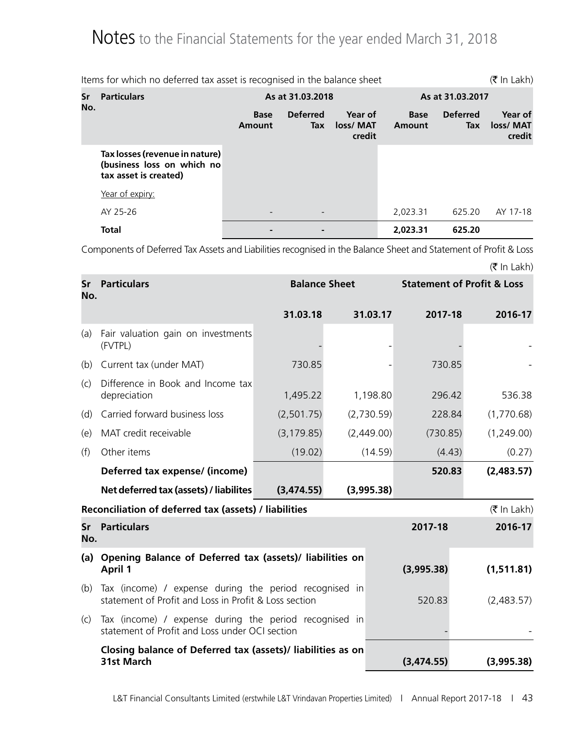# Notes to the Financial Statements for the year ended March 31, 2018

Items for which no deferred tax asset is recognised in the balance sheet (₹ In Lakh)

| Sr No. | Particulars | As at 31.03.2018 | | | As at 31.03.2017 | | |
|---|---|---|---|---|---|---|---|
| | | Base Amount | Deferred Tax | Year of loss/ MAT credit | Base Amount | Deferred Tax | Year of loss/ MAT credit |
| | **Tax losses (revenue in nature) (business loss on which no tax asset is created)** | | | | | | |
| | Year of expiry: | | | | | | |
| | AY 25-26 | - | - | | 2,023.31 | 625.20 | AY 17-18 |
| | **Total** | **-** | **-** | | **2,023.31** | **625.20** | |

Components of Deferred Tax Assets and Liabilities recognised in the Balance Sheet and Statement of Profit & Loss

(₹ In Lakh)

| Sr No. | Particulars | Balance Sheet | | Statement of Profit & Loss | |
|---|---|---|---|---|---|
| | | **31.03.18** | **31.03.17** | **2017-18** | **2016-17** |
| (a) | Fair valuation gain on investments (FVTPL) | - | - | - | - |
| (b) | Current tax (under MAT) | 730.85 | - | 730.85 | - |
| (c) | Difference in Book and Income tax depreciation | 1,495.22 | 1,198.80 | 296.42 | 536.38 |
| (d) | Carried forward business loss | (2,501.75) | (2,730.59) | 228.84 | (1,770.68) |
| (e) | MAT credit receivable | (3,179.85) | (2,449.00) | (730.85) | (1,249.00) |
| (f) | Other items | (19.02) | (14.59) | (4.43) | (0.27) |
| | **Deferred tax expense/ (income)** | | | **520.83** | **(2,483.57)** |
| | **Net deferred tax (assets) / liabilites** | **(3,474.55)** | **(3,995.38)** | | |

**Reconciliation of deferred tax (assets) / liabilities** (₹ In Lakh)

| Sr No. | Particulars | 2017-18 | 2016-17 |
|---|---|---|---|
| **(a)** | **Opening Balance of Deferred tax (assets)/ liabilities on April 1** | **(3,995.38)** | **(1,511.81)** |
| (b) | Tax (income) / expense during the period recognised in statement of Profit and Loss in Profit & Loss section | 520.83 | (2,483.57) |
| (c) | Tax (income) / expense during the period recognised in statement of Profit and Loss under OCI section | - | - |
| | **Closing balance of Deferred tax (assets)/ liabilities as on 31st March** | **(3,474.55)** | **(3,995.38)** |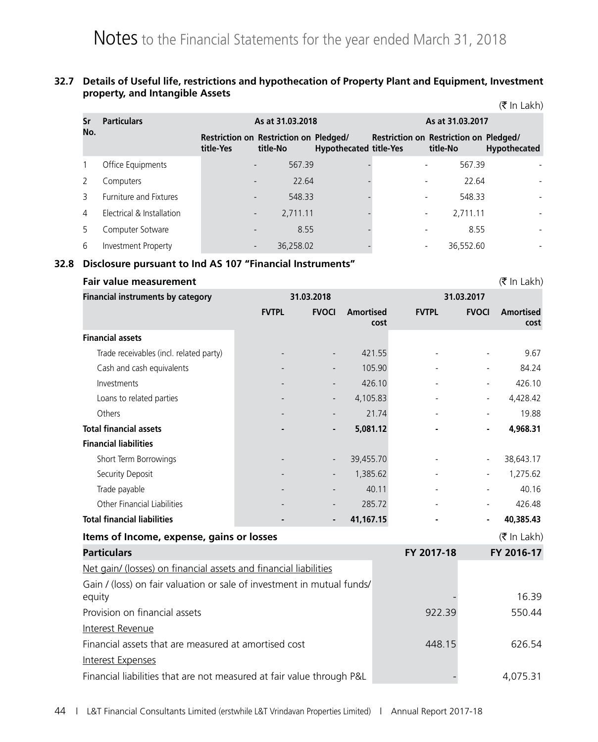# Notes to the Financial Statements for the year ended March 31, 2018

## 32.7 Details of Useful life, restrictions and hypothecation of Property Plant and Equipment, Investment property, and Intangible Assets

(₹ In Lakh)

| Sr No. | Particulars | As at 31.03.2018 | | | As at 31.03.2017 | | |
|---|---|---|---|---|---|---|---|
| | | Restriction on title-Yes | Restriction on title-No | Pledged/ Hypothecated | Restriction on title-Yes | Restriction on title-No | Pledged/ Hypothecated |
| 1 | Office Equipments | - | 567.39 | - | - | 567.39 | - |
| 2 | Computers | - | 22.64 | - | - | 22.64 | - |
| 3 | Furniture and Fixtures | - | 548.33 | - | - | 548.33 | - |
| 4 | Electrical & Installation | - | 2,711.11 | - | - | 2,711.11 | - |
| 5 | Computer Sotware | - | 8.55 | - | - | 8.55 | - |
| 6 | Investment Property | - | 36,258.02 | - | - | 36,552.60 | - |

## 32.8 Disclosure pursuant to Ind AS 107 "Financial Instruments"

### Fair value measurement

(₹ In Lakh)

| Financial instruments by category | 31.03.2018 | | | 31.03.2017 | | |
|---|---|---|---|---|---|---|
| | FVTPL | FVOCI | Amortised cost | FVTPL | FVOCI | Amortised cost |
| **Financial assets** | | | | | | |
| Trade receivables (incl. related party) | - | - | 421.55 | - | - | 9.67 |
| Cash and cash equivalents | - | - | 105.90 | - | - | 84.24 |
| Investments | - | - | 426.10 | - | - | 426.10 |
| Loans to related parties | - | - | 4,105.83 | - | - | 4,428.42 |
| Others | - | - | 21.74 | - | - | 19.88 |
| **Total financial assets** | **-** | **-** | **5,081.12** | **-** | **-** | **4,968.31** |
| **Financial liabilities** | | | | | | |
| Short Term Borrowings | - | - | 39,455.70 | - | - | 38,643.17 |
| Security Deposit | - | - | 1,385.62 | - | - | 1,275.62 |
| Trade payable | - | - | 40.11 | - | - | 40.16 |
| Other Financial Liabilities | - | - | 285.72 | - | - | 426.48 |
| **Total financial liabilities** | **-** | **-** | **41,167.15** | **-** | **-** | **40,385.43** |

### Items of Income, expense, gains or losses

(₹ In Lakh)

| Particulars | FY 2017-18 | FY 2016-17 |
|---|---|---|
| Net gain/ (losses) on financial assets and financial liabilities | | |
| Gain / (loss) on fair valuation or sale of investment in mutual funds/ equity | - | 16.39 |
| Provision on financial assets | 922.39 | 550.44 |
| Interest Revenue | | |
| Financial assets that are measured at amortised cost | 448.15 | 626.54 |
| Interest Expenses | | |
| Financial liabilities that are not measured at fair value through P&L | - | 4,075.31 |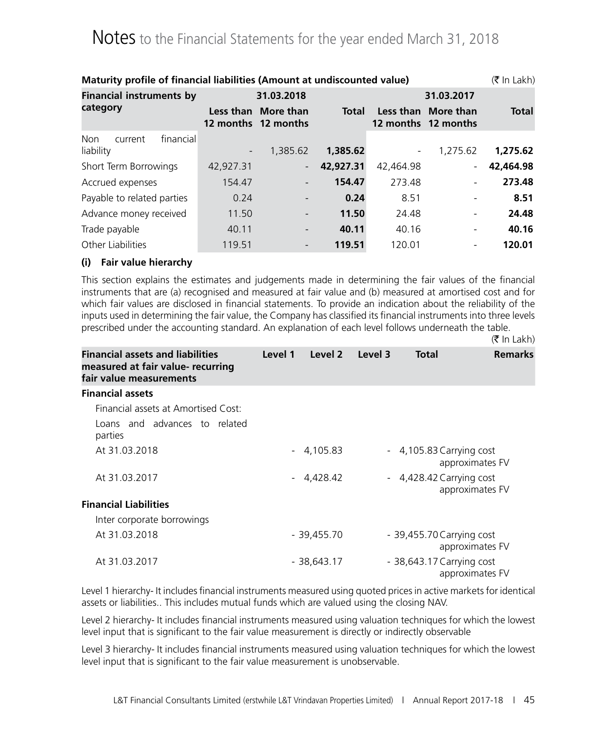# Notes to the Financial Statements for the year ended March 31, 2018

**Maturity profile of financial liabilities (Amount at undiscounted value)** (₹ In Lakh)

| Financial instruments by category | 31.03.2018 | | | 31.03.2017 | | |
|---|---|---|---|---|---|---|
| | Less than 12 months | More than 12 months | Total | Less than 12 months | More than 12 months | Total |
| Non current financial liability | - | 1,385.62 | **1,385.62** | - | 1,275.62 | **1,275.62** |
| Short Term Borrowings | 42,927.31 | - | **42,927.31** | 42,464.98 | - | **42,464.98** |
| Accrued expenses | 154.47 | - | **154.47** | 273.48 | - | **273.48** |
| Payable to related parties | 0.24 | - | **0.24** | 8.51 | - | **8.51** |
| Advance money received | 11.50 | - | **11.50** | 24.48 | - | **24.48** |
| Trade payable | 40.11 | - | **40.11** | 40.16 | - | **40.16** |
| Other Liabilities | 119.51 | - | **119.51** | 120.01 | - | **120.01** |

**(i) Fair value hierarchy**

This section explains the estimates and judgements made in determining the fair values of the financial instruments that are (a) recognised and measured at fair value and (b) measured at amortised cost and for which fair values are disclosed in financial statements. To provide an indication about the reliability of the inputs used in determining the fair value, the Company has classified its financial instruments into three levels prescribed under the accounting standard. An explanation of each level follows underneath the table.

(₹ In Lakh)

| Financial assets and liabilities measured at fair value- recurring fair value measurements | Level 1 | Level 2 | Level 3 | Total | Remarks |
|---|---|---|---|---|---|
| **Financial assets** | | | | | |
| Financial assets at Amortised Cost: | | | | | |
| Loans and advances to related parties | | | | | |
| At 31.03.2018 | - | 4,105.83 | - | 4,105.83 | Carrying cost approximates FV |
| At 31.03.2017 | - | 4,428.42 | - | 4,428.42 | Carrying cost approximates FV |
| **Financial Liabilities** | | | | | |
| Inter corporate borrowings | | | | | |
| At 31.03.2018 | - | 39,455.70 | - | 39,455.70 | Carrying cost approximates FV |
| At 31.03.2017 | - | 38,643.17 | - | 38,643.17 | Carrying cost approximates FV |

Level 1 hierarchy- It includes financial instruments measured using quoted prices in active markets for identical assets or liabilities.. This includes mutual funds which are valued using the closing NAV.

Level 2 hierarchy- It includes financial instruments measured using valuation techniques for which the lowest level input that is significant to the fair value measurement is directly or indirectly observable

Level 3 hierarchy- It includes financial instruments measured using valuation techniques for which the lowest level input that is significant to the fair value measurement is unobservable.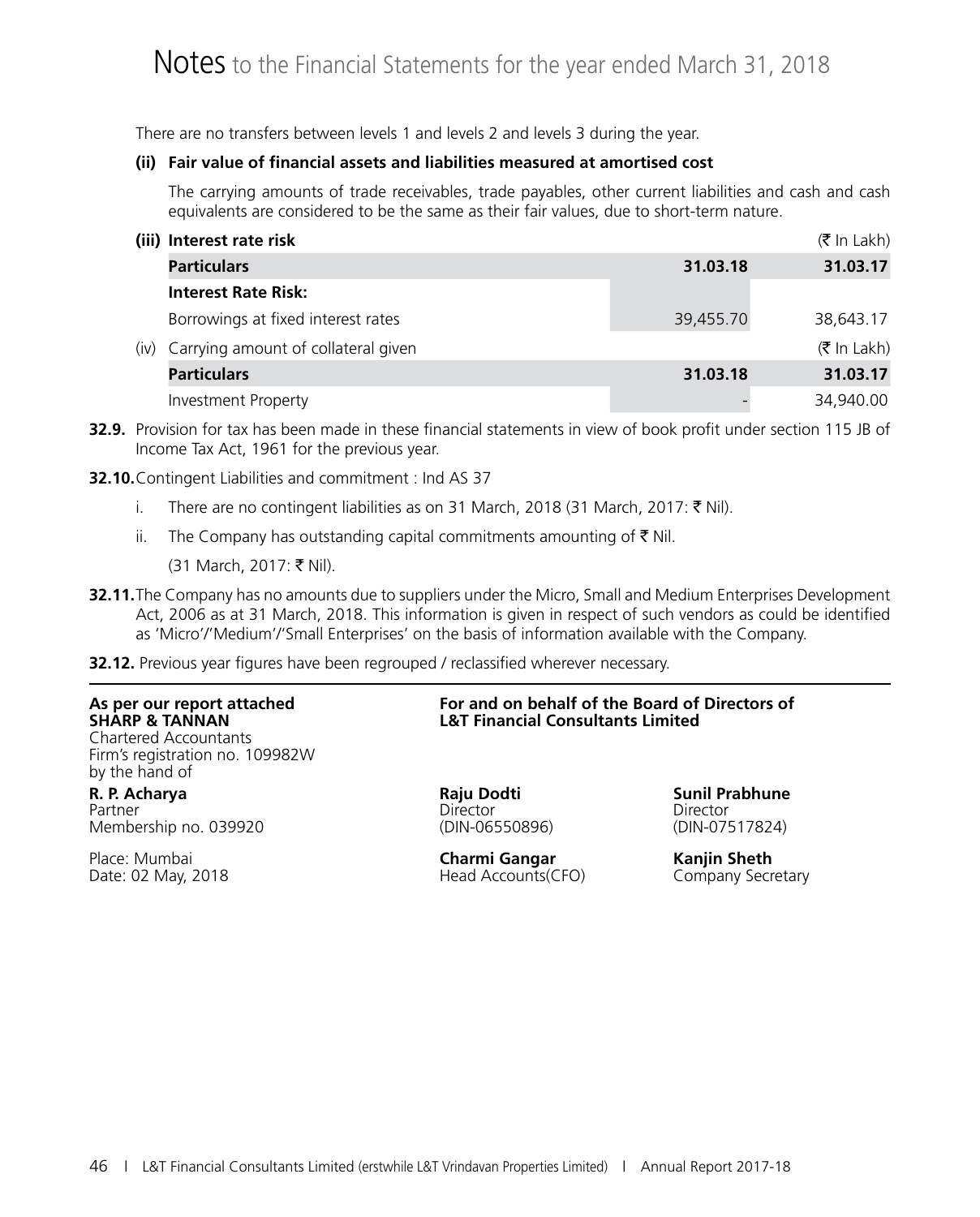# Notes to the Financial Statements for the year ended March 31, 2018

There are no transfers between levels 1 and levels 2 and levels 3 during the year.

**(ii) Fair value of financial assets and liabilities measured at amortised cost**

The carrying amounts of trade receivables, trade payables, other current liabilities and cash and cash equivalents are considered to be the same as their fair values, due to short-term nature.

**(iii) Interest rate risk** (₹ In Lakh)

| Particulars | 31.03.18 | 31.03.17 |
|---|---|---|
| **Interest Rate Risk:** | | |
| Borrowings at fixed interest rates | 39,455.70 | 38,643.17 |

(iv) Carrying amount of collateral given (₹ In Lakh)

| Particulars | 31.03.18 | 31.03.17 |
|---|---|---|
| Investment Property | - | 34,940.00 |

**32.9.** Provision for tax has been made in these financial statements in view of book profit under section 115 JB of Income Tax Act, 1961 for the previous year.

**32.10.** Contingent Liabilities and commitment : Ind AS 37

i. There are no contingent liabilities as on 31 March, 2018 (31 March, 2017: ₹ Nil).

ii. The Company has outstanding capital commitments amounting of ₹ Nil.

(31 March, 2017: ₹ Nil).

**32.11.** The Company has no amounts due to suppliers under the Micro, Small and Medium Enterprises Development Act, 2006 as at 31 March, 2018. This information is given in respect of such vendors as could be identified as 'Micro'/'Medium'/'Small Enterprises' on the basis of information available with the Company.

**32.12.** Previous year figures have been regrouped / reclassified wherever necessary.

**As per our report attached**
**SHARP & TANNAN**
Chartered Accountants
Firm's registration no. 109982W
by the hand of

**R. P. Acharya**
Partner
Membership no. 039920

Place: Mumbai
Date: 02 May, 2018

**For and on behalf of the Board of Directors of L&T Financial Consultants Limited**

**Raju Dodti**
Director
(DIN-06550896)

**Sunil Prabhune**
Director
(DIN-07517824)

**Charmi Gangar**
Head Accounts(CFO)

**Kanjin Sheth**
Company Secretary